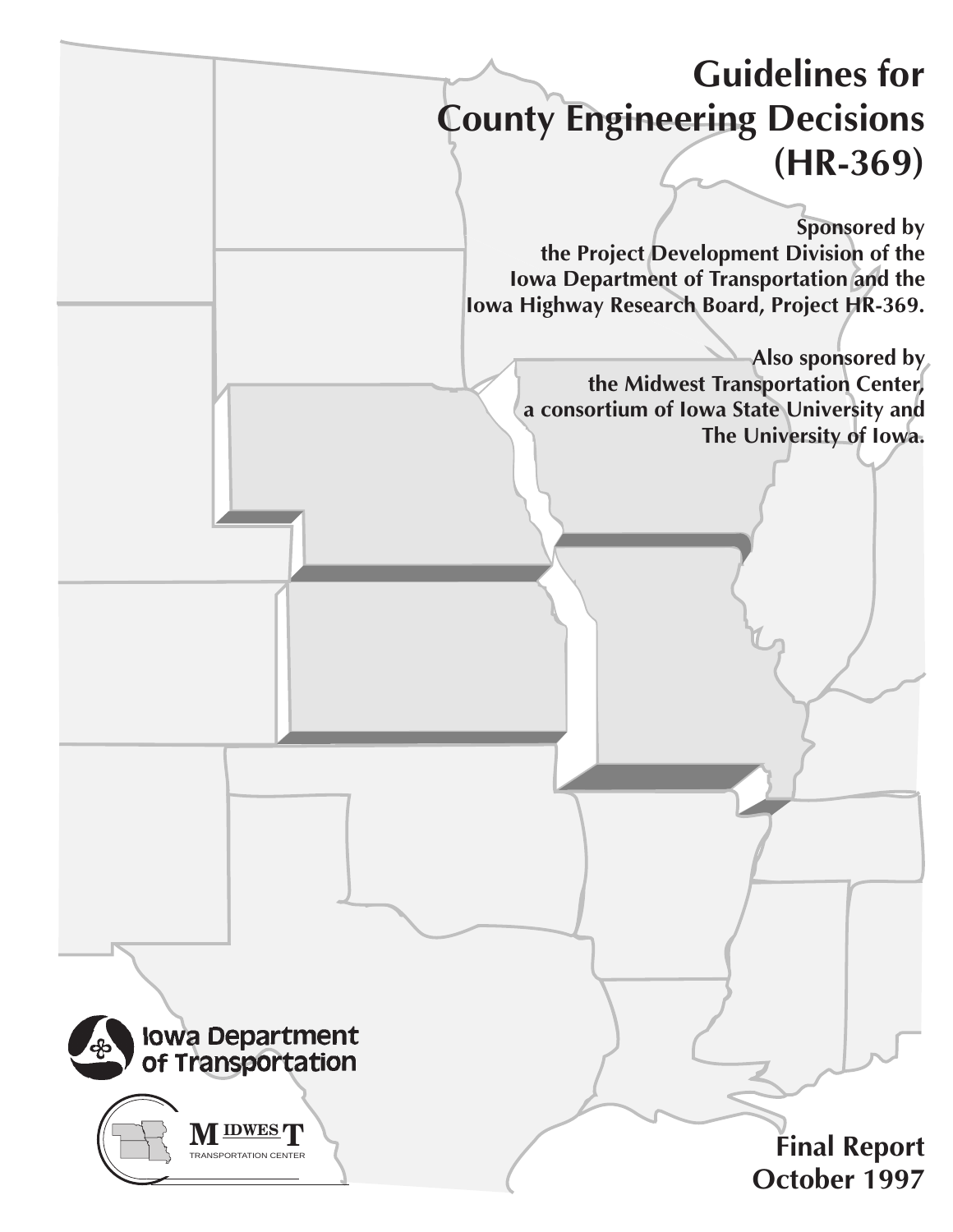# Guidelines for County Engineering Decisions (HR-369)

**Sponsored by the Project Development Division of the Iowa Department of Transportation and the Iowa Highway Research Board, Project HR-369.**

**Also sponsored by the Midwest Transportation Center, a consortium of Iowa State University and The University of Iowa.**

Iowa Department of Transportation

MIDWEST TRANSPORTATION CENTER

**Final Report**
**October 1997**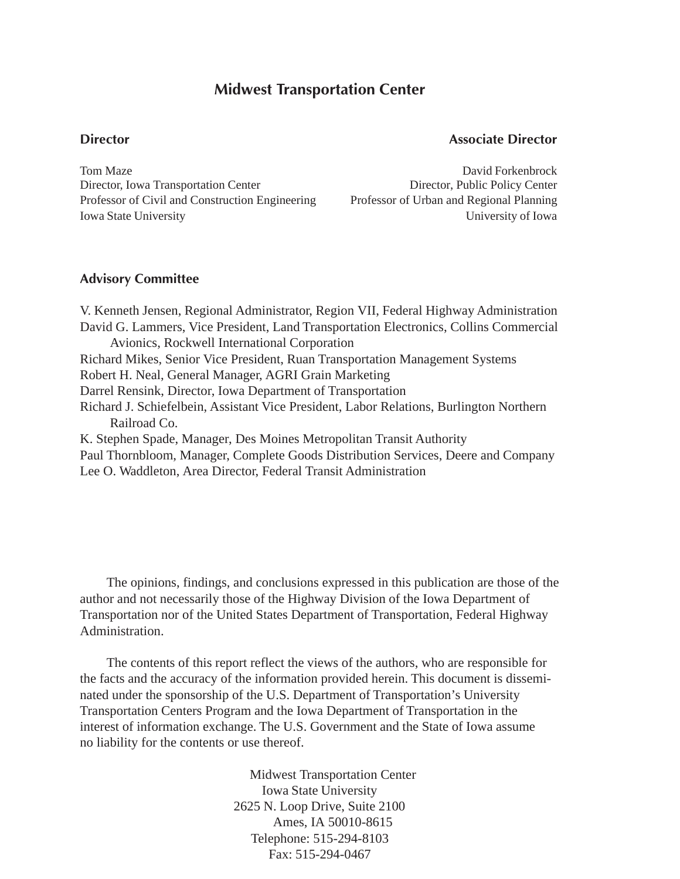# Midwest Transportation Center

**Director**

Tom Maze
Director, Iowa Transportation Center
Professor of Civil and Construction Engineering
Iowa State University

**Associate Director**

David Forkenbrock
Director, Public Policy Center
Professor of Urban and Regional Planning
University of Iowa

**Advisory Committee**

V. Kenneth Jensen, Regional Administrator, Region VII, Federal Highway Administration
David G. Lammers, Vice President, Land Transportation Electronics, Collins Commercial Avionics, Rockwell International Corporation
Richard Mikes, Senior Vice President, Ruan Transportation Management Systems
Robert H. Neal, General Manager, AGRI Grain Marketing
Darrel Rensink, Director, Iowa Department of Transportation
Richard J. Schiefelbein, Assistant Vice President, Labor Relations, Burlington Northern Railroad Co.
K. Stephen Spade, Manager, Des Moines Metropolitan Transit Authority
Paul Thornbloom, Manager, Complete Goods Distribution Services, Deere and Company
Lee O. Waddleton, Area Director, Federal Transit Administration

The opinions, findings, and conclusions expressed in this publication are those of the author and not necessarily those of the Highway Division of the Iowa Department of Transportation nor of the United States Department of Transportation, Federal Highway Administration.

The contents of this report reflect the views of the authors, who are responsible for the facts and the accuracy of the information provided herein. This document is disseminated under the sponsorship of the U.S. Department of Transportation's University Transportation Centers Program and the Iowa Department of Transportation in the interest of information exchange. The U.S. Government and the State of Iowa assume no liability for the contents or use thereof.

Midwest Transportation Center
Iowa State University
2625 N. Loop Drive, Suite 2100
Ames, IA 50010-8615
Telephone: 515-294-8103
Fax: 515-294-0467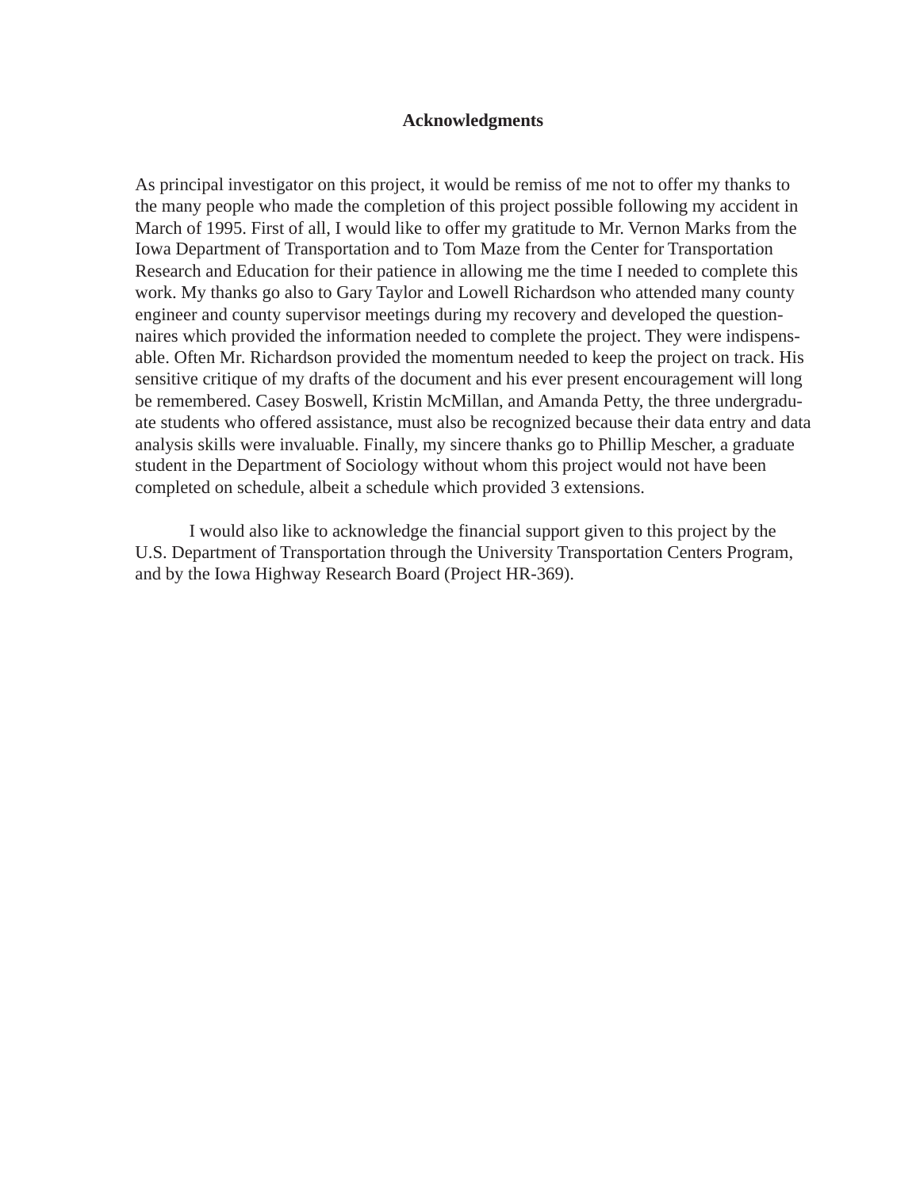## Acknowledgments

As principal investigator on this project, it would be remiss of me not to offer my thanks to the many people who made the completion of this project possible following my accident in March of 1995. First of all, I would like to offer my gratitude to Mr. Vernon Marks from the Iowa Department of Transportation and to Tom Maze from the Center for Transportation Research and Education for their patience in allowing me the time I needed to complete this work. My thanks go also to Gary Taylor and Lowell Richardson who attended many county engineer and county supervisor meetings during my recovery and developed the questionnaires which provided the information needed to complete the project. They were indispensable. Often Mr. Richardson provided the momentum needed to keep the project on track. His sensitive critique of my drafts of the document and his ever present encouragement will long be remembered. Casey Boswell, Kristin McMillan, and Amanda Petty, the three undergraduate students who offered assistance, must also be recognized because their data entry and data analysis skills were invaluable. Finally, my sincere thanks go to Phillip Mescher, a graduate student in the Department of Sociology without whom this project would not have been completed on schedule, albeit a schedule which provided 3 extensions.

I would also like to acknowledge the financial support given to this project by the U.S. Department of Transportation through the University Transportation Centers Program, and by the Iowa Highway Research Board (Project HR-369).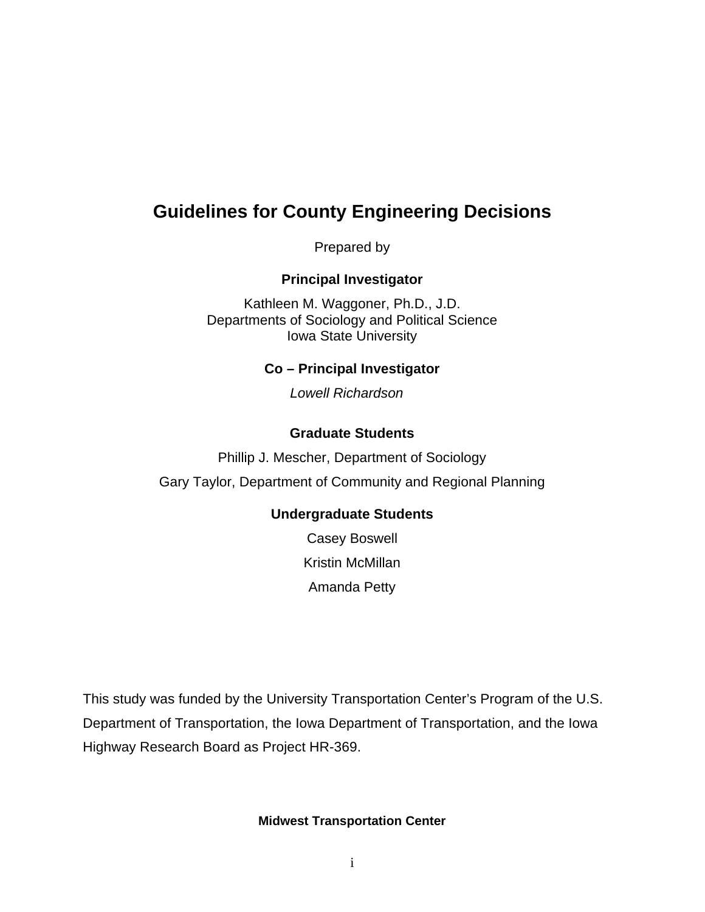# Guidelines for County Engineering Decisions

Prepared by

**Principal Investigator**

Kathleen M. Waggoner, Ph.D., J.D.
Departments of Sociology and Political Science
Iowa State University

**Co – Principal Investigator**

*Lowell Richardson*

**Graduate Students**

Phillip J. Mescher, Department of Sociology

Gary Taylor, Department of Community and Regional Planning

**Undergraduate Students**

Casey Boswell

Kristin McMillan

Amanda Petty

This study was funded by the University Transportation Center's Program of the U.S. Department of Transportation, the Iowa Department of Transportation, and the Iowa Highway Research Board as Project HR-369.

**Midwest Transportation Center**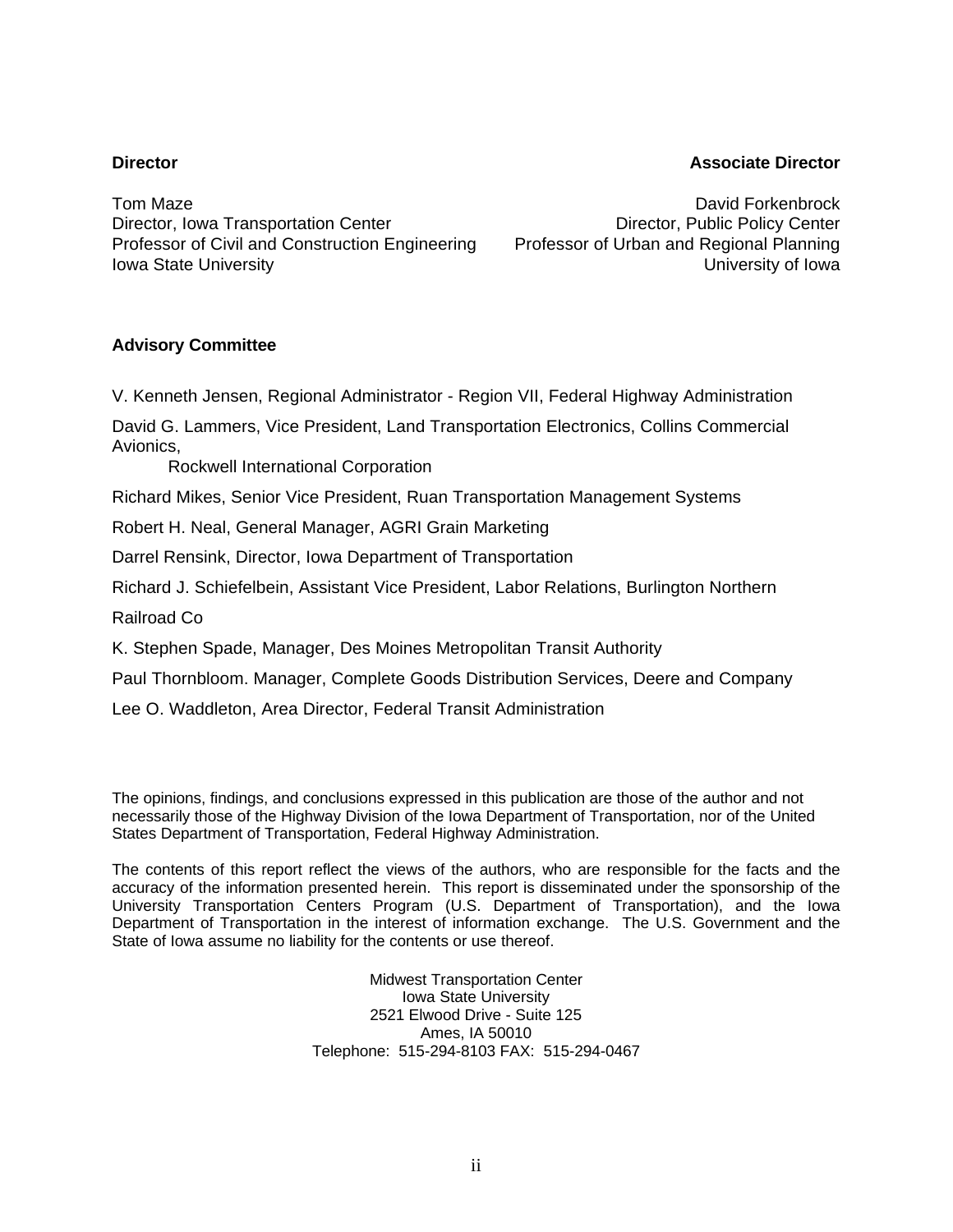**Director**

Tom Maze
Director, Iowa Transportation Center
Professor of Civil and Construction Engineering
Iowa State University

**Associate Director**

David Forkenbrock
Director, Public Policy Center
Professor of Urban and Regional Planning
University of Iowa

**Advisory Committee**

V. Kenneth Jensen, Regional Administrator - Region VII, Federal Highway Administration

David G. Lammers, Vice President, Land Transportation Electronics, Collins Commercial Avionics,
Rockwell International Corporation

Richard Mikes, Senior Vice President, Ruan Transportation Management Systems

Robert H. Neal, General Manager, AGRI Grain Marketing

Darrel Rensink, Director, Iowa Department of Transportation

Richard J. Schiefelbein, Assistant Vice President, Labor Relations, Burlington Northern Railroad Co

K. Stephen Spade, Manager, Des Moines Metropolitan Transit Authority

Paul Thornbloom. Manager, Complete Goods Distribution Services, Deere and Company

Lee O. Waddleton, Area Director, Federal Transit Administration

The opinions, findings, and conclusions expressed in this publication are those of the author and not necessarily those of the Highway Division of the Iowa Department of Transportation, nor of the United States Department of Transportation, Federal Highway Administration.

The contents of this report reflect the views of the authors, who are responsible for the facts and the accuracy of the information presented herein. This report is disseminated under the sponsorship of the University Transportation Centers Program (U.S. Department of Transportation), and the Iowa Department of Transportation in the interest of information exchange. The U.S. Government and the State of Iowa assume no liability for the contents or use thereof.

Midwest Transportation Center
Iowa State University
2521 Elwood Drive - Suite 125
Ames, IA 50010
Telephone: 515-294-8103 FAX: 515-294-0467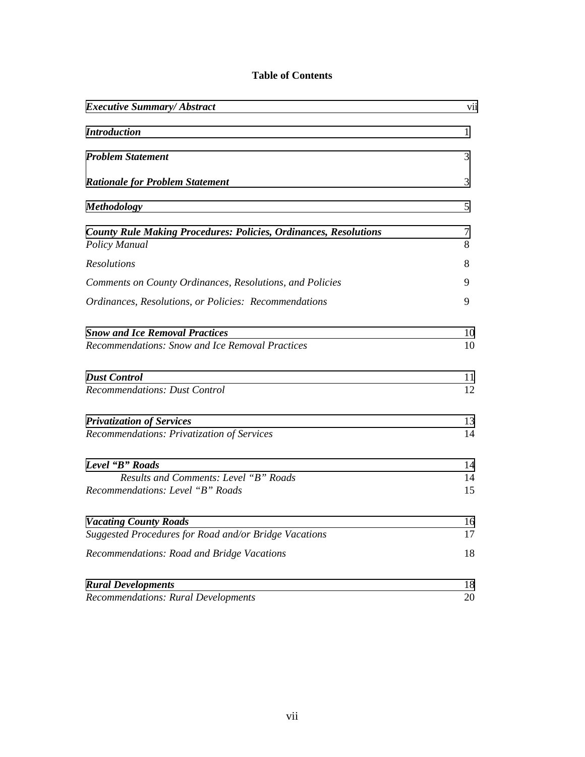# Table of Contents

| | |
|---|---|
| ***Executive Summary/ Abstract*** | vii |
| ***Introduction*** | 1 |
| ***Problem Statement*** | 3 |
| ***Rationale for Problem Statement*** | 3 |
| ***Methodology*** | 5 |
| ***County Rule Making Procedures: Policies, Ordinances, Resolutions*** | 7 |
| *Policy Manual* | 8 |
| *Resolutions* | 8 |
| *Comments on County Ordinances, Resolutions, and Policies* | 9 |
| *Ordinances, Resolutions, or Policies: Recommendations* | 9 |
| ***Snow and Ice Removal Practices*** | 10 |
| *Recommendations: Snow and Ice Removal Practices* | 10 |
| ***Dust Control*** | 11 |
| *Recommendations: Dust Control* | 12 |
| ***Privatization of Services*** | 13 |
| *Recommendations: Privatization of Services* | 14 |
| ***Level "B" Roads*** | 14 |
| *Results and Comments: Level "B" Roads* | 14 |
| *Recommendations: Level "B" Roads* | 15 |
| ***Vacating County Roads*** | 16 |
| *Suggested Procedures for Road and/or Bridge Vacations* | 17 |
| *Recommendations: Road and Bridge Vacations* | 18 |
| ***Rural Developments*** | 18 |
| *Recommendations: Rural Developments* | 20 |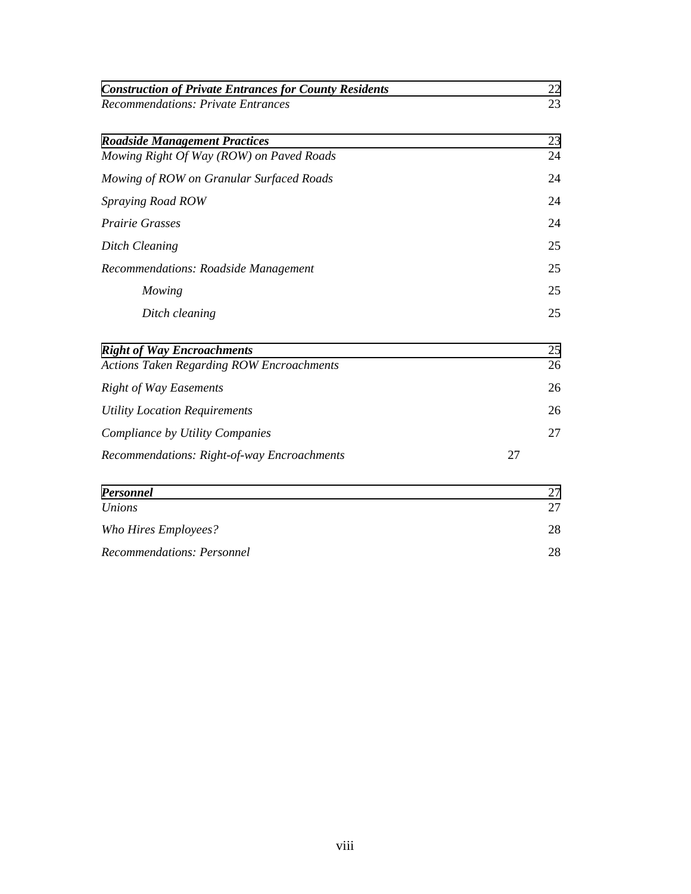| | |
|---|---|
| ***Construction of Private Entrances for County Residents*** | 22 |
| *Recommendations: Private Entrances* | 23 |
| ***Roadside Management Practices*** | 23 |
| *Mowing Right Of Way (ROW) on Paved Roads* | 24 |
| *Mowing of ROW on Granular Surfaced Roads* | 24 |
| *Spraying Road ROW* | 24 |
| *Prairie Grasses* | 24 |
| *Ditch Cleaning* | 25 |
| *Recommendations: Roadside Management* | 25 |
| *Mowing* | 25 |
| *Ditch cleaning* | 25 |
| ***Right of Way Encroachments*** | 25 |
| *Actions Taken Regarding ROW Encroachments* | 26 |
| *Right of Way Easements* | 26 |
| *Utility Location Requirements* | 26 |
| *Compliance by Utility Companies* | 27 |
| *Recommendations: Right-of-way Encroachments* | 27 |
| ***Personnel*** | 27 |
| *Unions* | 27 |
| *Who Hires Employees?* | 28 |
| *Recommendations: Personnel* | 28 |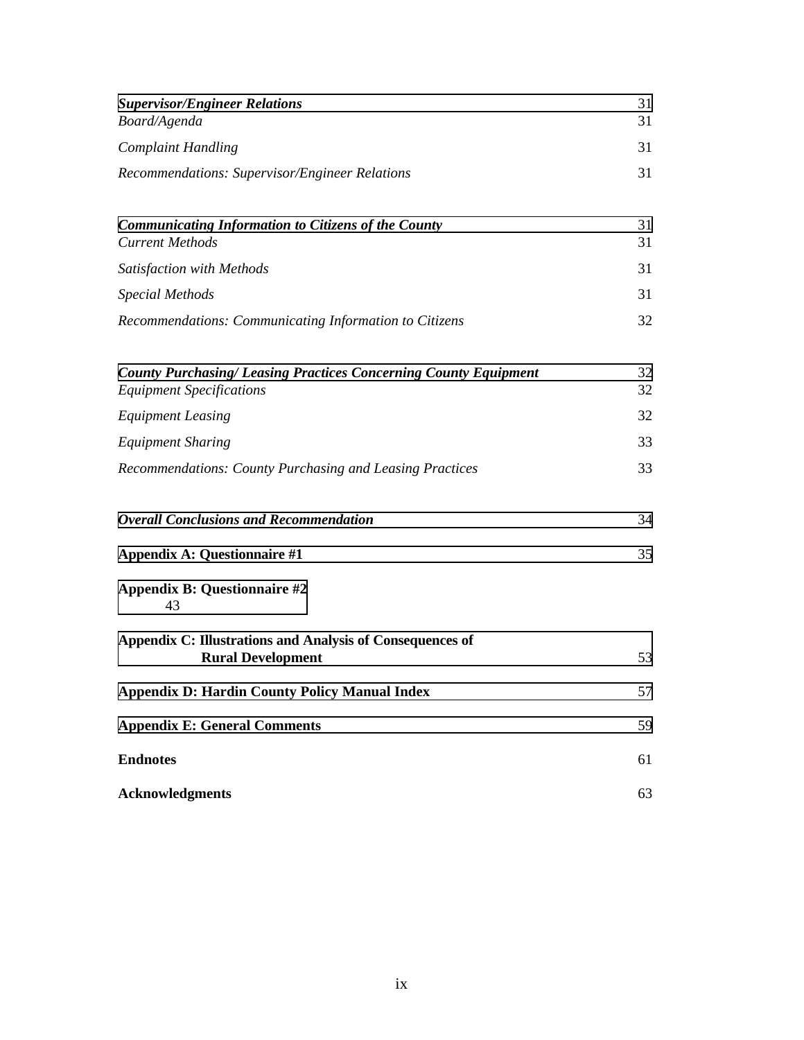| | |
|---|---|
| ***Supervisor/Engineer Relations*** | 31 |
| *Board/Agenda* | 31 |
| *Complaint Handling* | 31 |
| *Recommendations: Supervisor/Engineer Relations* | 31 |
| | |
| ***Communicating Information to Citizens of the County*** | 31 |
| *Current Methods* | 31 |
| *Satisfaction with Methods* | 31 |
| *Special Methods* | 31 |
| *Recommendations: Communicating Information to Citizens* | 32 |
| | |
| ***County Purchasing/ Leasing Practices Concerning County Equipment*** | 32 |
| *Equipment Specifications* | 32 |
| *Equipment Leasing* | 32 |
| *Equipment Sharing* | 33 |
| *Recommendations: County Purchasing and Leasing Practices* | 33 |
| | |
| ***Overall Conclusions and Recommendation*** | 34 |
| **Appendix A: Questionnaire #1** | 35 |
| **Appendix B: Questionnaire #2** | 43 |
| **Appendix C: Illustrations and Analysis of Consequences of Rural Development** | 53 |
| **Appendix D: Hardin County Policy Manual Index** | 57 |
| **Appendix E: General Comments** | 59 |
| **Endnotes** | 61 |
| **Acknowledgments** | 63 |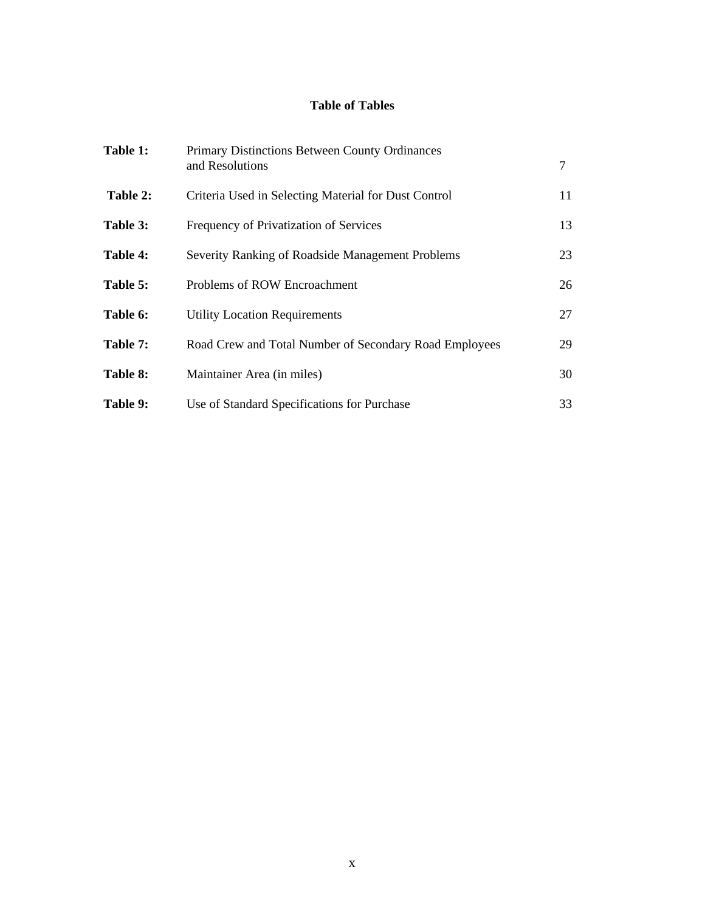# Table of Tables

| | | |
|---|---|---|
| **Table 1:** | Primary Distinctions Between County Ordinances and Resolutions | 7 |
| **Table 2:** | Criteria Used in Selecting Material for Dust Control | 11 |
| **Table 3:** | Frequency of Privatization of Services | 13 |
| **Table 4:** | Severity Ranking of Roadside Management Problems | 23 |
| **Table 5:** | Problems of ROW Encroachment | 26 |
| **Table 6:** | Utility Location Requirements | 27 |
| **Table 7:** | Road Crew and Total Number of Secondary Road Employees | 29 |
| **Table 8:** | Maintainer Area (in miles) | 30 |
| **Table 9:** | Use of Standard Specifications for Purchase | 33 |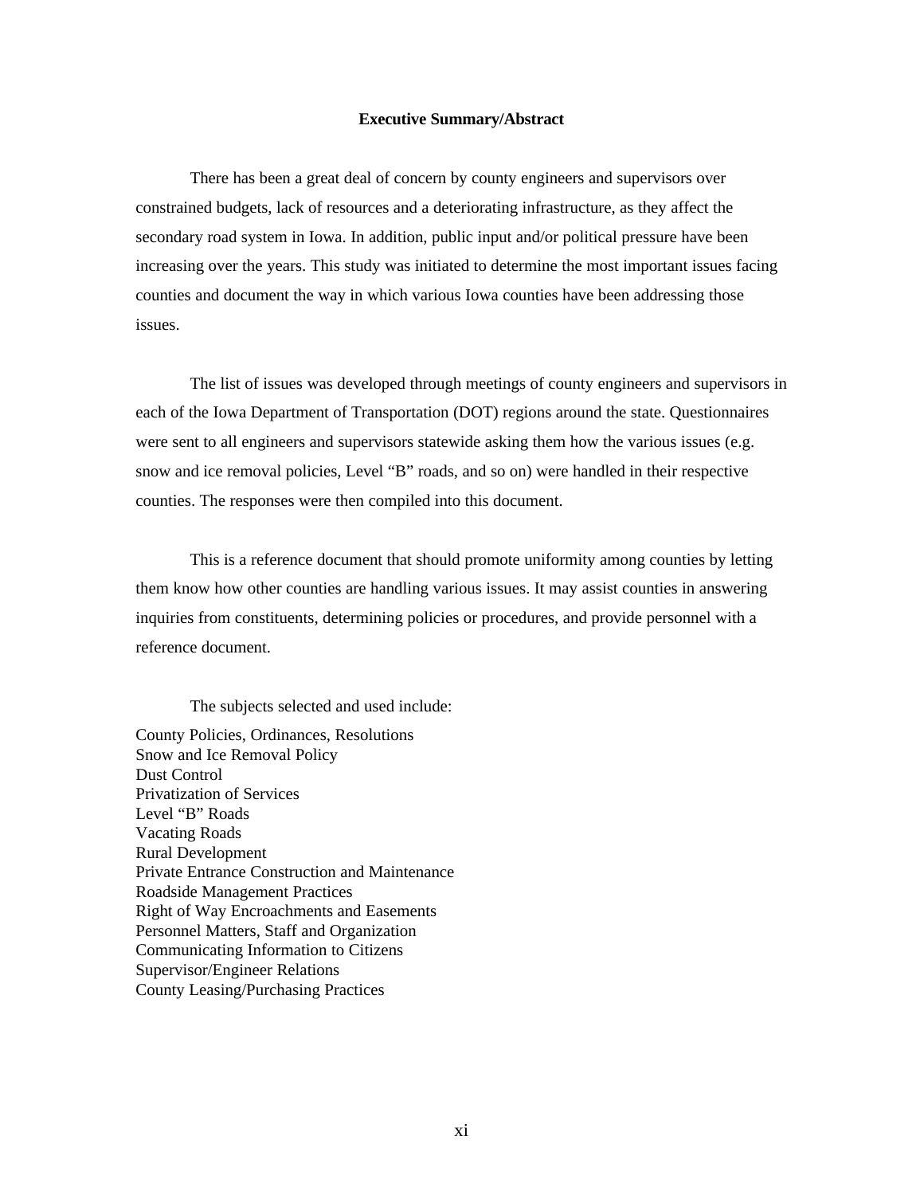## Executive Summary/Abstract

There has been a great deal of concern by county engineers and supervisors over constrained budgets, lack of resources and a deteriorating infrastructure, as they affect the secondary road system in Iowa. In addition, public input and/or political pressure have been increasing over the years. This study was initiated to determine the most important issues facing counties and document the way in which various Iowa counties have been addressing those issues.

The list of issues was developed through meetings of county engineers and supervisors in each of the Iowa Department of Transportation (DOT) regions around the state. Questionnaires were sent to all engineers and supervisors statewide asking them how the various issues (e.g. snow and ice removal policies, Level "B" roads, and so on) were handled in their respective counties. The responses were then compiled into this document.

This is a reference document that should promote uniformity among counties by letting them know how other counties are handling various issues. It may assist counties in answering inquiries from constituents, determining policies or procedures, and provide personnel with a reference document.

The subjects selected and used include:

County Policies, Ordinances, Resolutions
Snow and Ice Removal Policy
Dust Control
Privatization of Services
Level "B" Roads
Vacating Roads
Rural Development
Private Entrance Construction and Maintenance
Roadside Management Practices
Right of Way Encroachments and Easements
Personnel Matters, Staff and Organization
Communicating Information to Citizens
Supervisor/Engineer Relations
County Leasing/Purchasing Practices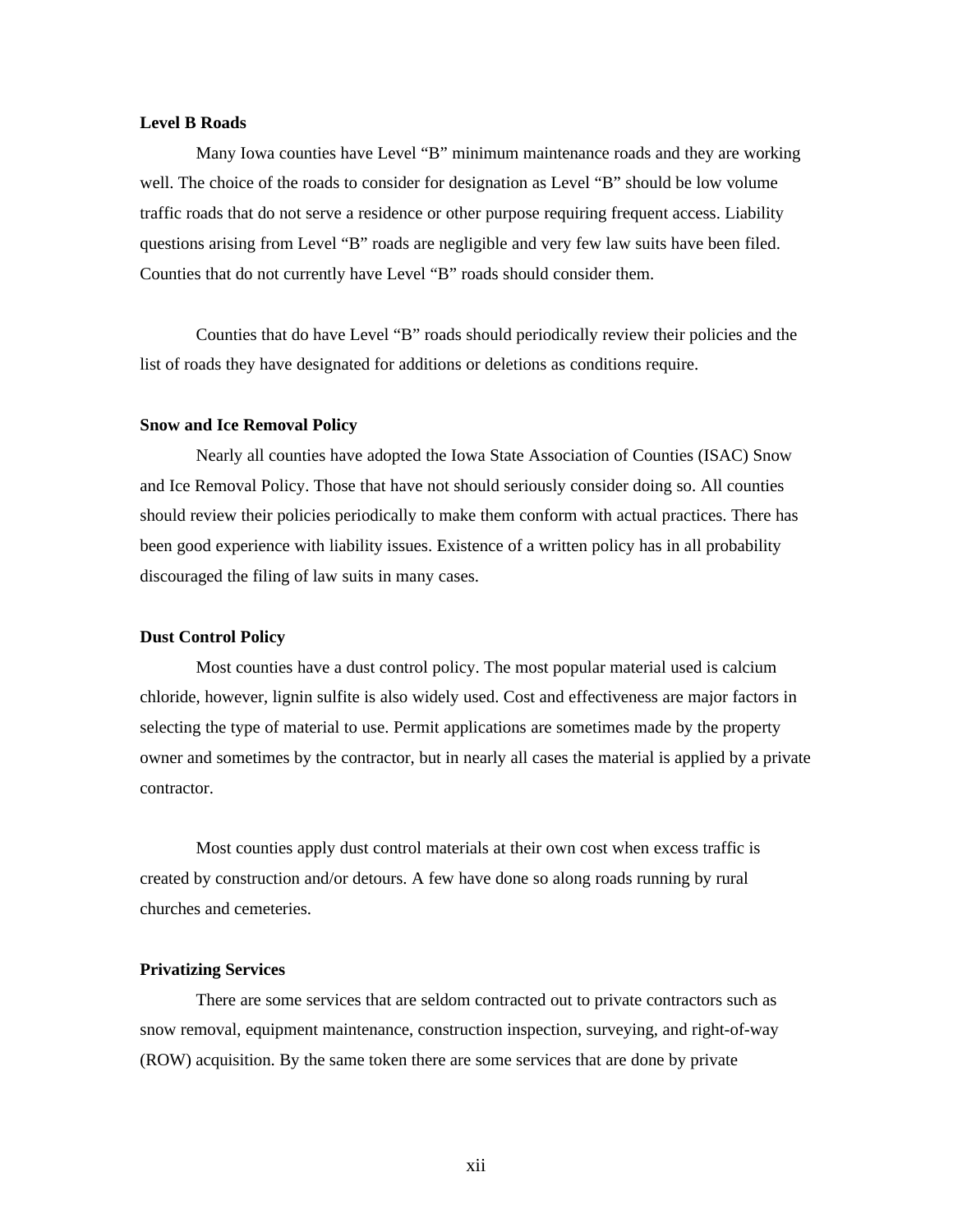**Level B Roads**

Many Iowa counties have Level "B" minimum maintenance roads and they are working well. The choice of the roads to consider for designation as Level "B" should be low volume traffic roads that do not serve a residence or other purpose requiring frequent access. Liability questions arising from Level "B" roads are negligible and very few law suits have been filed. Counties that do not currently have Level "B" roads should consider them.

Counties that do have Level "B" roads should periodically review their policies and the list of roads they have designated for additions or deletions as conditions require.

**Snow and Ice Removal Policy**

Nearly all counties have adopted the Iowa State Association of Counties (ISAC) Snow and Ice Removal Policy. Those that have not should seriously consider doing so. All counties should review their policies periodically to make them conform with actual practices. There has been good experience with liability issues. Existence of a written policy has in all probability discouraged the filing of law suits in many cases.

**Dust Control Policy**

Most counties have a dust control policy. The most popular material used is calcium chloride, however, lignin sulfite is also widely used. Cost and effectiveness are major factors in selecting the type of material to use. Permit applications are sometimes made by the property owner and sometimes by the contractor, but in nearly all cases the material is applied by a private contractor.

Most counties apply dust control materials at their own cost when excess traffic is created by construction and/or detours. A few have done so along roads running by rural churches and cemeteries.

**Privatizing Services**

There are some services that are seldom contracted out to private contractors such as snow removal, equipment maintenance, construction inspection, surveying, and right-of-way (ROW) acquisition. By the same token there are some services that are done by private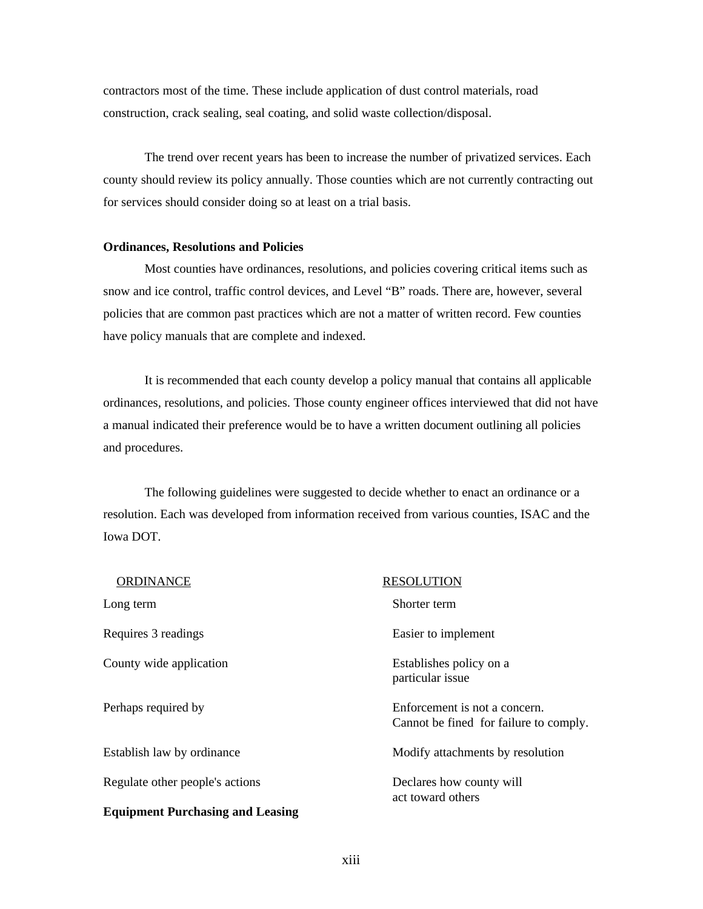contractors most of the time. These include application of dust control materials, road construction, crack sealing, seal coating, and solid waste collection/disposal.

The trend over recent years has been to increase the number of privatized services. Each county should review its policy annually. Those counties which are not currently contracting out for services should consider doing so at least on a trial basis.

**Ordinances, Resolutions and Policies**

Most counties have ordinances, resolutions, and policies covering critical items such as snow and ice control, traffic control devices, and Level "B" roads. There are, however, several policies that are common past practices which are not a matter of written record. Few counties have policy manuals that are complete and indexed.

It is recommended that each county develop a policy manual that contains all applicable ordinances, resolutions, and policies. Those county engineer offices interviewed that did not have a manual indicated their preference would be to have a written document outlining all policies and procedures.

The following guidelines were suggested to decide whether to enact an ordinance or a resolution. Each was developed from information received from various counties, ISAC and the Iowa DOT.

| ORDINANCE | RESOLUTION |
|---|---|
| Long term | Shorter term |
| Requires 3 readings | Easier to implement |
| County wide application | Establishes policy on a particular issue |
| Perhaps required by | Enforcement is not a concern. Cannot be fined for failure to comply. |
| Establish law by ordinance | Modify attachments by resolution |
| Regulate other people's actions | Declares how county will act toward others |

**Equipment Purchasing and Leasing**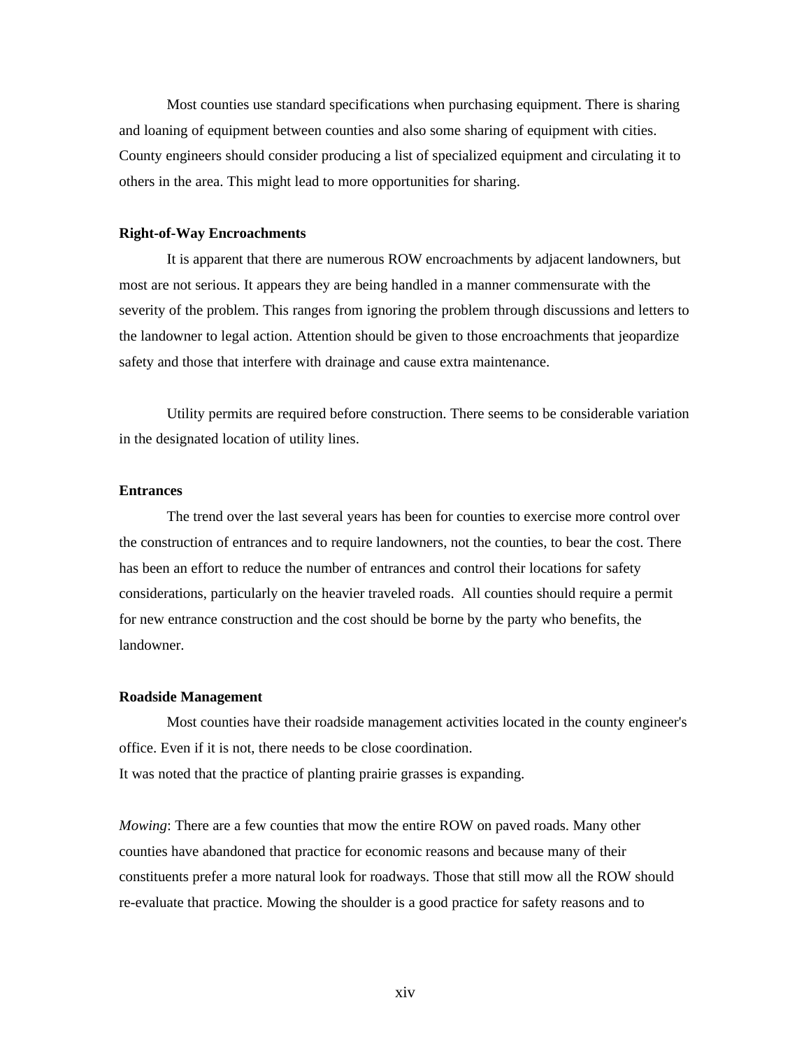Most counties use standard specifications when purchasing equipment. There is sharing and loaning of equipment between counties and also some sharing of equipment with cities. County engineers should consider producing a list of specialized equipment and circulating it to others in the area. This might lead to more opportunities for sharing.

**Right-of-Way Encroachments**

It is apparent that there are numerous ROW encroachments by adjacent landowners, but most are not serious. It appears they are being handled in a manner commensurate with the severity of the problem. This ranges from ignoring the problem through discussions and letters to the landowner to legal action. Attention should be given to those encroachments that jeopardize safety and those that interfere with drainage and cause extra maintenance.

Utility permits are required before construction. There seems to be considerable variation in the designated location of utility lines.

**Entrances**

The trend over the last several years has been for counties to exercise more control over the construction of entrances and to require landowners, not the counties, to bear the cost. There has been an effort to reduce the number of entrances and control their locations for safety considerations, particularly on the heavier traveled roads. All counties should require a permit for new entrance construction and the cost should be borne by the party who benefits, the landowner.

**Roadside Management**

Most counties have their roadside management activities located in the county engineer's office. Even if it is not, there needs to be close coordination.
It was noted that the practice of planting prairie grasses is expanding.

*Mowing*: There are a few counties that mow the entire ROW on paved roads. Many other counties have abandoned that practice for economic reasons and because many of their constituents prefer a more natural look for roadways. Those that still mow all the ROW should re-evaluate that practice. Mowing the shoulder is a good practice for safety reasons and to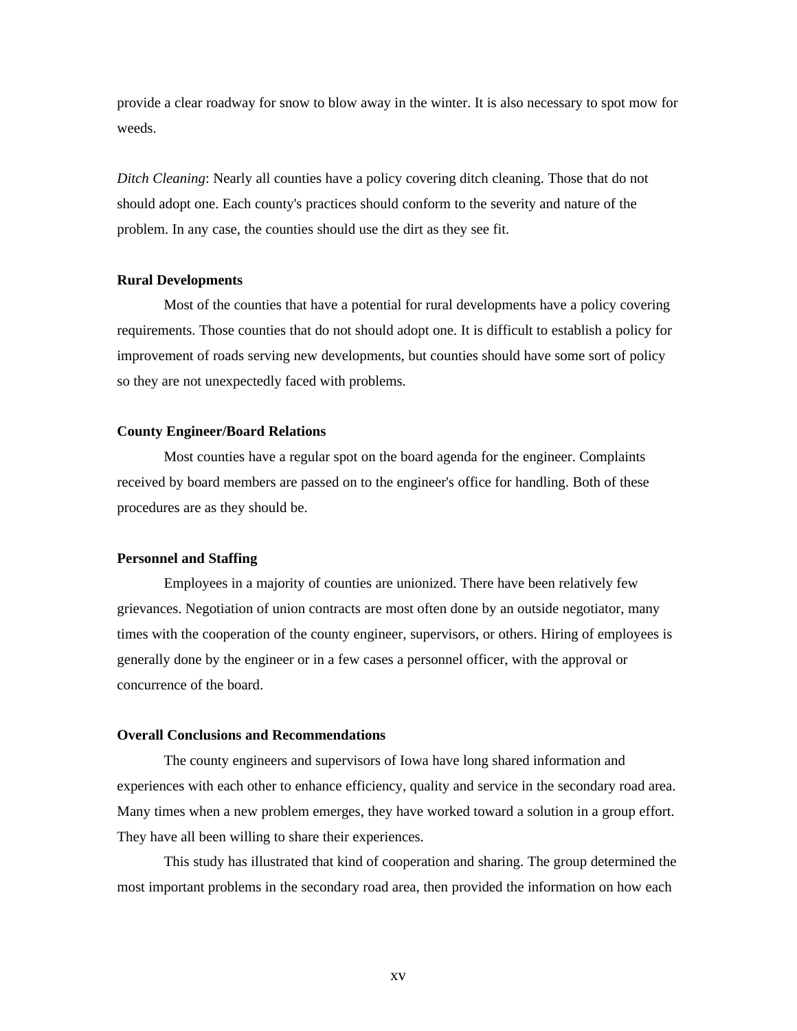provide a clear roadway for snow to blow away in the winter. It is also necessary to spot mow for weeds.

*Ditch Cleaning*: Nearly all counties have a policy covering ditch cleaning. Those that do not should adopt one. Each county's practices should conform to the severity and nature of the problem. In any case, the counties should use the dirt as they see fit.

**Rural Developments**

Most of the counties that have a potential for rural developments have a policy covering requirements. Those counties that do not should adopt one. It is difficult to establish a policy for improvement of roads serving new developments, but counties should have some sort of policy so they are not unexpectedly faced with problems.

**County Engineer/Board Relations**

Most counties have a regular spot on the board agenda for the engineer. Complaints received by board members are passed on to the engineer's office for handling. Both of these procedures are as they should be.

**Personnel and Staffing**

Employees in a majority of counties are unionized. There have been relatively few grievances. Negotiation of union contracts are most often done by an outside negotiator, many times with the cooperation of the county engineer, supervisors, or others. Hiring of employees is generally done by the engineer or in a few cases a personnel officer, with the approval or concurrence of the board.

**Overall Conclusions and Recommendations**

The county engineers and supervisors of Iowa have long shared information and experiences with each other to enhance efficiency, quality and service in the secondary road area. Many times when a new problem emerges, they have worked toward a solution in a group effort. They have all been willing to share their experiences.

This study has illustrated that kind of cooperation and sharing. The group determined the most important problems in the secondary road area, then provided the information on how each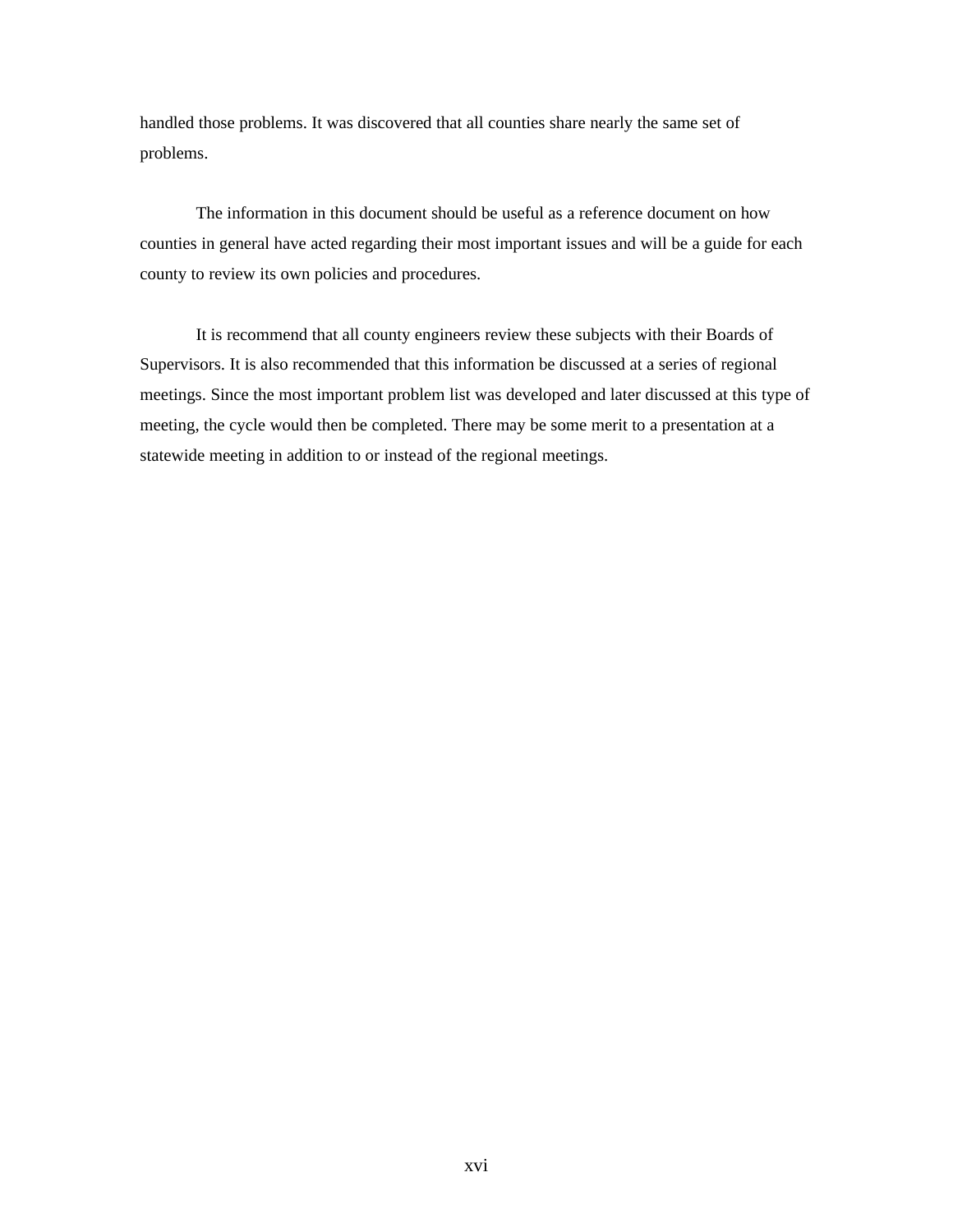handled those problems. It was discovered that all counties share nearly the same set of problems.

The information in this document should be useful as a reference document on how counties in general have acted regarding their most important issues and will be a guide for each county to review its own policies and procedures.

It is recommend that all county engineers review these subjects with their Boards of Supervisors. It is also recommended that this information be discussed at a series of regional meetings. Since the most important problem list was developed and later discussed at this type of meeting, the cycle would then be completed. There may be some merit to a presentation at a statewide meeting in addition to or instead of the regional meetings.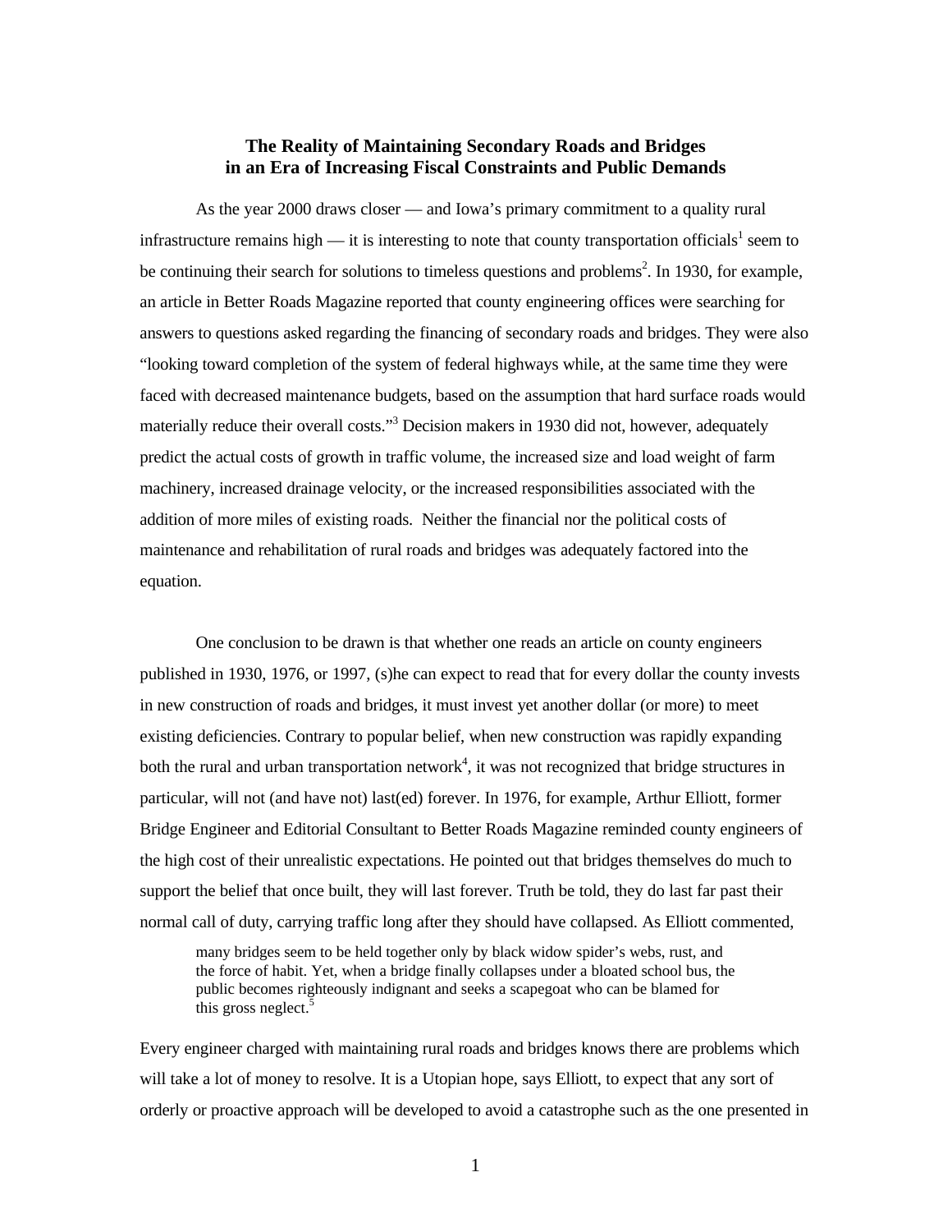**The Reality of Maintaining Secondary Roads and Bridges in an Era of Increasing Fiscal Constraints and Public Demands**

As the year 2000 draws closer — and Iowa's primary commitment to a quality rural infrastructure remains high — it is interesting to note that county transportation officials[1] seem to be continuing their search for solutions to timeless questions and problems[2]. In 1930, for example, an article in Better Roads Magazine reported that county engineering offices were searching for answers to questions asked regarding the financing of secondary roads and bridges. They were also "looking toward completion of the system of federal highways while, at the same time they were faced with decreased maintenance budgets, based on the assumption that hard surface roads would materially reduce their overall costs."[3] Decision makers in 1930 did not, however, adequately predict the actual costs of growth in traffic volume, the increased size and load weight of farm machinery, increased drainage velocity, or the increased responsibilities associated with the addition of more miles of existing roads. Neither the financial nor the political costs of maintenance and rehabilitation of rural roads and bridges was adequately factored into the equation.

One conclusion to be drawn is that whether one reads an article on county engineers published in 1930, 1976, or 1997, (s)he can expect to read that for every dollar the county invests in new construction of roads and bridges, it must invest yet another dollar (or more) to meet existing deficiencies. Contrary to popular belief, when new construction was rapidly expanding both the rural and urban transportation network[4], it was not recognized that bridge structures in particular, will not (and have not) last(ed) forever. In 1976, for example, Arthur Elliott, former Bridge Engineer and Editorial Consultant to Better Roads Magazine reminded county engineers of the high cost of their unrealistic expectations. He pointed out that bridges themselves do much to support the belief that once built, they will last forever. Truth be told, they do last far past their normal call of duty, carrying traffic long after they should have collapsed. As Elliott commented,

> many bridges seem to be held together only by black widow spider's webs, rust, and the force of habit. Yet, when a bridge finally collapses under a bloated school bus, the public becomes righteously indignant and seeks a scapegoat who can be blamed for this gross neglect.[5]

Every engineer charged with maintaining rural roads and bridges knows there are problems which will take a lot of money to resolve. It is a Utopian hope, says Elliott, to expect that any sort of orderly or proactive approach will be developed to avoid a catastrophe such as the one presented in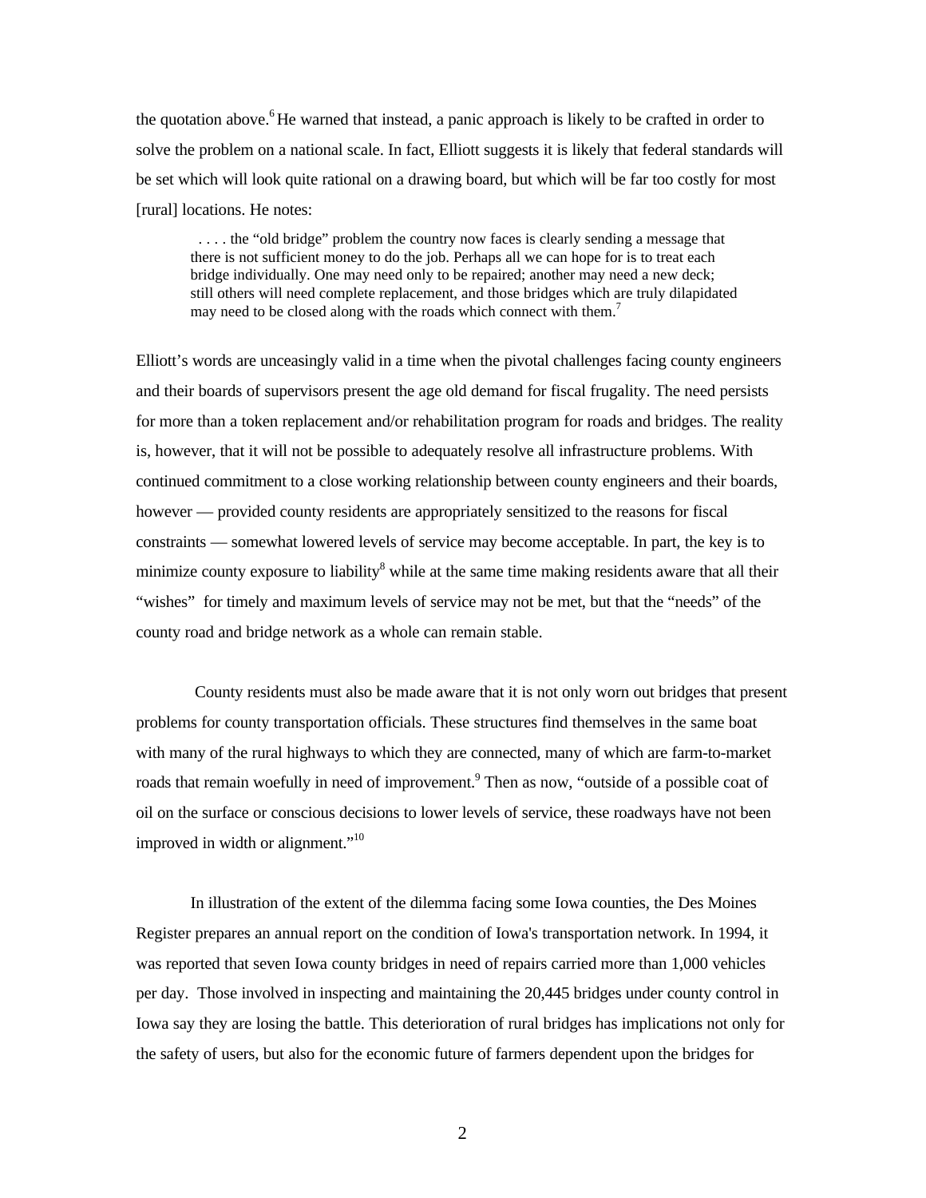the quotation above.[6] He warned that instead, a panic approach is likely to be crafted in order to solve the problem on a national scale. In fact, Elliott suggests it is likely that federal standards will be set which will look quite rational on a drawing board, but which will be far too costly for most [rural] locations. He notes:

> . . . . the "old bridge" problem the country now faces is clearly sending a message that there is not sufficient money to do the job. Perhaps all we can hope for is to treat each bridge individually. One may need only to be repaired; another may need a new deck; still others will need complete replacement, and those bridges which are truly dilapidated may need to be closed along with the roads which connect with them.[7]

Elliott's words are unceasingly valid in a time when the pivotal challenges facing county engineers and their boards of supervisors present the age old demand for fiscal frugality. The need persists for more than a token replacement and/or rehabilitation program for roads and bridges. The reality is, however, that it will not be possible to adequately resolve all infrastructure problems. With continued commitment to a close working relationship between county engineers and their boards, however — provided county residents are appropriately sensitized to the reasons for fiscal constraints — somewhat lowered levels of service may become acceptable. In part, the key is to minimize county exposure to liability[8] while at the same time making residents aware that all their "wishes" for timely and maximum levels of service may not be met, but that the "needs" of the county road and bridge network as a whole can remain stable.

County residents must also be made aware that it is not only worn out bridges that present problems for county transportation officials. These structures find themselves in the same boat with many of the rural highways to which they are connected, many of which are farm-to-market roads that remain woefully in need of improvement.[9] Then as now, "outside of a possible coat of oil on the surface or conscious decisions to lower levels of service, these roadways have not been improved in width or alignment."[10]

In illustration of the extent of the dilemma facing some Iowa counties, the Des Moines Register prepares an annual report on the condition of Iowa's transportation network. In 1994, it was reported that seven Iowa county bridges in need of repairs carried more than 1,000 vehicles per day. Those involved in inspecting and maintaining the 20,445 bridges under county control in Iowa say they are losing the battle. This deterioration of rural bridges has implications not only for the safety of users, but also for the economic future of farmers dependent upon the bridges for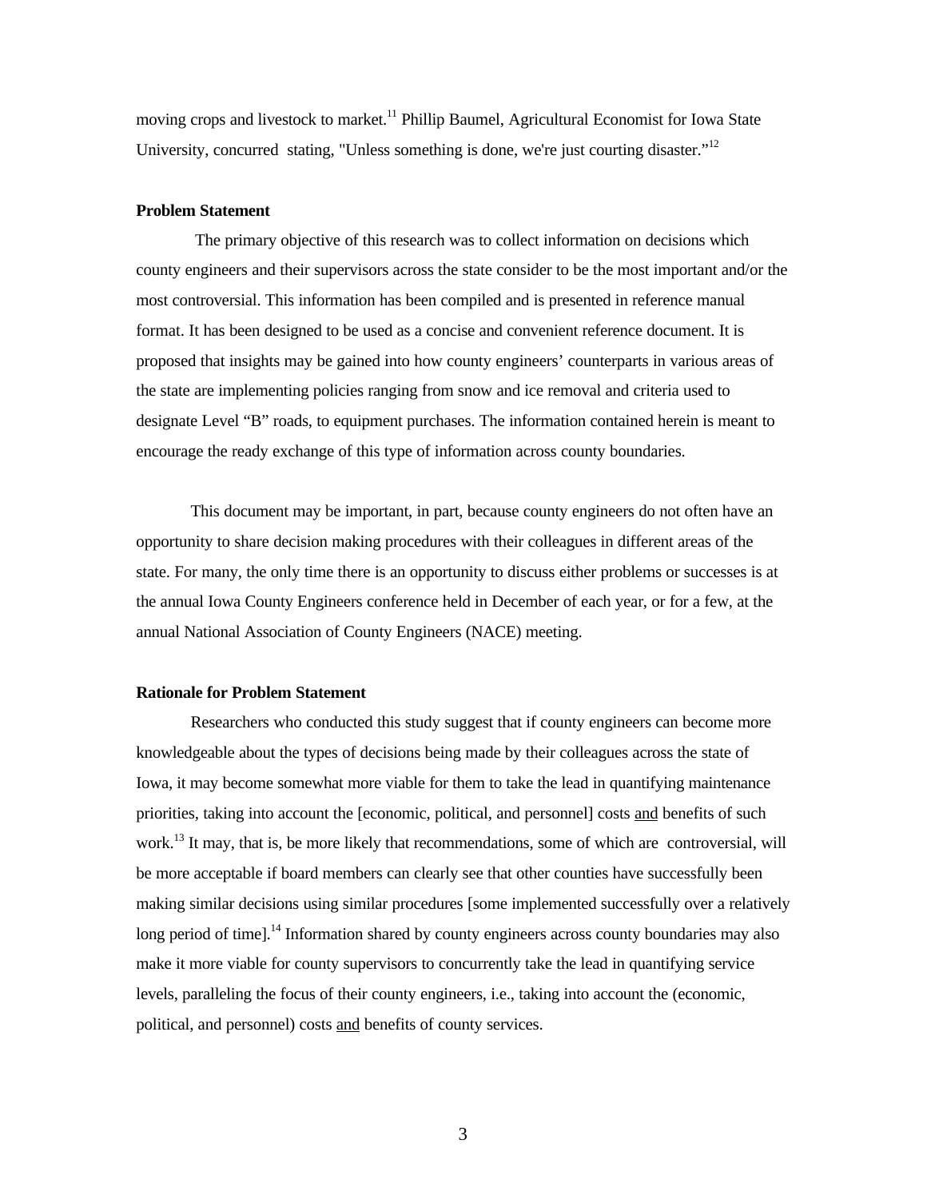moving crops and livestock to market.[11] Phillip Baumel, Agricultural Economist for Iowa State University, concurred stating, "Unless something is done, we're just courting disaster."[12]

**Problem Statement**

The primary objective of this research was to collect information on decisions which county engineers and their supervisors across the state consider to be the most important and/or the most controversial. This information has been compiled and is presented in reference manual format. It has been designed to be used as a concise and convenient reference document. It is proposed that insights may be gained into how county engineers' counterparts in various areas of the state are implementing policies ranging from snow and ice removal and criteria used to designate Level "B" roads, to equipment purchases. The information contained herein is meant to encourage the ready exchange of this type of information across county boundaries.

This document may be important, in part, because county engineers do not often have an opportunity to share decision making procedures with their colleagues in different areas of the state. For many, the only time there is an opportunity to discuss either problems or successes is at the annual Iowa County Engineers conference held in December of each year, or for a few, at the annual National Association of County Engineers (NACE) meeting.

**Rationale for Problem Statement**

Researchers who conducted this study suggest that if county engineers can become more knowledgeable about the types of decisions being made by their colleagues across the state of Iowa, it may become somewhat more viable for them to take the lead in quantifying maintenance priorities, taking into account the [economic, political, and personnel] costs and benefits of such work.[13] It may, that is, be more likely that recommendations, some of which are controversial, will be more acceptable if board members can clearly see that other counties have successfully been making similar decisions using similar procedures [some implemented successfully over a relatively long period of time].[14] Information shared by county engineers across county boundaries may also make it more viable for county supervisors to concurrently take the lead in quantifying service levels, paralleling the focus of their county engineers, i.e., taking into account the (economic, political, and personnel) costs and benefits of county services.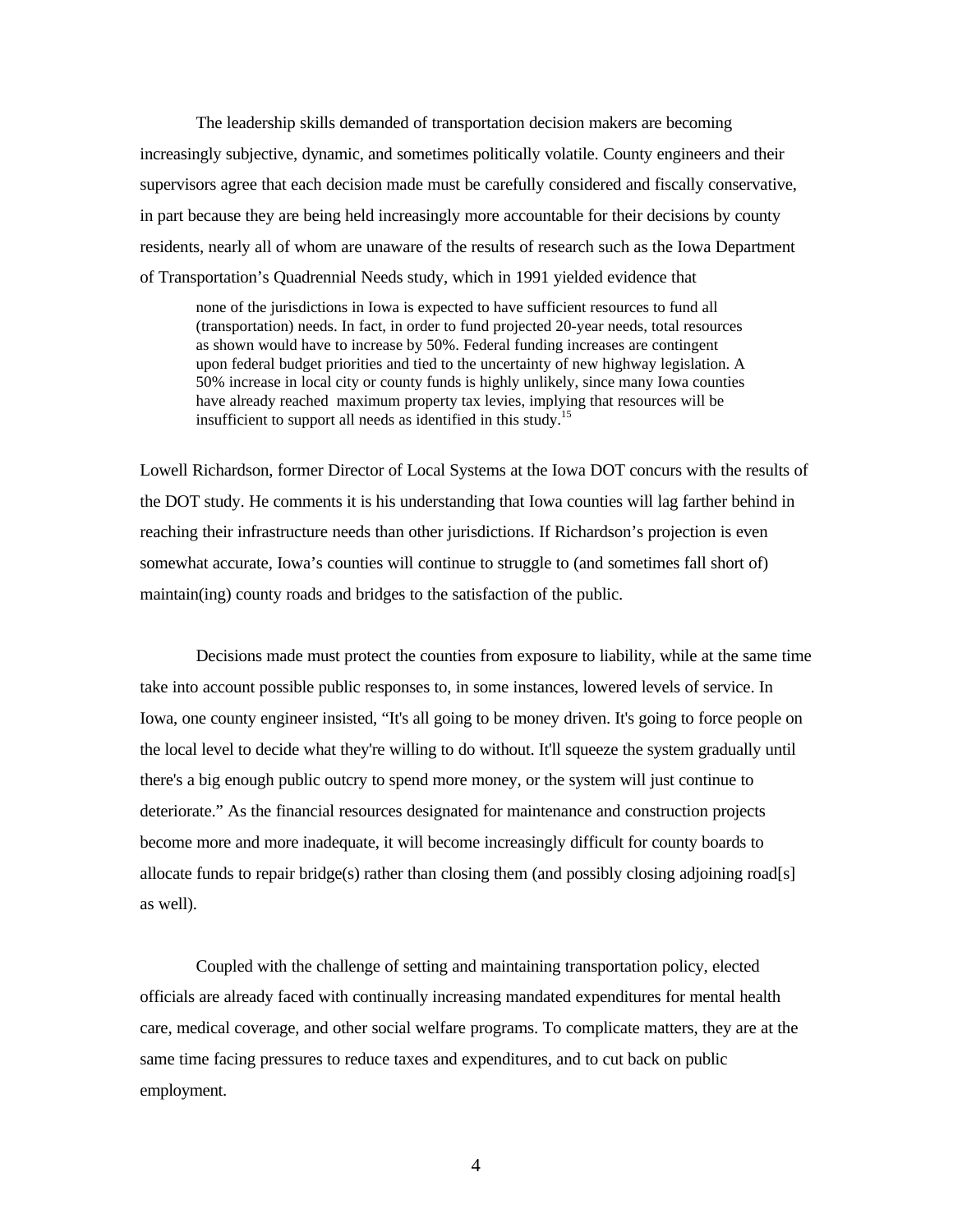The leadership skills demanded of transportation decision makers are becoming increasingly subjective, dynamic, and sometimes politically volatile. County engineers and their supervisors agree that each decision made must be carefully considered and fiscally conservative, in part because they are being held increasingly more accountable for their decisions by county residents, nearly all of whom are unaware of the results of research such as the Iowa Department of Transportation's Quadrennial Needs study, which in 1991 yielded evidence that

> none of the jurisdictions in Iowa is expected to have sufficient resources to fund all (transportation) needs. In fact, in order to fund projected 20-year needs, total resources as shown would have to increase by 50%. Federal funding increases are contingent upon federal budget priorities and tied to the uncertainty of new highway legislation. A 50% increase in local city or county funds is highly unlikely, since many Iowa counties have already reached maximum property tax levies, implying that resources will be insufficient to support all needs as identified in this study.[15]

Lowell Richardson, former Director of Local Systems at the Iowa DOT concurs with the results of the DOT study. He comments it is his understanding that Iowa counties will lag farther behind in reaching their infrastructure needs than other jurisdictions. If Richardson's projection is even somewhat accurate, Iowa's counties will continue to struggle to (and sometimes fall short of) maintain(ing) county roads and bridges to the satisfaction of the public.

Decisions made must protect the counties from exposure to liability, while at the same time take into account possible public responses to, in some instances, lowered levels of service. In Iowa, one county engineer insisted, "It's all going to be money driven. It's going to force people on the local level to decide what they're willing to do without. It'll squeeze the system gradually until there's a big enough public outcry to spend more money, or the system will just continue to deteriorate." As the financial resources designated for maintenance and construction projects become more and more inadequate, it will become increasingly difficult for county boards to allocate funds to repair bridge(s) rather than closing them (and possibly closing adjoining road[s] as well).

Coupled with the challenge of setting and maintaining transportation policy, elected officials are already faced with continually increasing mandated expenditures for mental health care, medical coverage, and other social welfare programs. To complicate matters, they are at the same time facing pressures to reduce taxes and expenditures, and to cut back on public employment.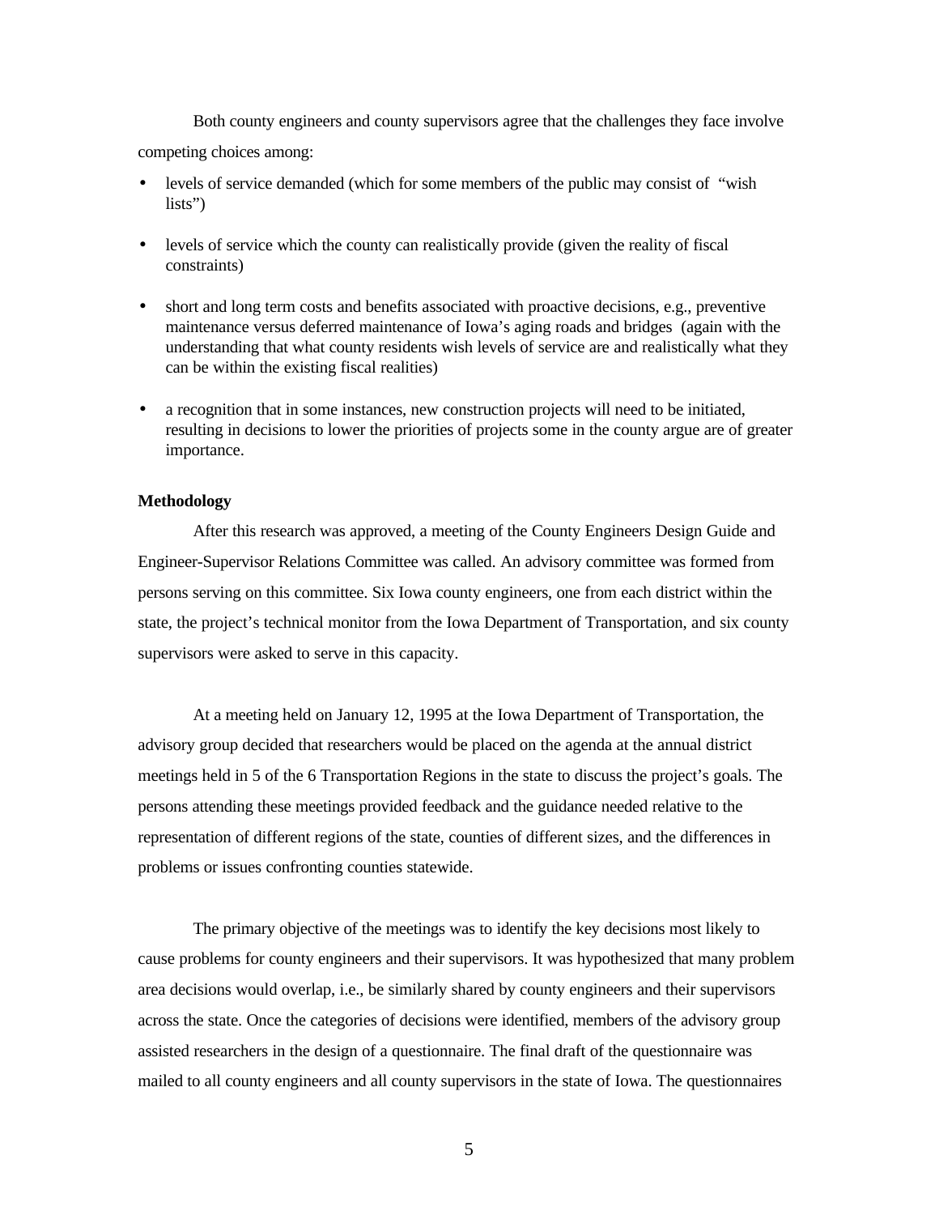Both county engineers and county supervisors agree that the challenges they face involve competing choices among:

- levels of service demanded (which for some members of the public may consist of "wish lists")
- levels of service which the county can realistically provide (given the reality of fiscal constraints)
- short and long term costs and benefits associated with proactive decisions, e.g., preventive maintenance versus deferred maintenance of Iowa's aging roads and bridges (again with the understanding that what county residents wish levels of service are and realistically what they can be within the existing fiscal realities)
- a recognition that in some instances, new construction projects will need to be initiated, resulting in decisions to lower the priorities of projects some in the county argue are of greater importance.

**Methodology**

After this research was approved, a meeting of the County Engineers Design Guide and Engineer-Supervisor Relations Committee was called. An advisory committee was formed from persons serving on this committee. Six Iowa county engineers, one from each district within the state, the project's technical monitor from the Iowa Department of Transportation, and six county supervisors were asked to serve in this capacity.

At a meeting held on January 12, 1995 at the Iowa Department of Transportation, the advisory group decided that researchers would be placed on the agenda at the annual district meetings held in 5 of the 6 Transportation Regions in the state to discuss the project's goals. The persons attending these meetings provided feedback and the guidance needed relative to the representation of different regions of the state, counties of different sizes, and the differences in problems or issues confronting counties statewide.

The primary objective of the meetings was to identify the key decisions most likely to cause problems for county engineers and their supervisors. It was hypothesized that many problem area decisions would overlap, i.e., be similarly shared by county engineers and their supervisors across the state. Once the categories of decisions were identified, members of the advisory group assisted researchers in the design of a questionnaire. The final draft of the questionnaire was mailed to all county engineers and all county supervisors in the state of Iowa. The questionnaires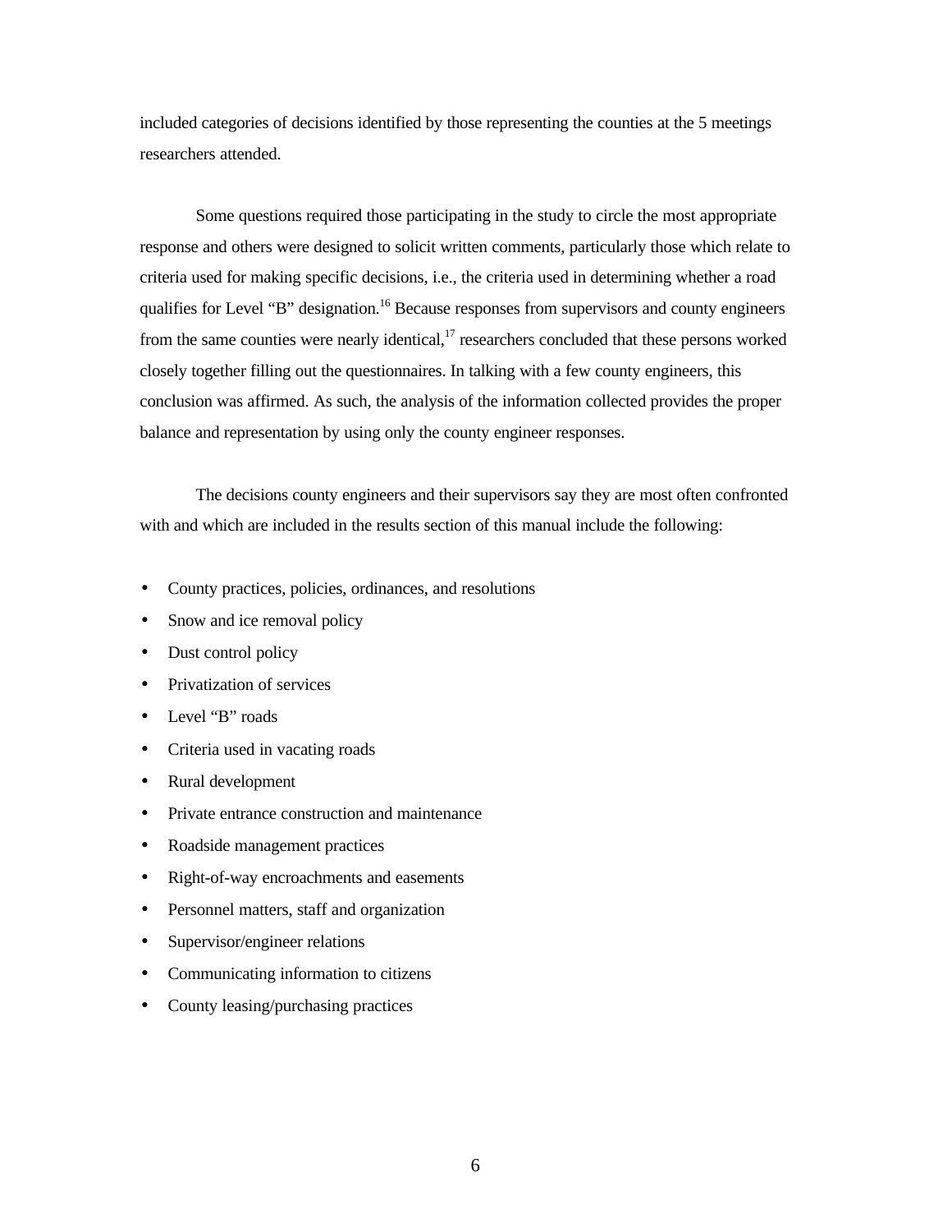included categories of decisions identified by those representing the counties at the 5 meetings researchers attended.

Some questions required those participating in the study to circle the most appropriate response and others were designed to solicit written comments, particularly those which relate to criteria used for making specific decisions, i.e., the criteria used in determining whether a road qualifies for Level “B” designation.[16] Because responses from supervisors and county engineers from the same counties were nearly identical,[17] researchers concluded that these persons worked closely together filling out the questionnaires. In talking with a few county engineers, this conclusion was affirmed. As such, the analysis of the information collected provides the proper balance and representation by using only the county engineer responses.

The decisions county engineers and their supervisors say they are most often confronted with and which are included in the results section of this manual include the following:

- County practices, policies, ordinances, and resolutions
- Snow and ice removal policy
- Dust control policy
- Privatization of services
- Level “B” roads
- Criteria used in vacating roads
- Rural development
- Private entrance construction and maintenance
- Roadside management practices
- Right-of-way encroachments and easements
- Personnel matters, staff and organization
- Supervisor/engineer relations
- Communicating information to citizens
- County leasing/purchasing practices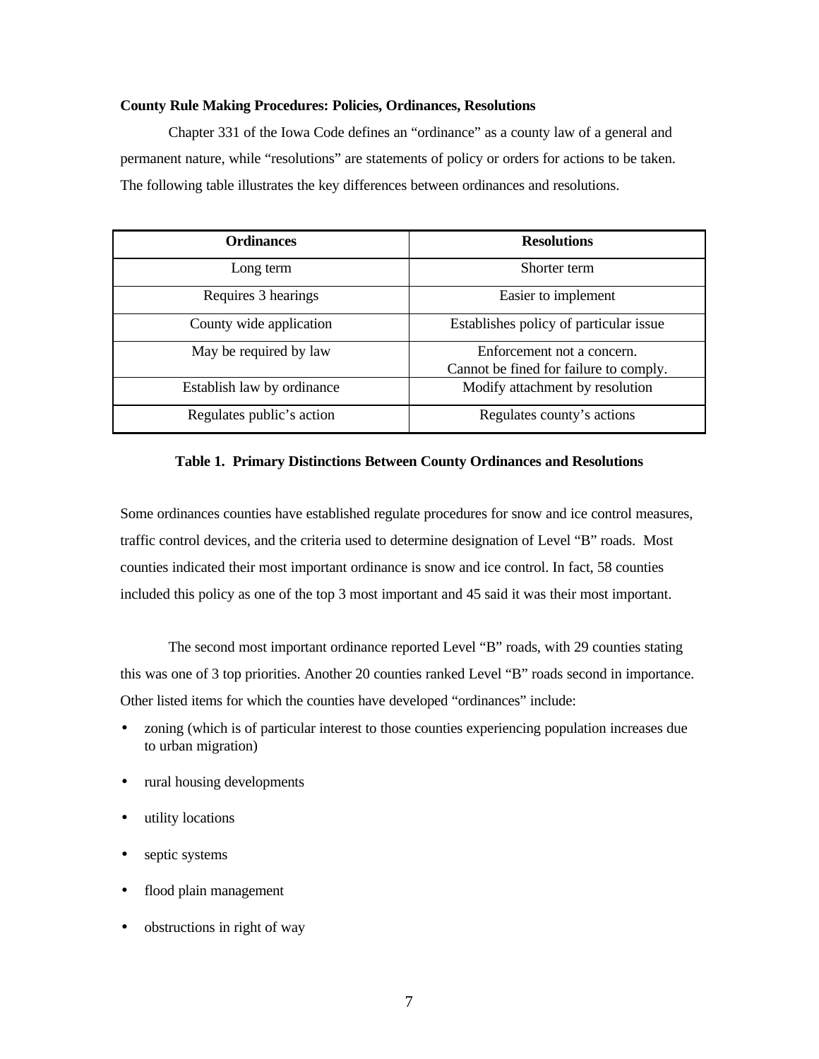**County Rule Making Procedures: Policies, Ordinances, Resolutions**

Chapter 331 of the Iowa Code defines an "ordinance" as a county law of a general and permanent nature, while "resolutions" are statements of policy or orders for actions to be taken. The following table illustrates the key differences between ordinances and resolutions.

| Ordinances | Resolutions |
| --- | --- |
| Long term | Shorter term |
| Requires 3 hearings | Easier to implement |
| County wide application | Establishes policy of particular issue |
| May be required by law | Enforcement not a concern. Cannot be fined for failure to comply. |
| Establish law by ordinance | Modify attachment by resolution |
| Regulates public's action | Regulates county's actions |

**Table 1. Primary Distinctions Between County Ordinances and Resolutions**

Some ordinances counties have established regulate procedures for snow and ice control measures, traffic control devices, and the criteria used to determine designation of Level "B" roads. Most counties indicated their most important ordinance is snow and ice control. In fact, 58 counties included this policy as one of the top 3 most important and 45 said it was their most important.

The second most important ordinance reported Level "B" roads, with 29 counties stating this was one of 3 top priorities. Another 20 counties ranked Level "B" roads second in importance. Other listed items for which the counties have developed "ordinances" include:

- zoning (which is of particular interest to those counties experiencing population increases due to urban migration)
- rural housing developments
- utility locations
- septic systems
- flood plain management
- obstructions in right of way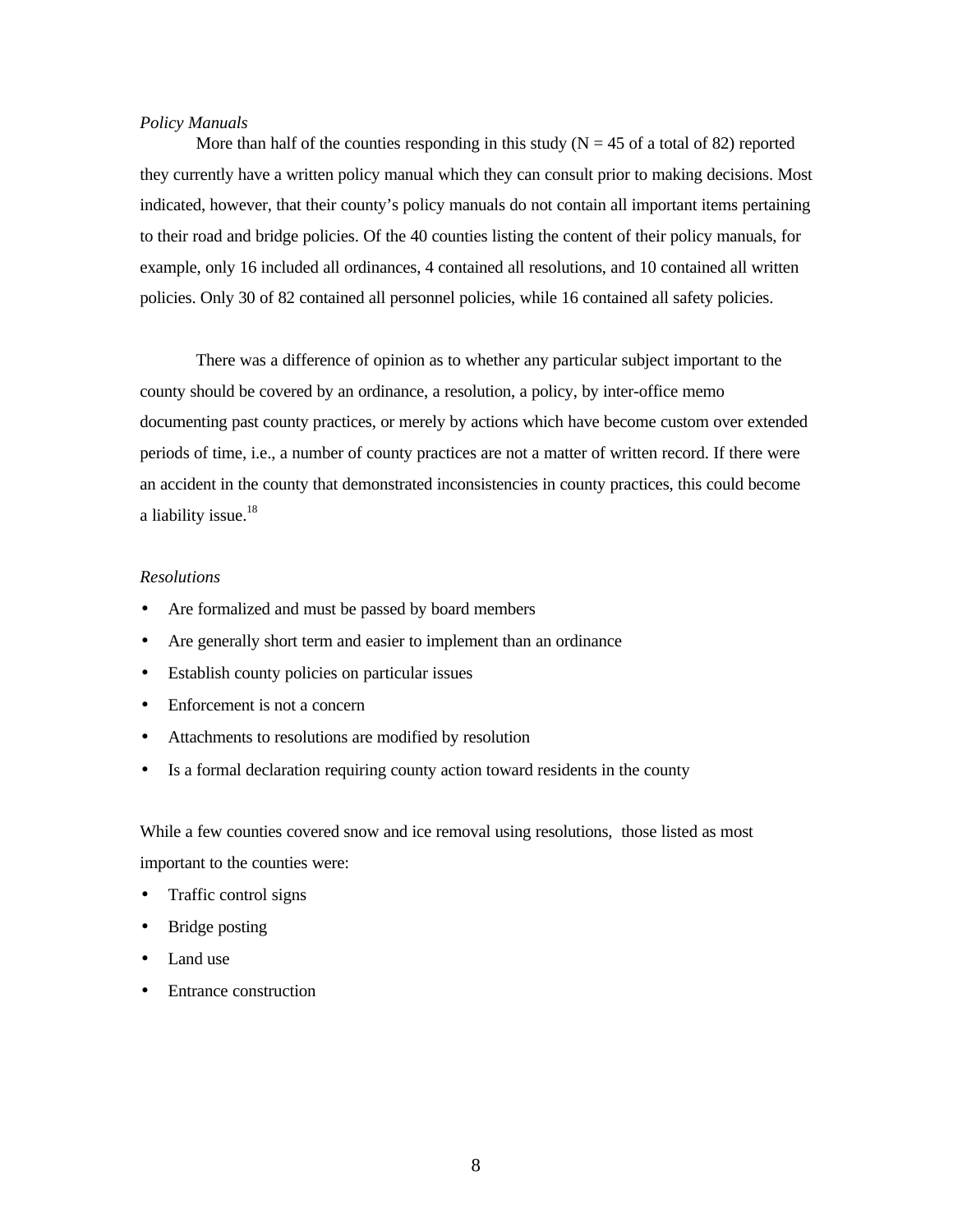*Policy Manuals*

More than half of the counties responding in this study (N = 45 of a total of 82) reported they currently have a written policy manual which they can consult prior to making decisions. Most indicated, however, that their county's policy manuals do not contain all important items pertaining to their road and bridge policies. Of the 40 counties listing the content of their policy manuals, for example, only 16 included all ordinances, 4 contained all resolutions, and 10 contained all written policies. Only 30 of 82 contained all personnel policies, while 16 contained all safety policies.

There was a difference of opinion as to whether any particular subject important to the county should be covered by an ordinance, a resolution, a policy, by inter-office memo documenting past county practices, or merely by actions which have become custom over extended periods of time, i.e., a number of county practices are not a matter of written record. If there were an accident in the county that demonstrated inconsistencies in county practices, this could become a liability issue.[18]

*Resolutions*

- Are formalized and must be passed by board members
- Are generally short term and easier to implement than an ordinance
- Establish county policies on particular issues
- Enforcement is not a concern
- Attachments to resolutions are modified by resolution
- Is a formal declaration requiring county action toward residents in the county

While a few counties covered snow and ice removal using resolutions, those listed as most important to the counties were:

- Traffic control signs
- Bridge posting
- Land use
- Entrance construction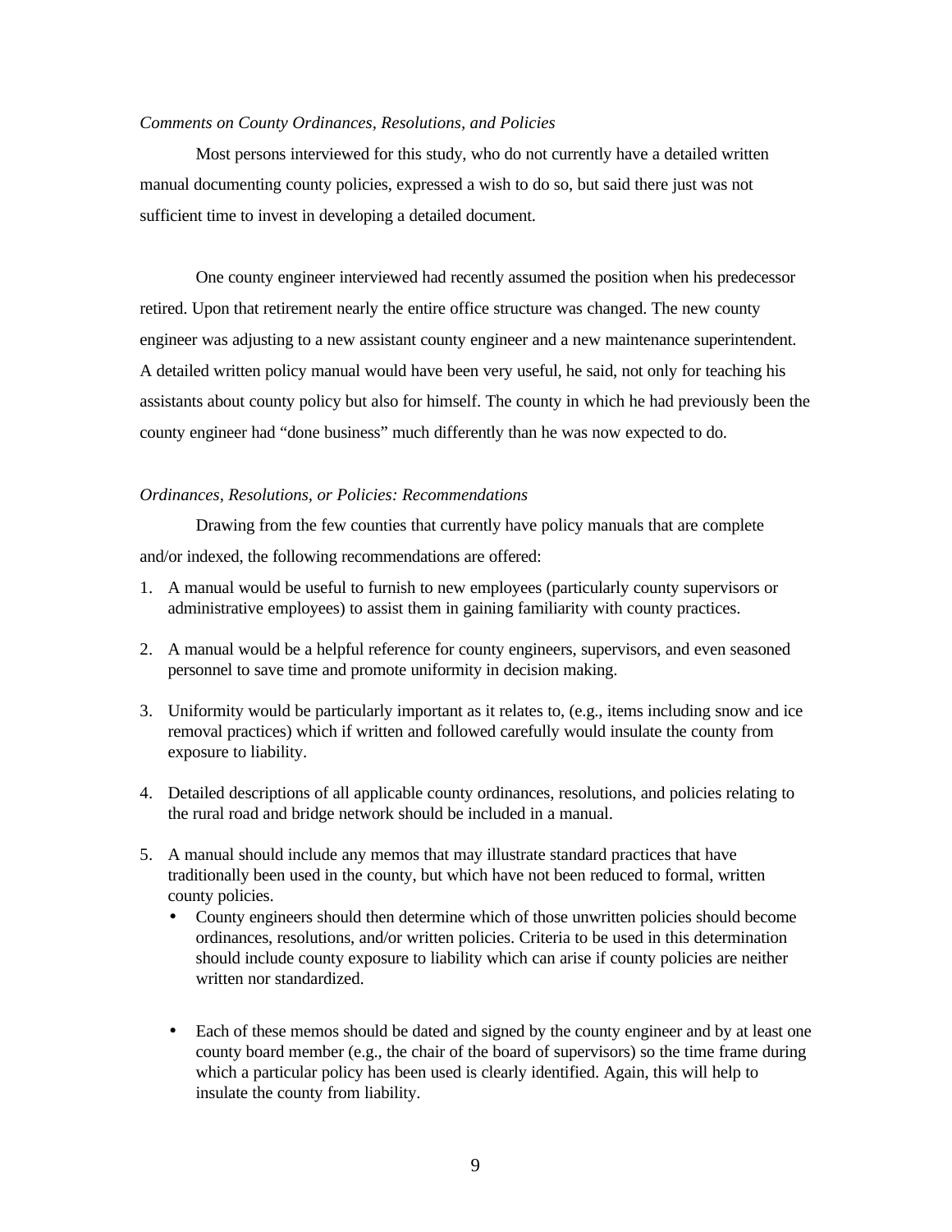*Comments on County Ordinances, Resolutions, and Policies*

Most persons interviewed for this study, who do not currently have a detailed written manual documenting county policies, expressed a wish to do so, but said there just was not sufficient time to invest in developing a detailed document.

One county engineer interviewed had recently assumed the position when his predecessor retired. Upon that retirement nearly the entire office structure was changed. The new county engineer was adjusting to a new assistant county engineer and a new maintenance superintendent. A detailed written policy manual would have been very useful, he said, not only for teaching his assistants about county policy but also for himself. The county in which he had previously been the county engineer had "done business" much differently than he was now expected to do.

*Ordinances, Resolutions, or Policies: Recommendations*

Drawing from the few counties that currently have policy manuals that are complete and/or indexed, the following recommendations are offered:

1. A manual would be useful to furnish to new employees (particularly county supervisors or administrative employees) to assist them in gaining familiarity with county practices.

2. A manual would be a helpful reference for county engineers, supervisors, and even seasoned personnel to save time and promote uniformity in decision making.

3. Uniformity would be particularly important as it relates to, (e.g., items including snow and ice removal practices) which if written and followed carefully would insulate the county from exposure to liability.

4. Detailed descriptions of all applicable county ordinances, resolutions, and policies relating to the rural road and bridge network should be included in a manual.

5. A manual should include any memos that may illustrate standard practices that have traditionally been used in the county, but which have not been reduced to formal, written county policies.
   - County engineers should then determine which of those unwritten policies should become ordinances, resolutions, and/or written policies. Criteria to be used in this determination should include county exposure to liability which can arise if county policies are neither written nor standardized.
   - Each of these memos should be dated and signed by the county engineer and by at least one county board member (e.g., the chair of the board of supervisors) so the time frame during which a particular policy has been used is clearly identified. Again, this will help to insulate the county from liability.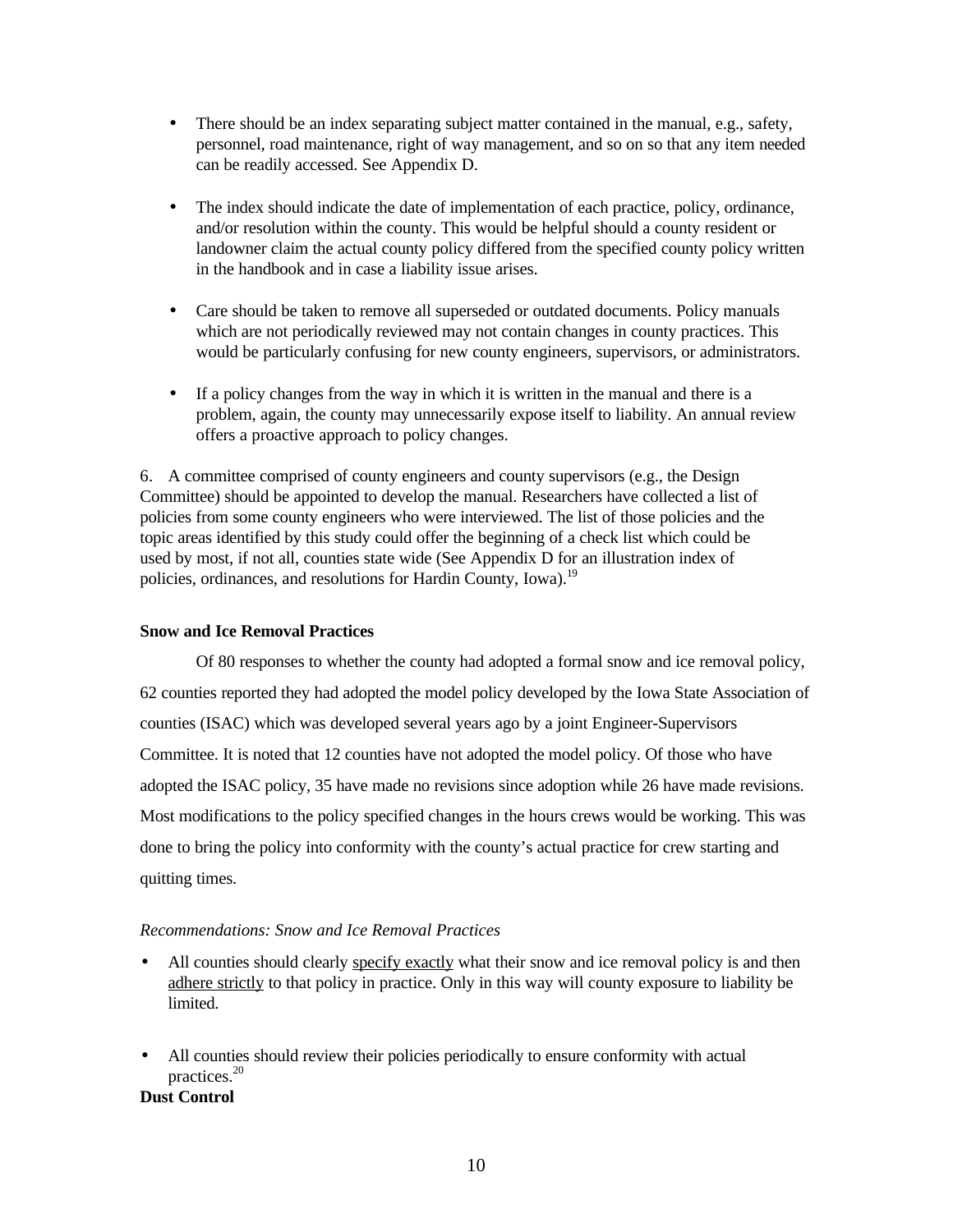- There should be an index separating subject matter contained in the manual, e.g., safety, personnel, road maintenance, right of way management, and so on so that any item needed can be readily accessed. See Appendix D.

- The index should indicate the date of implementation of each practice, policy, ordinance, and/or resolution within the county. This would be helpful should a county resident or landowner claim the actual county policy differed from the specified county policy written in the handbook and in case a liability issue arises.

- Care should be taken to remove all superseded or outdated documents. Policy manuals which are not periodically reviewed may not contain changes in county practices. This would be particularly confusing for new county engineers, supervisors, or administrators.

- If a policy changes from the way in which it is written in the manual and there is a problem, again, the county may unnecessarily expose itself to liability. An annual review offers a proactive approach to policy changes.

6. A committee comprised of county engineers and county supervisors (e.g., the Design Committee) should be appointed to develop the manual. Researchers have collected a list of policies from some county engineers who were interviewed. The list of those policies and the topic areas identified by this study could offer the beginning of a check list which could be used by most, if not all, counties state wide (See Appendix D for an illustration index of policies, ordinances, and resolutions for Hardin County, Iowa).[19]

**Snow and Ice Removal Practices**

Of 80 responses to whether the county had adopted a formal snow and ice removal policy, 62 counties reported they had adopted the model policy developed by the Iowa State Association of counties (ISAC) which was developed several years ago by a joint Engineer-Supervisors Committee. It is noted that 12 counties have not adopted the model policy. Of those who have adopted the ISAC policy, 35 have made no revisions since adoption while 26 have made revisions. Most modifications to the policy specified changes in the hours crews would be working. This was done to bring the policy into conformity with the county's actual practice for crew starting and quitting times.

*Recommendations: Snow and Ice Removal Practices*

- All counties should clearly <u>specify exactly</u> what their snow and ice removal policy is and then <u>adhere strictly</u> to that policy in practice. Only in this way will county exposure to liability be limited.

- All counties should review their policies periodically to ensure conformity with actual practices.[20]

**Dust Control**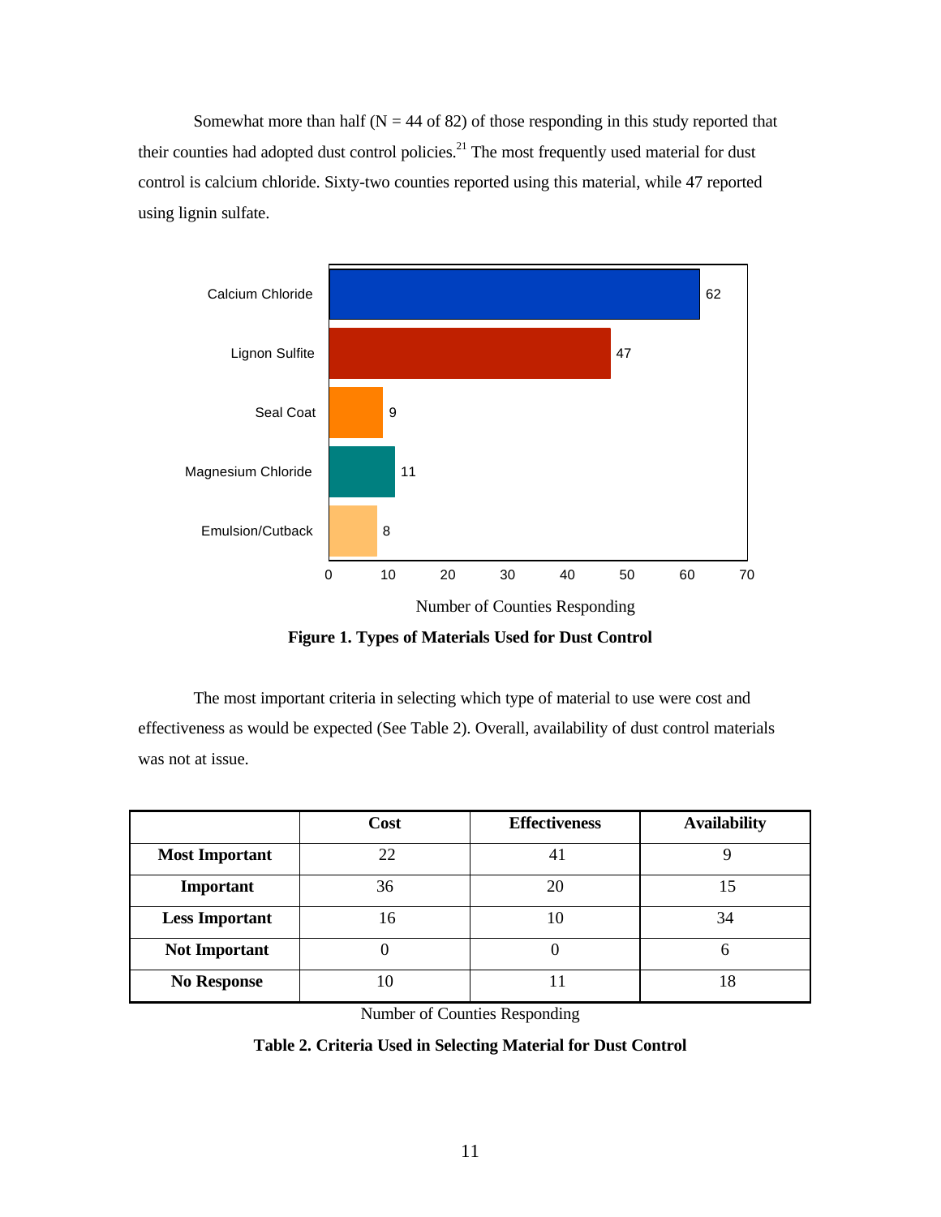Somewhat more than half (N = 44 of 82) of those responding in this study reported that their counties had adopted dust control policies.[21] The most frequently used material for dust control is calcium chloride. Sixty-two counties reported using this material, while 47 reported using lignin sulfate.

| Material | Number of Counties Responding |
|---|---|
| Calcium Chloride | 62 |
| Lignon Sulfite | 47 |
| Seal Coat | 9 |
| Magnesium Chloride | 11 |
| Emulsion/Cutback | 8 |

**Figure 1. Types of Materials Used for Dust Control**

The most important criteria in selecting which type of material to use were cost and effectiveness as would be expected (See Table 2). Overall, availability of dust control materials was not at issue.

| | Cost | Effectiveness | Availability |
|---|---|---|---|
| **Most Important** | 22 | 41 | 9 |
| **Important** | 36 | 20 | 15 |
| **Less Important** | 16 | 10 | 34 |
| **Not Important** | 0 | 0 | 6 |
| **No Response** | 10 | 11 | 18 |

Number of Counties Responding

**Table 2. Criteria Used in Selecting Material for Dust Control**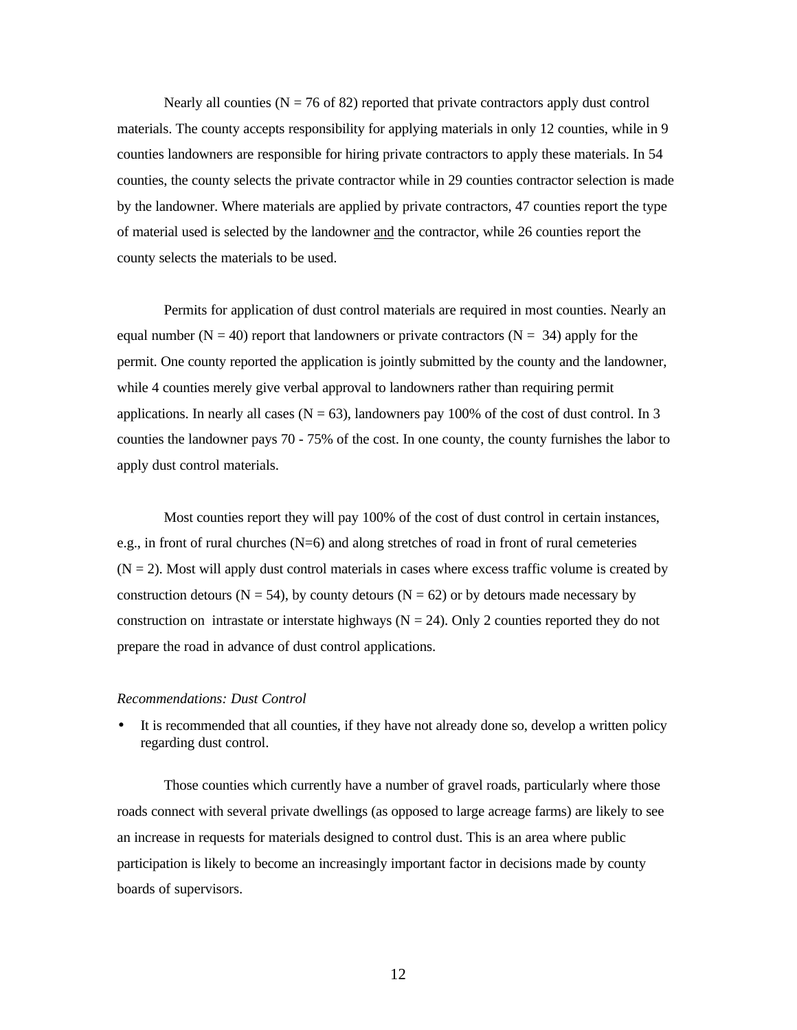Nearly all counties (N = 76 of 82) reported that private contractors apply dust control materials. The county accepts responsibility for applying materials in only 12 counties, while in 9 counties landowners are responsible for hiring private contractors to apply these materials. In 54 counties, the county selects the private contractor while in 29 counties contractor selection is made by the landowner. Where materials are applied by private contractors, 47 counties report the type of material used is selected by the landowner <u>and</u> the contractor, while 26 counties report the county selects the materials to be used.

Permits for application of dust control materials are required in most counties. Nearly an equal number (N = 40) report that landowners or private contractors (N = 34) apply for the permit. One county reported the application is jointly submitted by the county and the landowner, while 4 counties merely give verbal approval to landowners rather than requiring permit applications. In nearly all cases (N = 63), landowners pay 100% of the cost of dust control. In 3 counties the landowner pays 70 - 75% of the cost. In one county, the county furnishes the labor to apply dust control materials.

Most counties report they will pay 100% of the cost of dust control in certain instances, e.g., in front of rural churches (N=6) and along stretches of road in front of rural cemeteries (N = 2). Most will apply dust control materials in cases where excess traffic volume is created by construction detours (N = 54), by county detours (N = 62) or by detours made necessary by construction on intrastate or interstate highways (N = 24). Only 2 counties reported they do not prepare the road in advance of dust control applications.

*Recommendations: Dust Control*

- It is recommended that all counties, if they have not already done so, develop a written policy regarding dust control.

Those counties which currently have a number of gravel roads, particularly where those roads connect with several private dwellings (as opposed to large acreage farms) are likely to see an increase in requests for materials designed to control dust. This is an area where public participation is likely to become an increasingly important factor in decisions made by county boards of supervisors.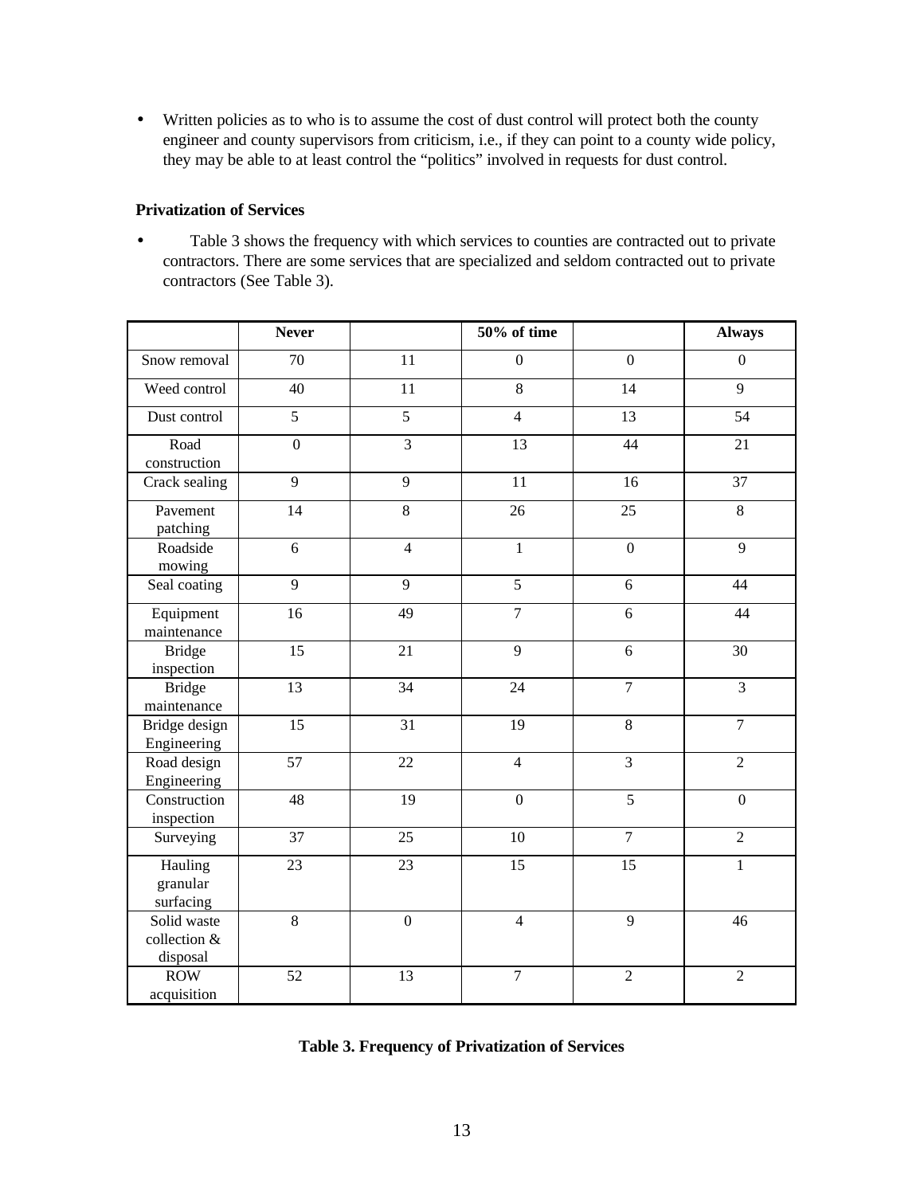- Written policies as to who is to assume the cost of dust control will protect both the county engineer and county supervisors from criticism, i.e., if they can point to a county wide policy, they may be able to at least control the "politics" involved in requests for dust control.

**Privatization of Services**

- Table 3 shows the frequency with which services to counties are contracted out to private contractors. There are some services that are specialized and seldom contracted out to private contractors (See Table 3).

| | **Never** | | **50% of time** | | **Always** |
|---|---|---|---|---|---|
| Snow removal | 70 | 11 | 0 | 0 | 0 |
| Weed control | 40 | 11 | 8 | 14 | 9 |
| Dust control | 5 | 5 | 4 | 13 | 54 |
| Road construction | 0 | 3 | 13 | 44 | 21 |
| Crack sealing | 9 | 9 | 11 | 16 | 37 |
| Pavement patching | 14 | 8 | 26 | 25 | 8 |
| Roadside mowing | 6 | 4 | 1 | 0 | 9 |
| Seal coating | 9 | 9 | 5 | 6 | 44 |
| Equipment maintenance | 16 | 49 | 7 | 6 | 44 |
| Bridge inspection | 15 | 21 | 9 | 6 | 30 |
| Bridge maintenance | 13 | 34 | 24 | 7 | 3 |
| Bridge design Engineering | 15 | 31 | 19 | 8 | 7 |
| Road design Engineering | 57 | 22 | 4 | 3 | 2 |
| Construction inspection | 48 | 19 | 0 | 5 | 0 |
| Surveying | 37 | 25 | 10 | 7 | 2 |
| Hauling granular surfacing | 23 | 23 | 15 | 15 | 1 |
| Solid waste collection & disposal | 8 | 0 | 4 | 9 | 46 |
| ROW acquisition | 52 | 13 | 7 | 2 | 2 |

**Table 3. Frequency of Privatization of Services**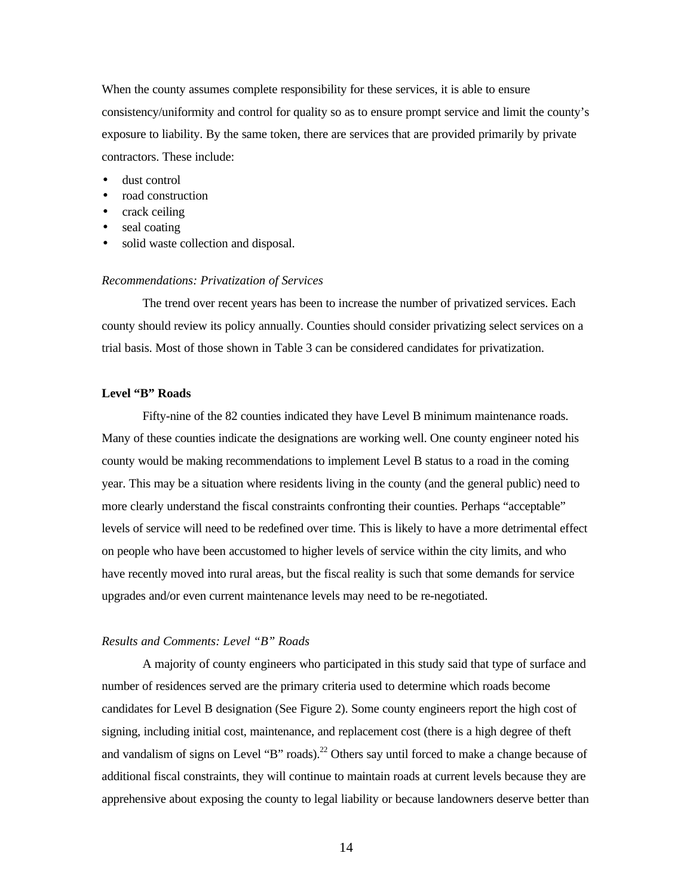When the county assumes complete responsibility for these services, it is able to ensure consistency/uniformity and control for quality so as to ensure prompt service and limit the county's exposure to liability. By the same token, there are services that are provided primarily by private contractors. These include:

- dust control
- road construction
- crack ceiling
- seal coating
- solid waste collection and disposal.

*Recommendations: Privatization of Services*

The trend over recent years has been to increase the number of privatized services. Each county should review its policy annually. Counties should consider privatizing select services on a trial basis. Most of those shown in Table 3 can be considered candidates for privatization.

**Level "B" Roads**

Fifty-nine of the 82 counties indicated they have Level B minimum maintenance roads. Many of these counties indicate the designations are working well. One county engineer noted his county would be making recommendations to implement Level B status to a road in the coming year. This may be a situation where residents living in the county (and the general public) need to more clearly understand the fiscal constraints confronting their counties. Perhaps "acceptable" levels of service will need to be redefined over time. This is likely to have a more detrimental effect on people who have been accustomed to higher levels of service within the city limits, and who have recently moved into rural areas, but the fiscal reality is such that some demands for service upgrades and/or even current maintenance levels may need to be re-negotiated.

*Results and Comments: Level "B" Roads*

A majority of county engineers who participated in this study said that type of surface and number of residences served are the primary criteria used to determine which roads become candidates for Level B designation (See Figure 2). Some county engineers report the high cost of signing, including initial cost, maintenance, and replacement cost (there is a high degree of theft and vandalism of signs on Level "B" roads).[22] Others say until forced to make a change because of additional fiscal constraints, they will continue to maintain roads at current levels because they are apprehensive about exposing the county to legal liability or because landowners deserve better than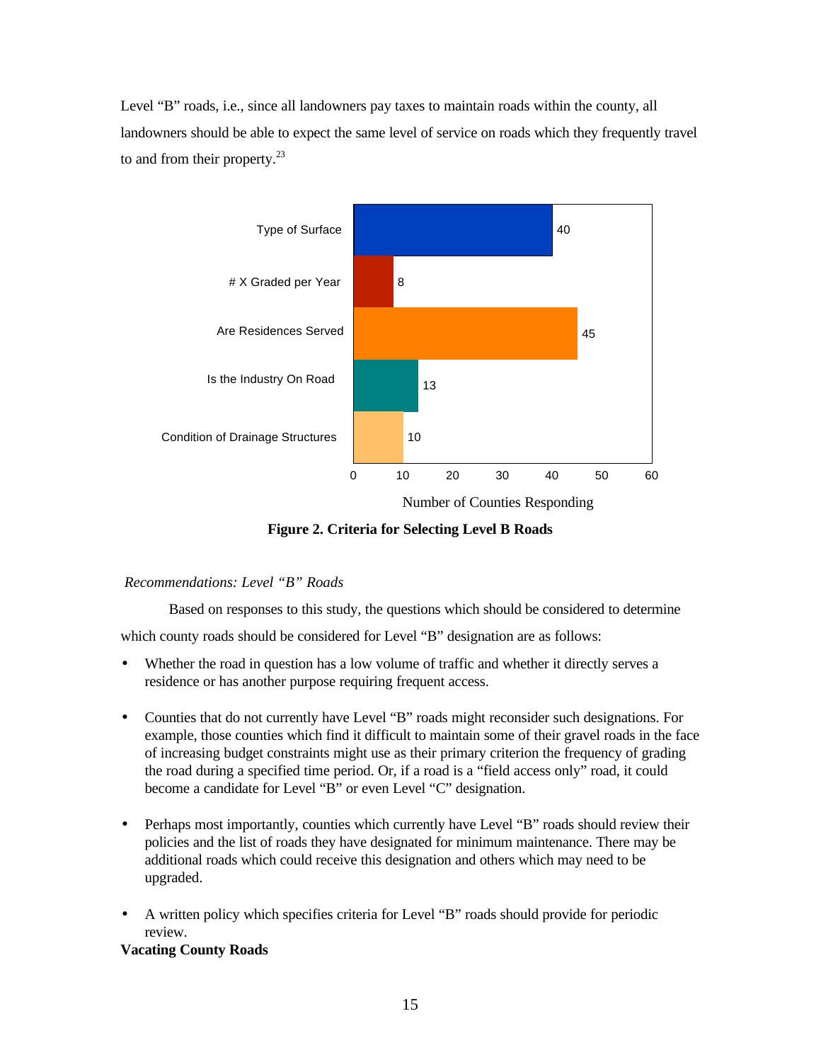Level "B" roads, i.e., since all landowners pay taxes to maintain roads within the county, all landowners should be able to expect the same level of service on roads which they frequently travel to and from their property.[23]

| Criteria | Number of Counties Responding |
|---|---|
| Type of Surface | 40 |
| # X Graded per Year | 8 |
| Are Residences Served | 45 |
| Is the Industry On Road | 13 |
| Condition of Drainage Structures | 10 |

**Figure 2. Criteria for Selecting Level B Roads**

*Recommendations: Level "B" Roads*

Based on responses to this study, the questions which should be considered to determine which county roads should be considered for Level "B" designation are as follows:

- Whether the road in question has a low volume of traffic and whether it directly serves a residence or has another purpose requiring frequent access.

- Counties that do not currently have Level "B" roads might reconsider such designations. For example, those counties which find it difficult to maintain some of their gravel roads in the face of increasing budget constraints might use as their primary criterion the frequency of grading the road during a specified time period. Or, if a road is a "field access only" road, it could become a candidate for Level "B" or even Level "C" designation.

- Perhaps most importantly, counties which currently have Level "B" roads should review their policies and the list of roads they have designated for minimum maintenance. There may be additional roads which could receive this designation and others which may need to be upgraded.

- A written policy which specifies criteria for Level "B" roads should provide for periodic review.

**Vacating County Roads**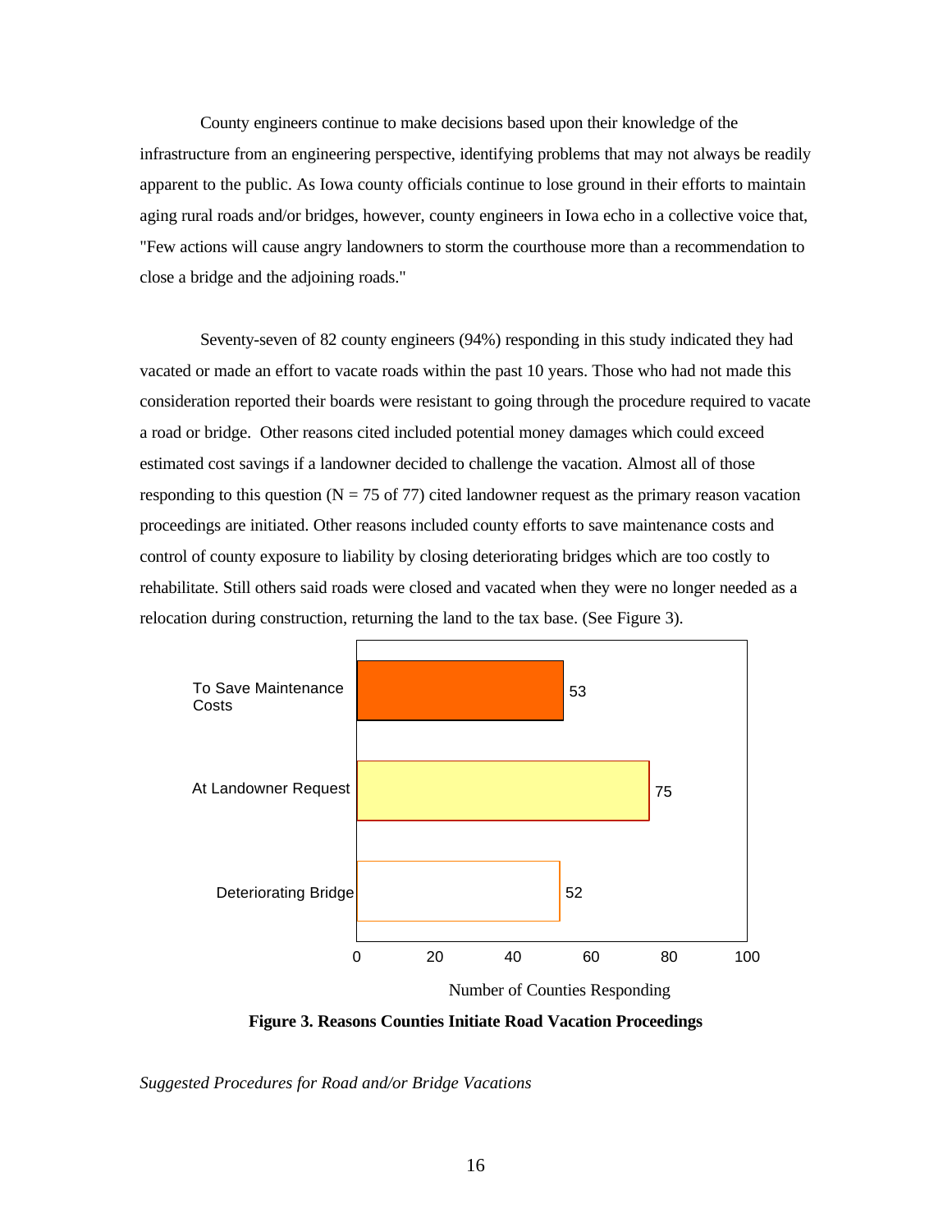County engineers continue to make decisions based upon their knowledge of the infrastructure from an engineering perspective, identifying problems that may not always be readily apparent to the public. As Iowa county officials continue to lose ground in their efforts to maintain aging rural roads and/or bridges, however, county engineers in Iowa echo in a collective voice that, "Few actions will cause angry landowners to storm the courthouse more than a recommendation to close a bridge and the adjoining roads."

Seventy-seven of 82 county engineers (94%) responding in this study indicated they had vacated or made an effort to vacate roads within the past 10 years. Those who had not made this consideration reported their boards were resistant to going through the procedure required to vacate a road or bridge. Other reasons cited included potential money damages which could exceed estimated cost savings if a landowner decided to challenge the vacation. Almost all of those responding to this question (N = 75 of 77) cited landowner request as the primary reason vacation proceedings are initiated. Other reasons included county efforts to save maintenance costs and control of county exposure to liability by closing deteriorating bridges which are too costly to rehabilitate. Still others said roads were closed and vacated when they were no longer needed as a relocation during construction, returning the land to the tax base. (See Figure 3).

| Reason | Number of Counties Responding |
|---|---|
| To Save Maintenance Costs | 53 |
| At Landowner Request | 75 |
| Deteriorating Bridge | 52 |

**Figure 3. Reasons Counties Initiate Road Vacation Proceedings**

*Suggested Procedures for Road and/or Bridge Vacations*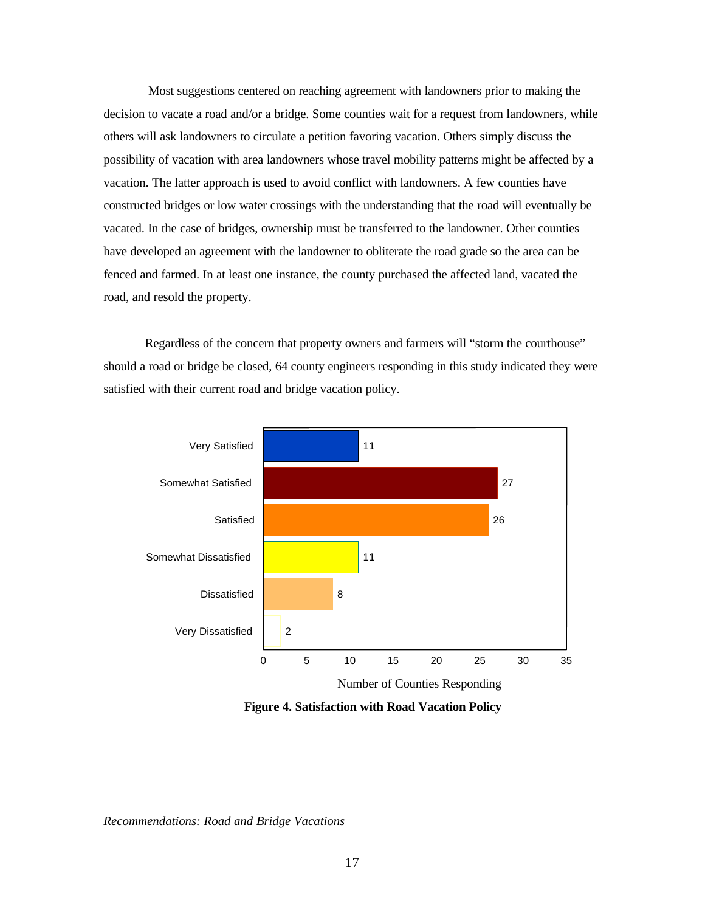Most suggestions centered on reaching agreement with landowners prior to making the decision to vacate a road and/or a bridge. Some counties wait for a request from landowners, while others will ask landowners to circulate a petition favoring vacation. Others simply discuss the possibility of vacation with area landowners whose travel mobility patterns might be affected by a vacation. The latter approach is used to avoid conflict with landowners. A few counties have constructed bridges or low water crossings with the understanding that the road will eventually be vacated. In the case of bridges, ownership must be transferred to the landowner. Other counties have developed an agreement with the landowner to obliterate the road grade so the area can be fenced and farmed. In at least one instance, the county purchased the affected land, vacated the road, and resold the property.

Regardless of the concern that property owners and farmers will "storm the courthouse" should a road or bridge be closed, 64 county engineers responding in this study indicated they were satisfied with their current road and bridge vacation policy.

| Response | Number of Counties Responding |
|---|---|
| Very Satisfied | 11 |
| Somewhat Satisfied | 27 |
| Satisfied | 26 |
| Somewhat Dissatisfied | 11 |
| Dissatisfied | 8 |
| Very Dissatisfied | 2 |

**Figure 4. Satisfaction with Road Vacation Policy**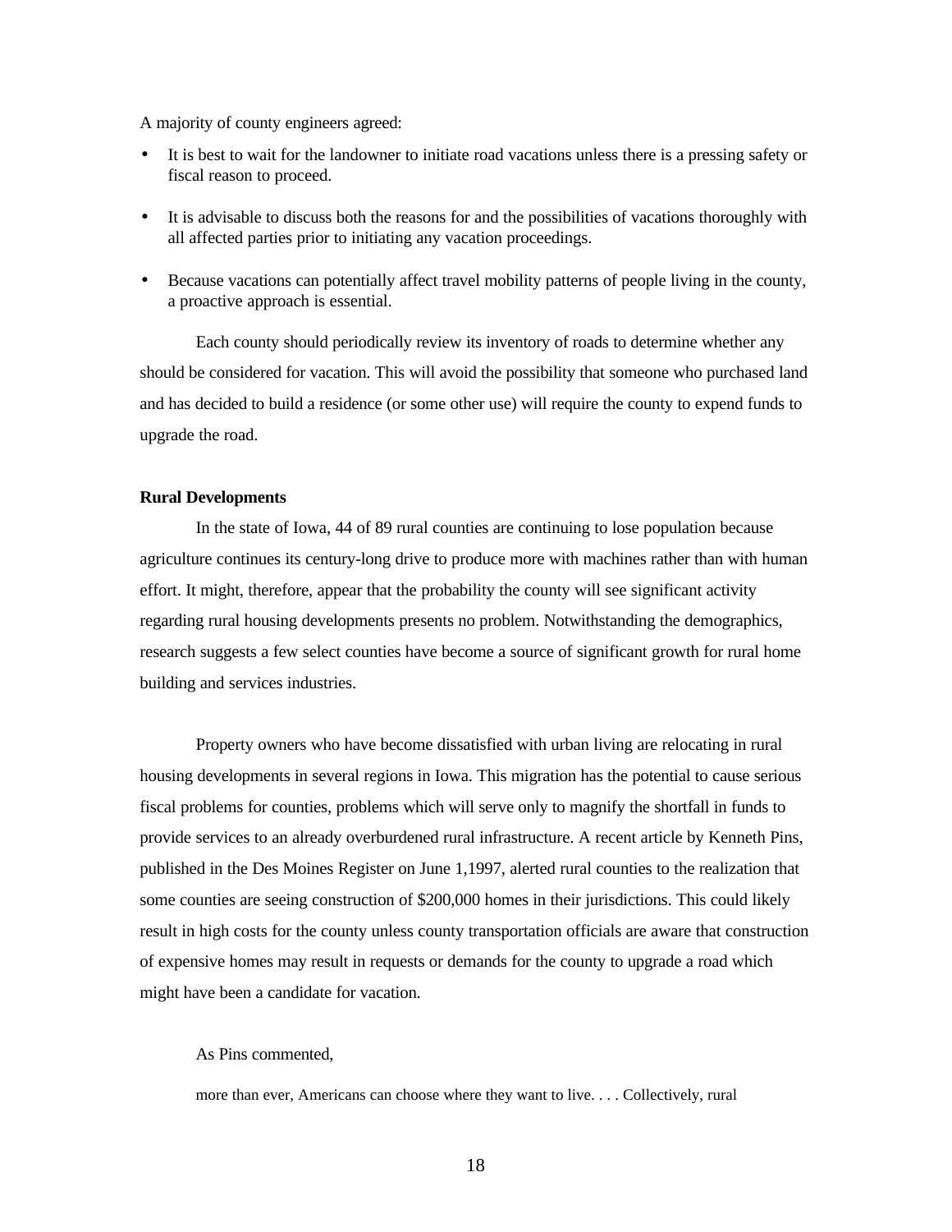A majority of county engineers agreed:

- It is best to wait for the landowner to initiate road vacations unless there is a pressing safety or fiscal reason to proceed.
- It is advisable to discuss both the reasons for and the possibilities of vacations thoroughly with all affected parties prior to initiating any vacation proceedings.
- Because vacations can potentially affect travel mobility patterns of people living in the county, a proactive approach is essential.

Each county should periodically review its inventory of roads to determine whether any should be considered for vacation. This will avoid the possibility that someone who purchased land and has decided to build a residence (or some other use) will require the county to expend funds to upgrade the road.

**Rural Developments**

In the state of Iowa, 44 of 89 rural counties are continuing to lose population because agriculture continues its century-long drive to produce more with machines rather than with human effort. It might, therefore, appear that the probability the county will see significant activity regarding rural housing developments presents no problem. Notwithstanding the demographics, research suggests a few select counties have become a source of significant growth for rural home building and services industries.

Property owners who have become dissatisfied with urban living are relocating in rural housing developments in several regions in Iowa. This migration has the potential to cause serious fiscal problems for counties, problems which will serve only to magnify the shortfall in funds to provide services to an already overburdened rural infrastructure. A recent article by Kenneth Pins, published in the Des Moines Register on June 1,1997, alerted rural counties to the realization that some counties are seeing construction of $200,000 homes in their jurisdictions. This could likely result in high costs for the county unless county transportation officials are aware that construction of expensive homes may result in requests or demands for the county to upgrade a road which might have been a candidate for vacation.

As Pins commented,

> more than ever, Americans can choose where they want to live. . . . Collectively, rural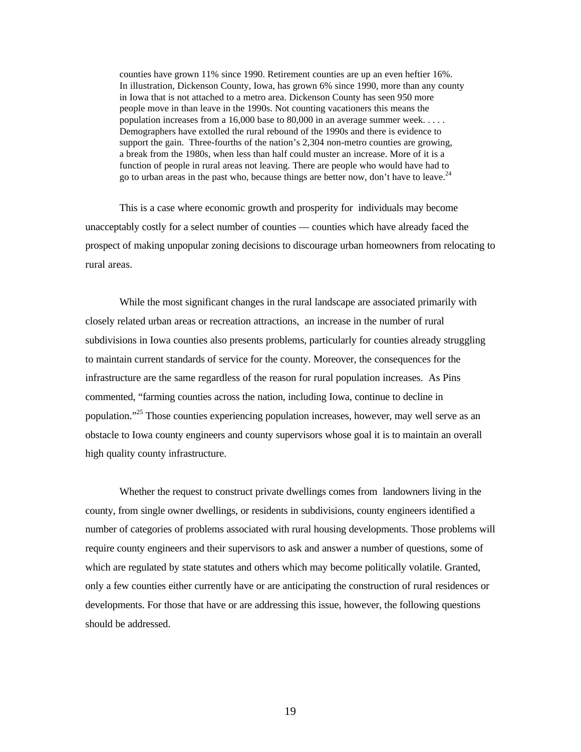> counties have grown 11% since 1990. Retirement counties are up an even heftier 16%. In illustration, Dickenson County, Iowa, has grown 6% since 1990, more than any county in Iowa that is not attached to a metro area. Dickenson County has seen 950 more people move in than leave in the 1990s. Not counting vacationers this means the population increases from a 16,000 base to 80,000 in an average summer week. . . . . Demographers have extolled the rural rebound of the 1990s and there is evidence to support the gain. Three-fourths of the nation's 2,304 non-metro counties are growing, a break from the 1980s, when less than half could muster an increase. More of it is a function of people in rural areas not leaving. There are people who would have had to go to urban areas in the past who, because things are better now, don't have to leave.[24]

This is a case where economic growth and prosperity for individuals may become unacceptably costly for a select number of counties — counties which have already faced the prospect of making unpopular zoning decisions to discourage urban homeowners from relocating to rural areas.

While the most significant changes in the rural landscape are associated primarily with closely related urban areas or recreation attractions, an increase in the number of rural subdivisions in Iowa counties also presents problems, particularly for counties already struggling to maintain current standards of service for the county. Moreover, the consequences for the infrastructure are the same regardless of the reason for rural population increases. As Pins commented, "farming counties across the nation, including Iowa, continue to decline in population."[25] Those counties experiencing population increases, however, may well serve as an obstacle to Iowa county engineers and county supervisors whose goal it is to maintain an overall high quality county infrastructure.

Whether the request to construct private dwellings comes from landowners living in the county, from single owner dwellings, or residents in subdivisions, county engineers identified a number of categories of problems associated with rural housing developments. Those problems will require county engineers and their supervisors to ask and answer a number of questions, some of which are regulated by state statutes and others which may become politically volatile. Granted, only a few counties either currently have or are anticipating the construction of rural residences or developments. For those that have or are addressing this issue, however, the following questions should be addressed.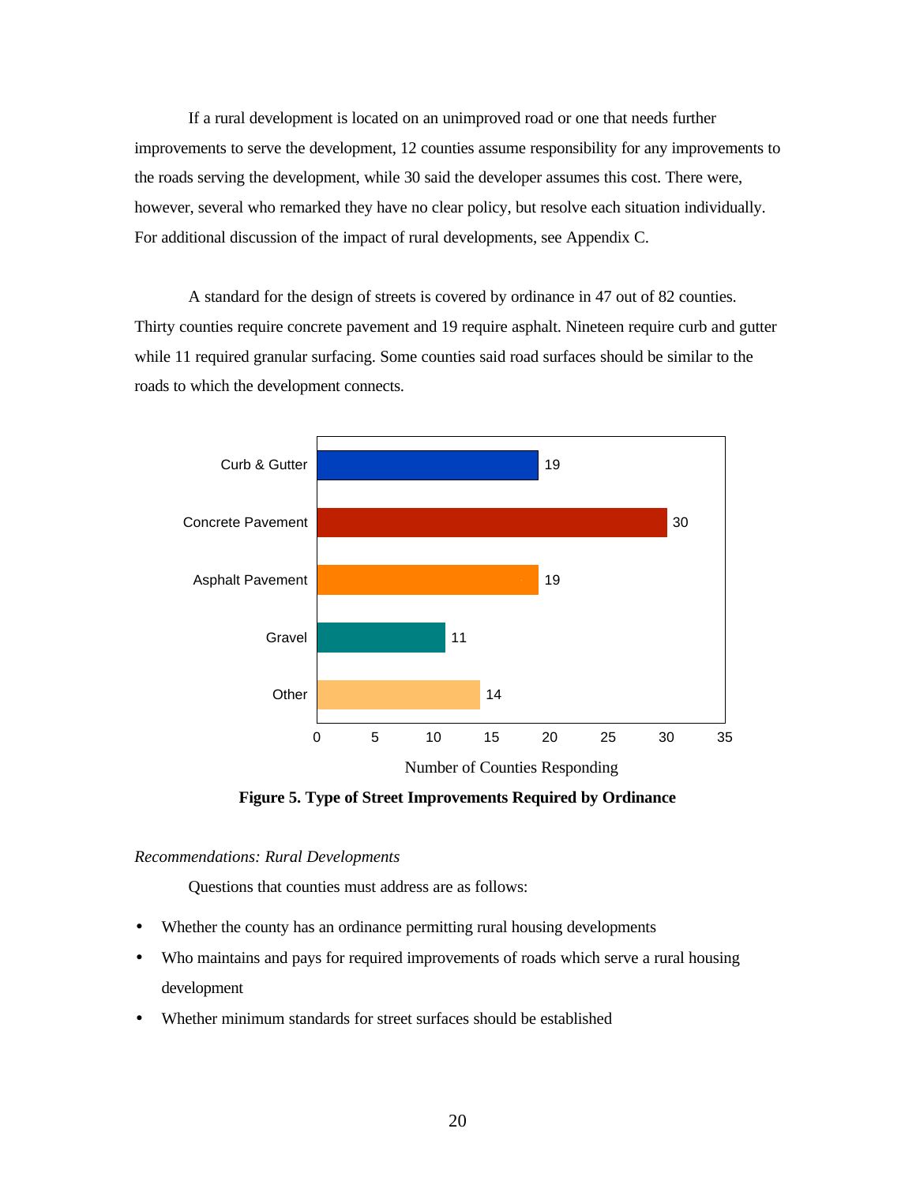If a rural development is located on an unimproved road or one that needs further improvements to serve the development, 12 counties assume responsibility for any improvements to the roads serving the development, while 30 said the developer assumes this cost. There were, however, several who remarked they have no clear policy, but resolve each situation individually. For additional discussion of the impact of rural developments, see Appendix C.

A standard for the design of streets is covered by ordinance in 47 out of 82 counties. Thirty counties require concrete pavement and 19 require asphalt. Nineteen require curb and gutter while 11 required granular surfacing. Some counties said road surfaces should be similar to the roads to which the development connects.

| Type | Number of Counties Responding |
| --- | --- |
| Curb & Gutter | 19 |
| Concrete Pavement | 30 |
| Asphalt Pavement | 19 |
| Gravel | 11 |
| Other | 14 |

**Figure 5. Type of Street Improvements Required by Ordinance**

*Recommendations: Rural Developments*

Questions that counties must address are as follows:

- Whether the county has an ordinance permitting rural housing developments
- Who maintains and pays for required improvements of roads which serve a rural housing development
- Whether minimum standards for street surfaces should be established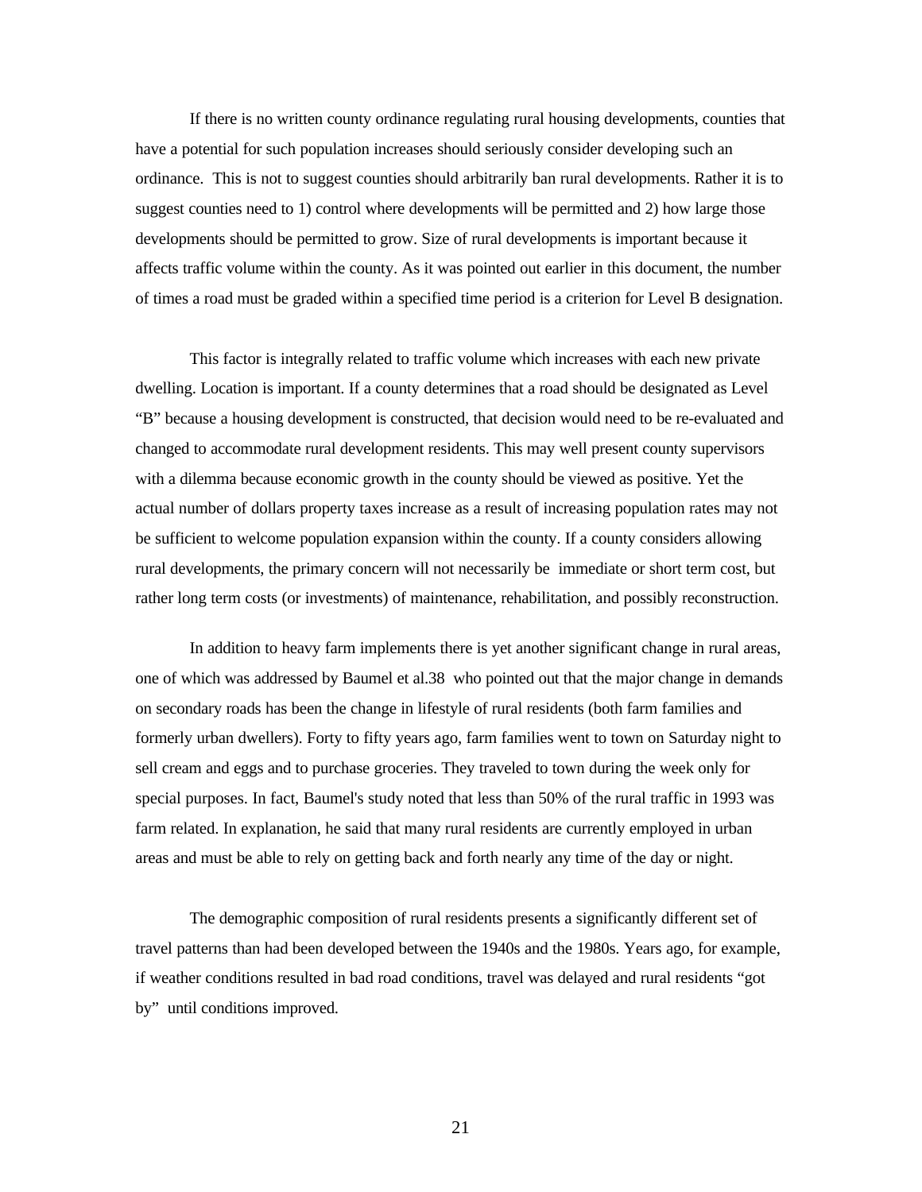If there is no written county ordinance regulating rural housing developments, counties that have a potential for such population increases should seriously consider developing such an ordinance. This is not to suggest counties should arbitrarily ban rural developments. Rather it is to suggest counties need to 1) control where developments will be permitted and 2) how large those developments should be permitted to grow. Size of rural developments is important because it affects traffic volume within the county. As it was pointed out earlier in this document, the number of times a road must be graded within a specified time period is a criterion for Level B designation.

This factor is integrally related to traffic volume which increases with each new private dwelling. Location is important. If a county determines that a road should be designated as Level "B" because a housing development is constructed, that decision would need to be re-evaluated and changed to accommodate rural development residents. This may well present county supervisors with a dilemma because economic growth in the county should be viewed as positive. Yet the actual number of dollars property taxes increase as a result of increasing population rates may not be sufficient to welcome population expansion within the county. If a county considers allowing rural developments, the primary concern will not necessarily be immediate or short term cost, but rather long term costs (or investments) of maintenance, rehabilitation, and possibly reconstruction.

In addition to heavy farm implements there is yet another significant change in rural areas, one of which was addressed by Baumel et al.38 who pointed out that the major change in demands on secondary roads has been the change in lifestyle of rural residents (both farm families and formerly urban dwellers). Forty to fifty years ago, farm families went to town on Saturday night to sell cream and eggs and to purchase groceries. They traveled to town during the week only for special purposes. In fact, Baumel's study noted that less than 50% of the rural traffic in 1993 was farm related. In explanation, he said that many rural residents are currently employed in urban areas and must be able to rely on getting back and forth nearly any time of the day or night.

The demographic composition of rural residents presents a significantly different set of travel patterns than had been developed between the 1940s and the 1980s. Years ago, for example, if weather conditions resulted in bad road conditions, travel was delayed and rural residents "got by" until conditions improved.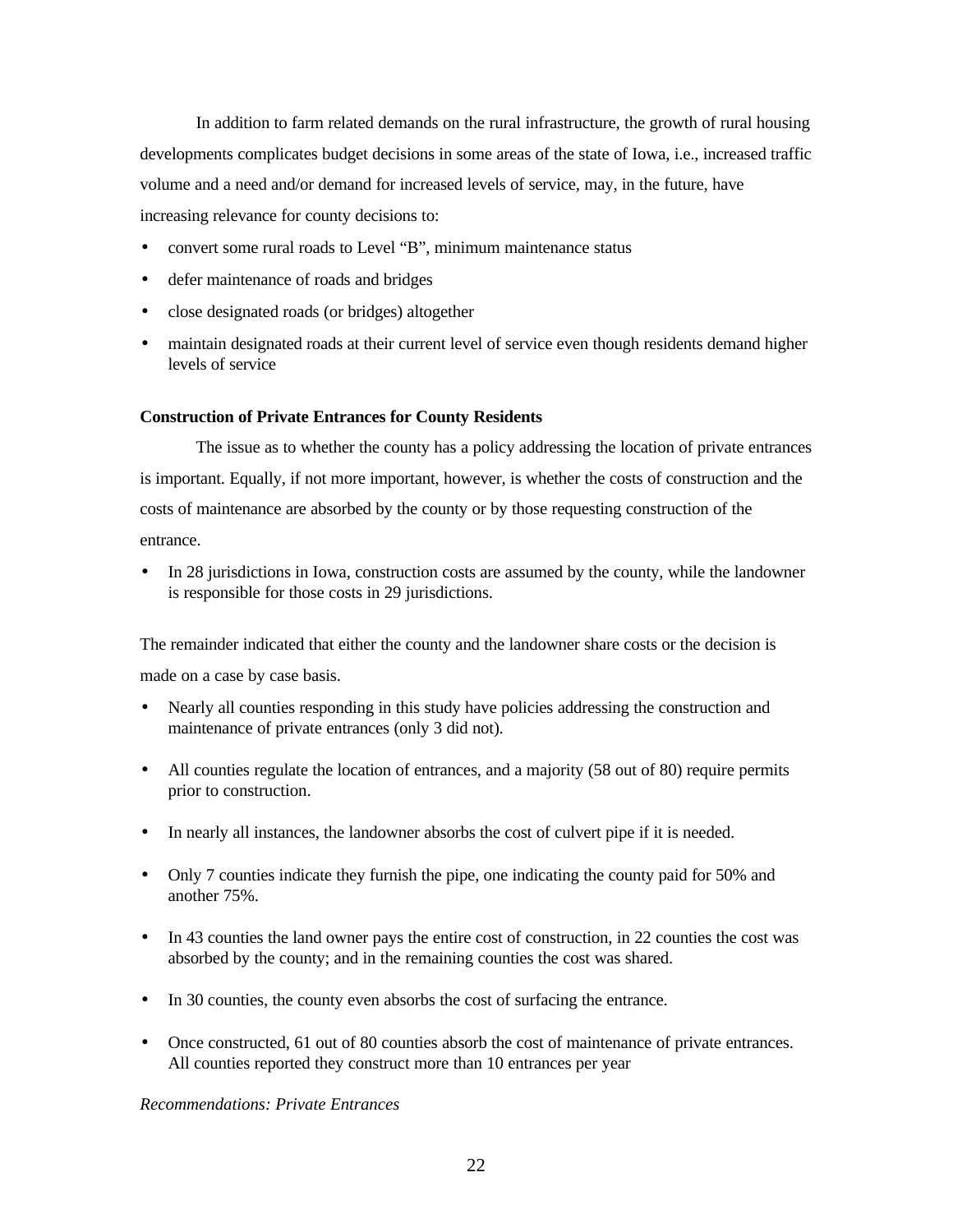In addition to farm related demands on the rural infrastructure, the growth of rural housing developments complicates budget decisions in some areas of the state of Iowa, i.e., increased traffic volume and a need and/or demand for increased levels of service, may, in the future, have increasing relevance for county decisions to:

- convert some rural roads to Level "B", minimum maintenance status
- defer maintenance of roads and bridges
- close designated roads (or bridges) altogether
- maintain designated roads at their current level of service even though residents demand higher levels of service

**Construction of Private Entrances for County Residents**

The issue as to whether the county has a policy addressing the location of private entrances is important. Equally, if not more important, however, is whether the costs of construction and the costs of maintenance are absorbed by the county or by those requesting construction of the entrance.

- In 28 jurisdictions in Iowa, construction costs are assumed by the county, while the landowner is responsible for those costs in 29 jurisdictions.

The remainder indicated that either the county and the landowner share costs or the decision is made on a case by case basis.

- Nearly all counties responding in this study have policies addressing the construction and maintenance of private entrances (only 3 did not).
- All counties regulate the location of entrances, and a majority (58 out of 80) require permits prior to construction.
- In nearly all instances, the landowner absorbs the cost of culvert pipe if it is needed.
- Only 7 counties indicate they furnish the pipe, one indicating the county paid for 50% and another 75%.
- In 43 counties the land owner pays the entire cost of construction, in 22 counties the cost was absorbed by the county; and in the remaining counties the cost was shared.
- In 30 counties, the county even absorbs the cost of surfacing the entrance.
- Once constructed, 61 out of 80 counties absorb the cost of maintenance of private entrances. All counties reported they construct more than 10 entrances per year

*Recommendations: Private Entrances*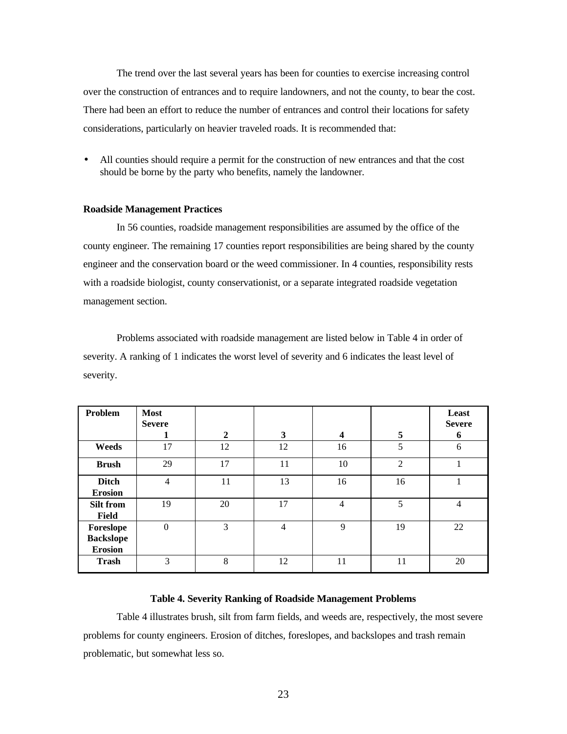The trend over the last several years has been for counties to exercise increasing control over the construction of entrances and to require landowners, and not the county, to bear the cost. There had been an effort to reduce the number of entrances and control their locations for safety considerations, particularly on heavier traveled roads. It is recommended that:

- All counties should require a permit for the construction of new entrances and that the cost should be borne by the party who benefits, namely the landowner.

**Roadside Management Practices**

In 56 counties, roadside management responsibilities are assumed by the office of the county engineer. The remaining 17 counties report responsibilities are being shared by the county engineer and the conservation board or the weed commissioner. In 4 counties, responsibility rests with a roadside biologist, county conservationist, or a separate integrated roadside vegetation management section.

Problems associated with roadside management are listed below in Table 4 in order of severity. A ranking of 1 indicates the worst level of severity and 6 indicates the least level of severity.

| Problem | Most Severe 1 | 2 | 3 | 4 | 5 | Least Severe 6 |
|---|---|---|---|---|---|---|
| Weeds | 17 | 12 | 12 | 16 | 5 | 6 |
| Brush | 29 | 17 | 11 | 10 | 2 | 1 |
| Ditch Erosion | 4 | 11 | 13 | 16 | 16 | 1 |
| Silt from Field | 19 | 20 | 17 | 4 | 5 | 4 |
| Foreslope Backslope Erosion | 0 | 3 | 4 | 9 | 19 | 22 |
| Trash | 3 | 8 | 12 | 11 | 11 | 20 |

**Table 4. Severity Ranking of Roadside Management Problems**

Table 4 illustrates brush, silt from farm fields, and weeds are, respectively, the most severe problems for county engineers. Erosion of ditches, foreslopes, and backslopes and trash remain problematic, but somewhat less so.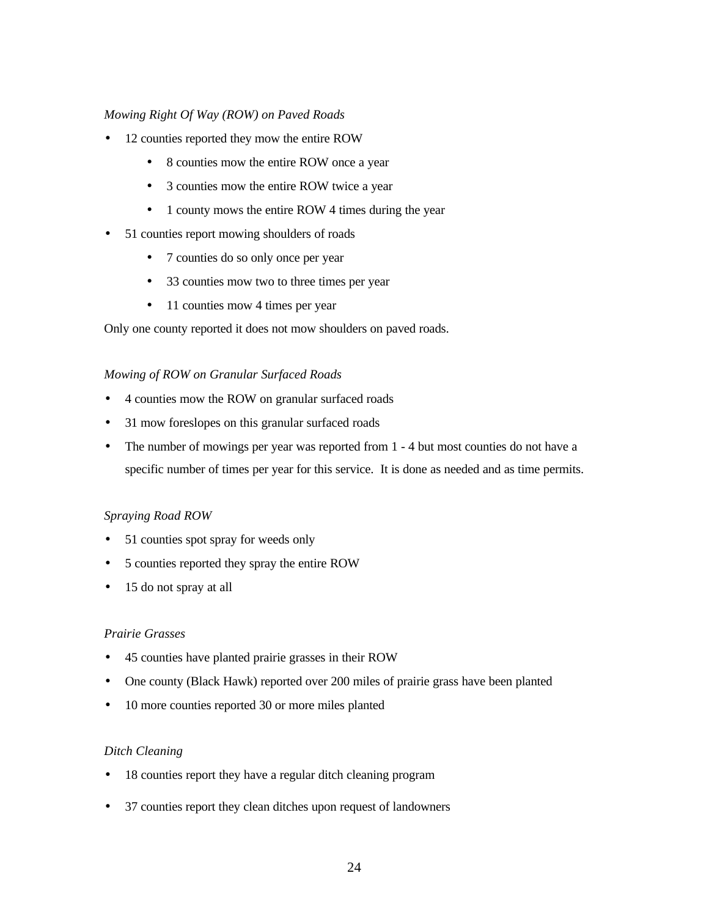*Mowing Right Of Way (ROW) on Paved Roads*

- 12 counties reported they mow the entire ROW
  - 8 counties mow the entire ROW once a year
  - 3 counties mow the entire ROW twice a year
  - 1 county mows the entire ROW 4 times during the year
- 51 counties report mowing shoulders of roads
  - 7 counties do so only once per year
  - 33 counties mow two to three times per year
  - 11 counties mow 4 times per year

Only one county reported it does not mow shoulders on paved roads.

*Mowing of ROW on Granular Surfaced Roads*

- 4 counties mow the ROW on granular surfaced roads
- 31 mow foreslopes on this granular surfaced roads
- The number of mowings per year was reported from 1 - 4 but most counties do not have a specific number of times per year for this service. It is done as needed and as time permits.

*Spraying Road ROW*

- 51 counties spot spray for weeds only
- 5 counties reported they spray the entire ROW
- 15 do not spray at all

*Prairie Grasses*

- 45 counties have planted prairie grasses in their ROW
- One county (Black Hawk) reported over 200 miles of prairie grass have been planted
- 10 more counties reported 30 or more miles planted

*Ditch Cleaning*

- 18 counties report they have a regular ditch cleaning program
- 37 counties report they clean ditches upon request of landowners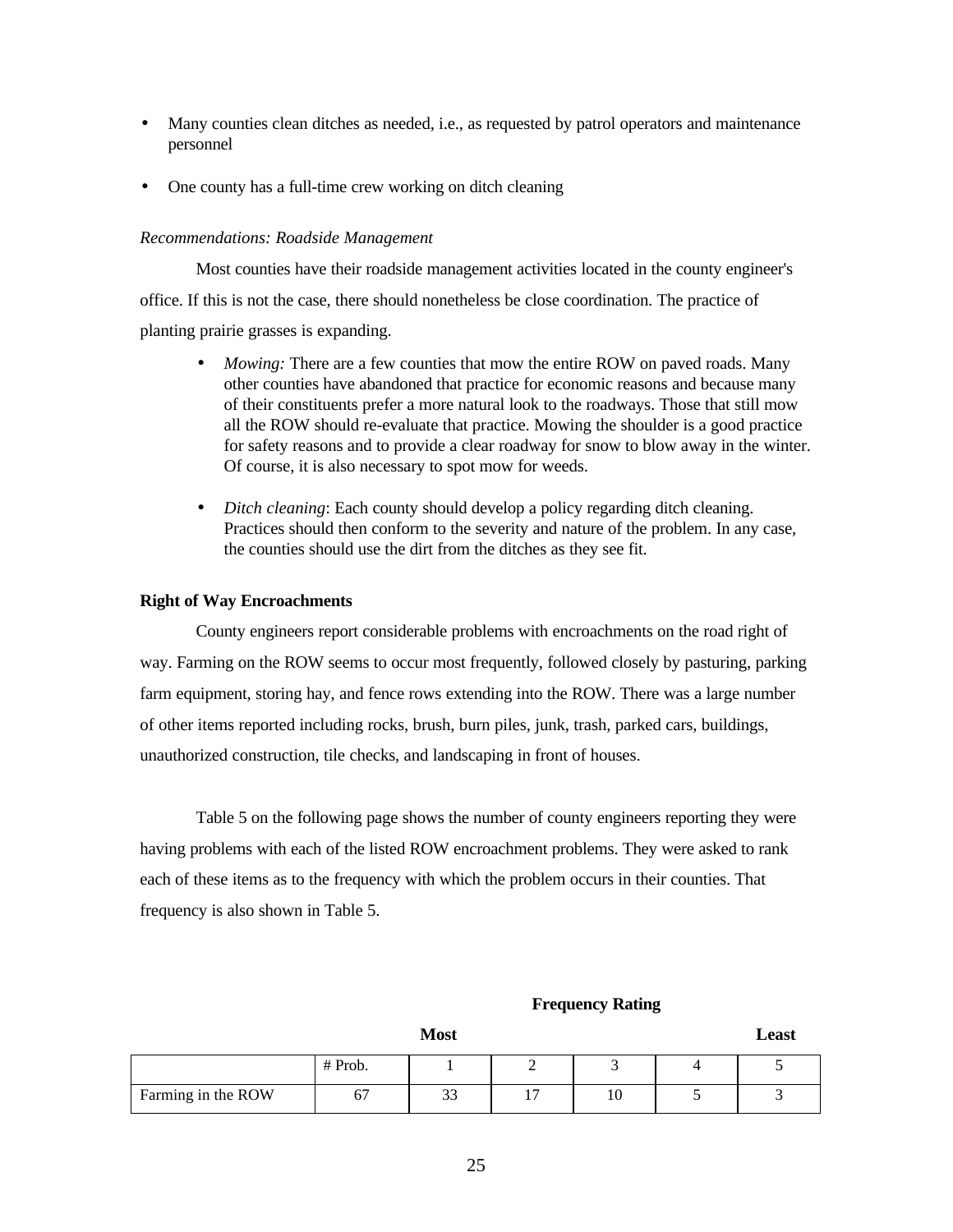- Many counties clean ditches as needed, i.e., as requested by patrol operators and maintenance personnel
- One county has a full-time crew working on ditch cleaning

*Recommendations: Roadside Management*

Most counties have their roadside management activities located in the county engineer's office. If this is not the case, there should nonetheless be close coordination. The practice of planting prairie grasses is expanding.

- *Mowing:* There are a few counties that mow the entire ROW on paved roads. Many other counties have abandoned that practice for economic reasons and because many of their constituents prefer a more natural look to the roadways. Those that still mow all the ROW should re-evaluate that practice. Mowing the shoulder is a good practice for safety reasons and to provide a clear roadway for snow to blow away in the winter. Of course, it is also necessary to spot mow for weeds.
- *Ditch cleaning*: Each county should develop a policy regarding ditch cleaning. Practices should then conform to the severity and nature of the problem. In any case, the counties should use the dirt from the ditches as they see fit.

**Right of Way Encroachments**

County engineers report considerable problems with encroachments on the road right of way. Farming on the ROW seems to occur most frequently, followed closely by pasturing, parking farm equipment, storing hay, and fence rows extending into the ROW. There was a large number of other items reported including rocks, brush, burn piles, junk, trash, parked cars, buildings, unauthorized construction, tile checks, and landscaping in front of houses.

Table 5 on the following page shows the number of county engineers reporting they were having problems with each of the listed ROW encroachment problems. They were asked to rank each of these items as to the frequency with which the problem occurs in their counties. That frequency is also shown in Table 5.

| | | Frequency Rating | | | | |
|---|---|---|---|---|---|---|
| | | Most | | | | Least |
| | # Prob. | 1 | 2 | 3 | 4 | 5 |
| Farming in the ROW | 67 | 33 | 17 | 10 | 5 | 3 |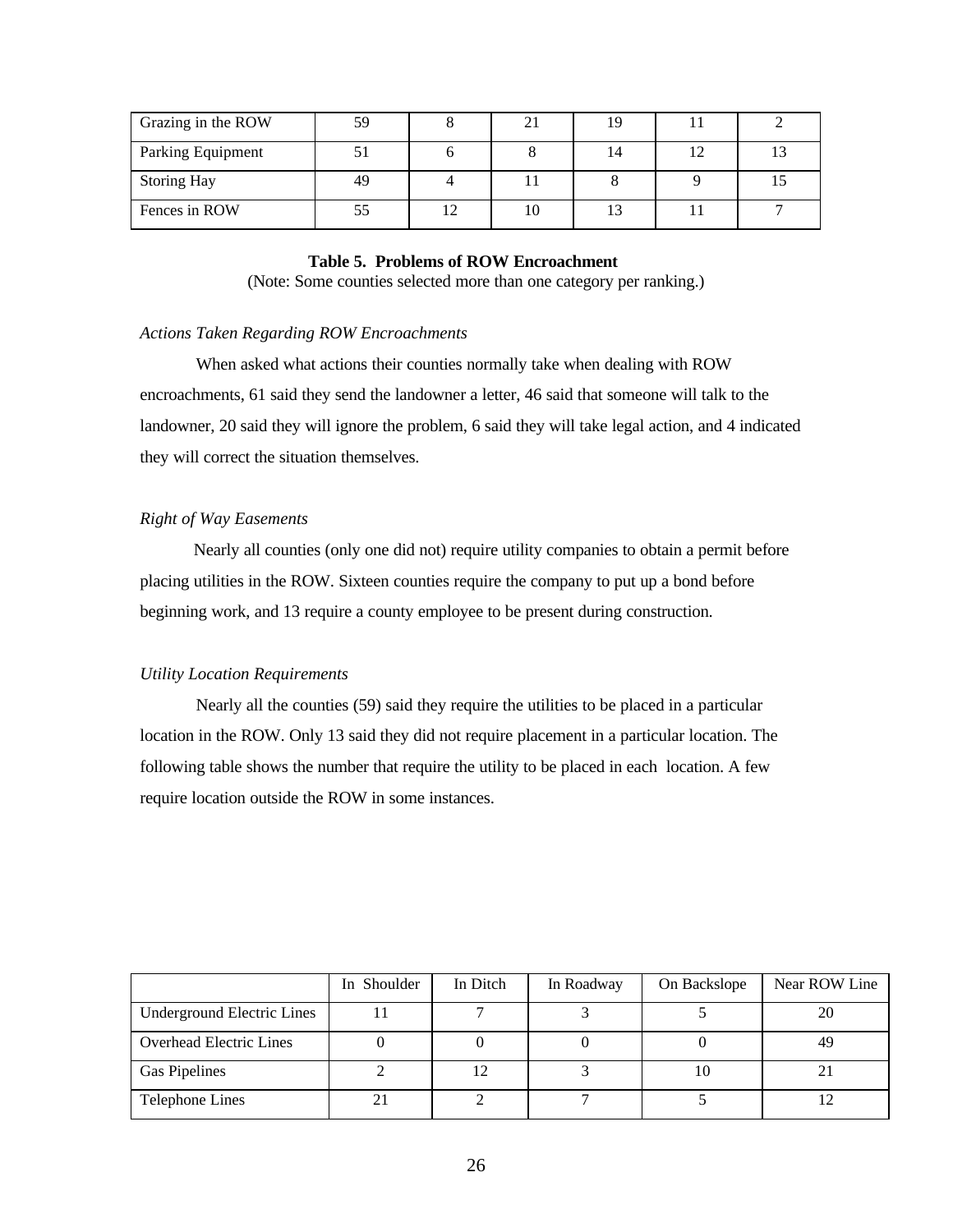| | | | | | | |
|---|---|---|---|---|---|---|
| Grazing in the ROW | 59 | 8 | 21 | 19 | 11 | 2 |
| Parking Equipment | 51 | 6 | 8 | 14 | 12 | 13 |
| Storing Hay | 49 | 4 | 11 | 8 | 9 | 15 |
| Fences in ROW | 55 | 12 | 10 | 13 | 11 | 7 |

**Table 5. Problems of ROW Encroachment**
(Note: Some counties selected more than one category per ranking.)

*Actions Taken Regarding ROW Encroachments*

When asked what actions their counties normally take when dealing with ROW encroachments, 61 said they send the landowner a letter, 46 said that someone will talk to the landowner, 20 said they will ignore the problem, 6 said they will take legal action, and 4 indicated they will correct the situation themselves.

*Right of Way Easements*

Nearly all counties (only one did not) require utility companies to obtain a permit before placing utilities in the ROW. Sixteen counties require the company to put up a bond before beginning work, and 13 require a county employee to be present during construction.

*Utility Location Requirements*

Nearly all the counties (59) said they require the utilities to be placed in a particular location in the ROW. Only 13 said they did not require placement in a particular location. The following table shows the number that require the utility to be placed in each location. A few require location outside the ROW in some instances.

| | In Shoulder | In Ditch | In Roadway | On Backslope | Near ROW Line |
|---|---|---|---|---|---|
| Underground Electric Lines | 11 | 7 | 3 | 5 | 20 |
| Overhead Electric Lines | 0 | 0 | 0 | 0 | 49 |
| Gas Pipelines | 2 | 12 | 3 | 10 | 21 |
| Telephone Lines | 21 | 2 | 7 | 5 | 12 |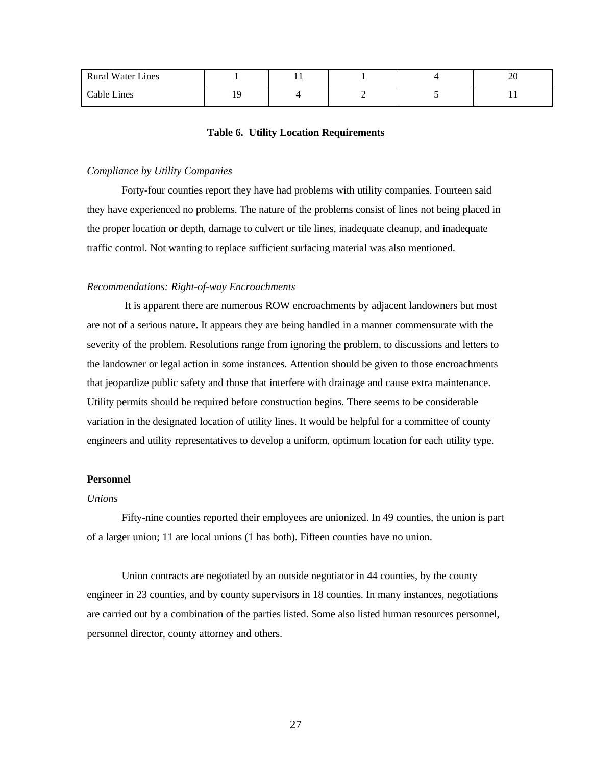| Rural Water Lines | 1 | 11 | 1 | 4 | 20 |
|---|---|---|---|---|---|
| Cable Lines | 19 | 4 | 2 | 5 | 11 |

**Table 6. Utility Location Requirements**

*Compliance by Utility Companies*

Forty-four counties report they have had problems with utility companies. Fourteen said they have experienced no problems. The nature of the problems consist of lines not being placed in the proper location or depth, damage to culvert or tile lines, inadequate cleanup, and inadequate traffic control. Not wanting to replace sufficient surfacing material was also mentioned.

*Recommendations: Right-of-way Encroachments*

It is apparent there are numerous ROW encroachments by adjacent landowners but most are not of a serious nature. It appears they are being handled in a manner commensurate with the severity of the problem. Resolutions range from ignoring the problem, to discussions and letters to the landowner or legal action in some instances. Attention should be given to those encroachments that jeopardize public safety and those that interfere with drainage and cause extra maintenance. Utility permits should be required before construction begins. There seems to be considerable variation in the designated location of utility lines. It would be helpful for a committee of county engineers and utility representatives to develop a uniform, optimum location for each utility type.

**Personnel**

*Unions*

Fifty-nine counties reported their employees are unionized. In 49 counties, the union is part of a larger union; 11 are local unions (1 has both). Fifteen counties have no union.

Union contracts are negotiated by an outside negotiator in 44 counties, by the county engineer in 23 counties, and by county supervisors in 18 counties. In many instances, negotiations are carried out by a combination of the parties listed. Some also listed human resources personnel, personnel director, county attorney and others.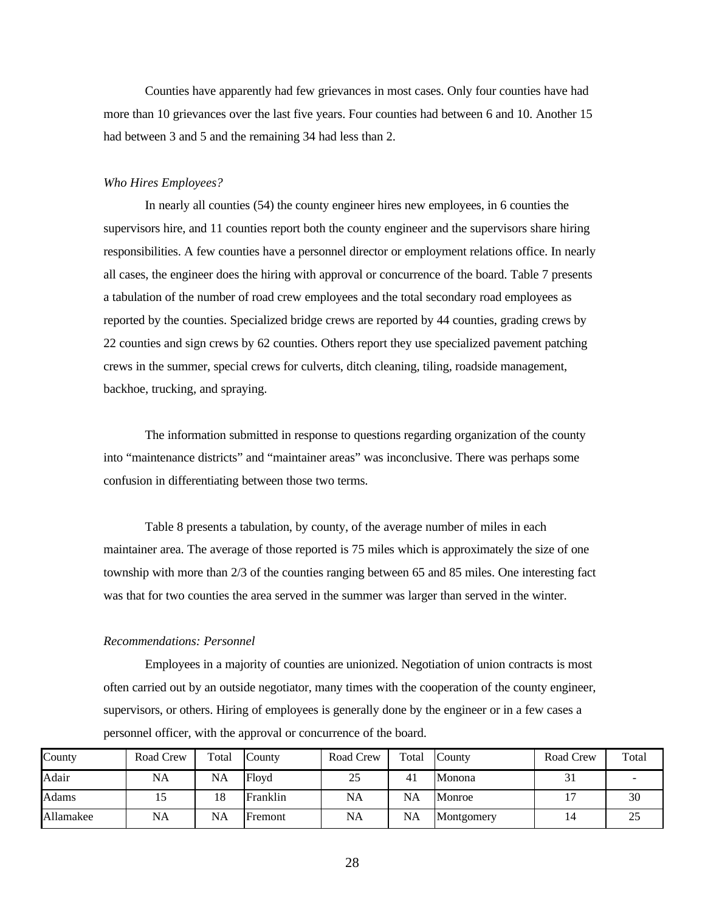Counties have apparently had few grievances in most cases. Only four counties have had more than 10 grievances over the last five years. Four counties had between 6 and 10. Another 15 had between 3 and 5 and the remaining 34 had less than 2.

*Who Hires Employees?*

In nearly all counties (54) the county engineer hires new employees, in 6 counties the supervisors hire, and 11 counties report both the county engineer and the supervisors share hiring responsibilities. A few counties have a personnel director or employment relations office. In nearly all cases, the engineer does the hiring with approval or concurrence of the board. Table 7 presents a tabulation of the number of road crew employees and the total secondary road employees as reported by the counties. Specialized bridge crews are reported by 44 counties, grading crews by 22 counties and sign crews by 62 counties. Others report they use specialized pavement patching crews in the summer, special crews for culverts, ditch cleaning, tiling, roadside management, backhoe, trucking, and spraying.

The information submitted in response to questions regarding organization of the county into "maintenance districts" and "maintainer areas" was inconclusive. There was perhaps some confusion in differentiating between those two terms.

Table 8 presents a tabulation, by county, of the average number of miles in each maintainer area. The average of those reported is 75 miles which is approximately the size of one township with more than 2/3 of the counties ranging between 65 and 85 miles. One interesting fact was that for two counties the area served in the summer was larger than served in the winter.

*Recommendations: Personnel*

Employees in a majority of counties are unionized. Negotiation of union contracts is most often carried out by an outside negotiator, many times with the cooperation of the county engineer, supervisors, or others. Hiring of employees is generally done by the engineer or in a few cases a personnel officer, with the approval or concurrence of the board.

| County | Road Crew | Total | County | Road Crew | Total | County | Road Crew | Total |
|---|---|---|---|---|---|---|---|---|
| Adair | NA | NA | Floyd | 25 | 41 | Monona | 31 | - |
| Adams | 15 | 18 | Franklin | NA | NA | Monroe | 17 | 30 |
| Allamakee | NA | NA | Fremont | NA | NA | Montgomery | 14 | 25 |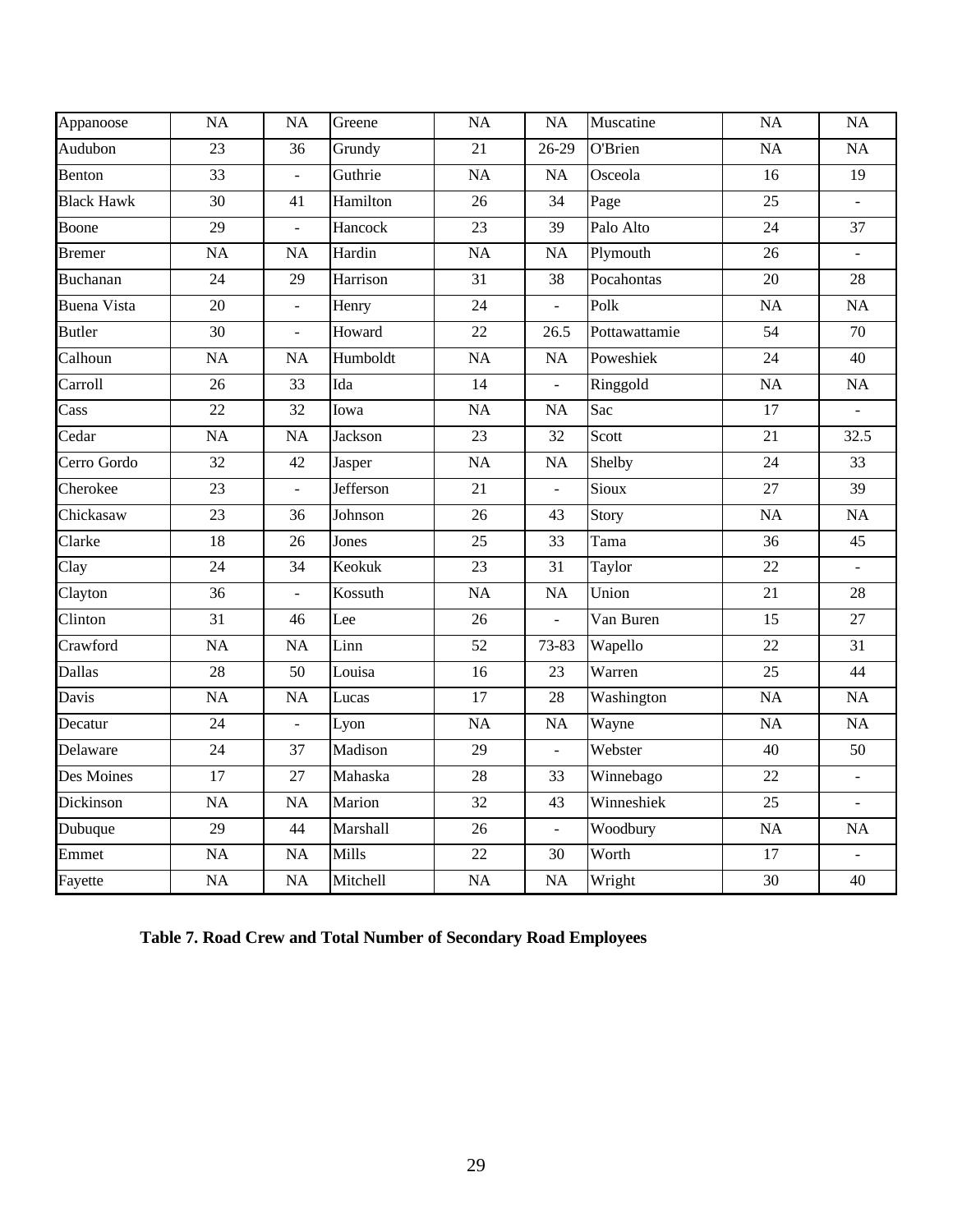| | | | | | | | | |
|---|---|---|---|---|---|---|---|---|
| Appanoose | NA | NA | Greene | NA | NA | Muscatine | NA | NA |
| Audubon | 23 | 36 | Grundy | 21 | 26-29 | O'Brien | NA | NA |
| Benton | 33 | - | Guthrie | NA | NA | Osceola | 16 | 19 |
| Black Hawk | 30 | 41 | Hamilton | 26 | 34 | Page | 25 | - |
| Boone | 29 | - | Hancock | 23 | 39 | Palo Alto | 24 | 37 |
| Bremer | NA | NA | Hardin | NA | NA | Plymouth | 26 | - |
| Buchanan | 24 | 29 | Harrison | 31 | 38 | Pocahontas | 20 | 28 |
| Buena Vista | 20 | - | Henry | 24 | - | Polk | NA | NA |
| Butler | 30 | - | Howard | 22 | 26.5 | Pottawattamie | 54 | 70 |
| Calhoun | NA | NA | Humboldt | NA | NA | Poweshiek | 24 | 40 |
| Carroll | 26 | 33 | Ida | 14 | - | Ringgold | NA | NA |
| Cass | 22 | 32 | Iowa | NA | NA | Sac | 17 | - |
| Cedar | NA | NA | Jackson | 23 | 32 | Scott | 21 | 32.5 |
| Cerro Gordo | 32 | 42 | Jasper | NA | NA | Shelby | 24 | 33 |
| Cherokee | 23 | - | Jefferson | 21 | - | Sioux | 27 | 39 |
| Chickasaw | 23 | 36 | Johnson | 26 | 43 | Story | NA | NA |
| Clarke | 18 | 26 | Jones | 25 | 33 | Tama | 36 | 45 |
| Clay | 24 | 34 | Keokuk | 23 | 31 | Taylor | 22 | - |
| Clayton | 36 | - | Kossuth | NA | NA | Union | 21 | 28 |
| Clinton | 31 | 46 | Lee | 26 | - | Van Buren | 15 | 27 |
| Crawford | NA | NA | Linn | 52 | 73-83 | Wapello | 22 | 31 |
| Dallas | 28 | 50 | Louisa | 16 | 23 | Warren | 25 | 44 |
| Davis | NA | NA | Lucas | 17 | 28 | Washington | NA | NA |
| Decatur | 24 | - | Lyon | NA | NA | Wayne | NA | NA |
| Delaware | 24 | 37 | Madison | 29 | - | Webster | 40 | 50 |
| Des Moines | 17 | 27 | Mahaska | 28 | 33 | Winnebago | 22 | - |
| Dickinson | NA | NA | Marion | 32 | 43 | Winneshiek | 25 | - |
| Dubuque | 29 | 44 | Marshall | 26 | - | Woodbury | NA | NA |
| Emmet | NA | NA | Mills | 22 | 30 | Worth | 17 | - |
| Fayette | NA | NA | Mitchell | NA | NA | Wright | 30 | 40 |

**Table 7. Road Crew and Total Number of Secondary Road Employees**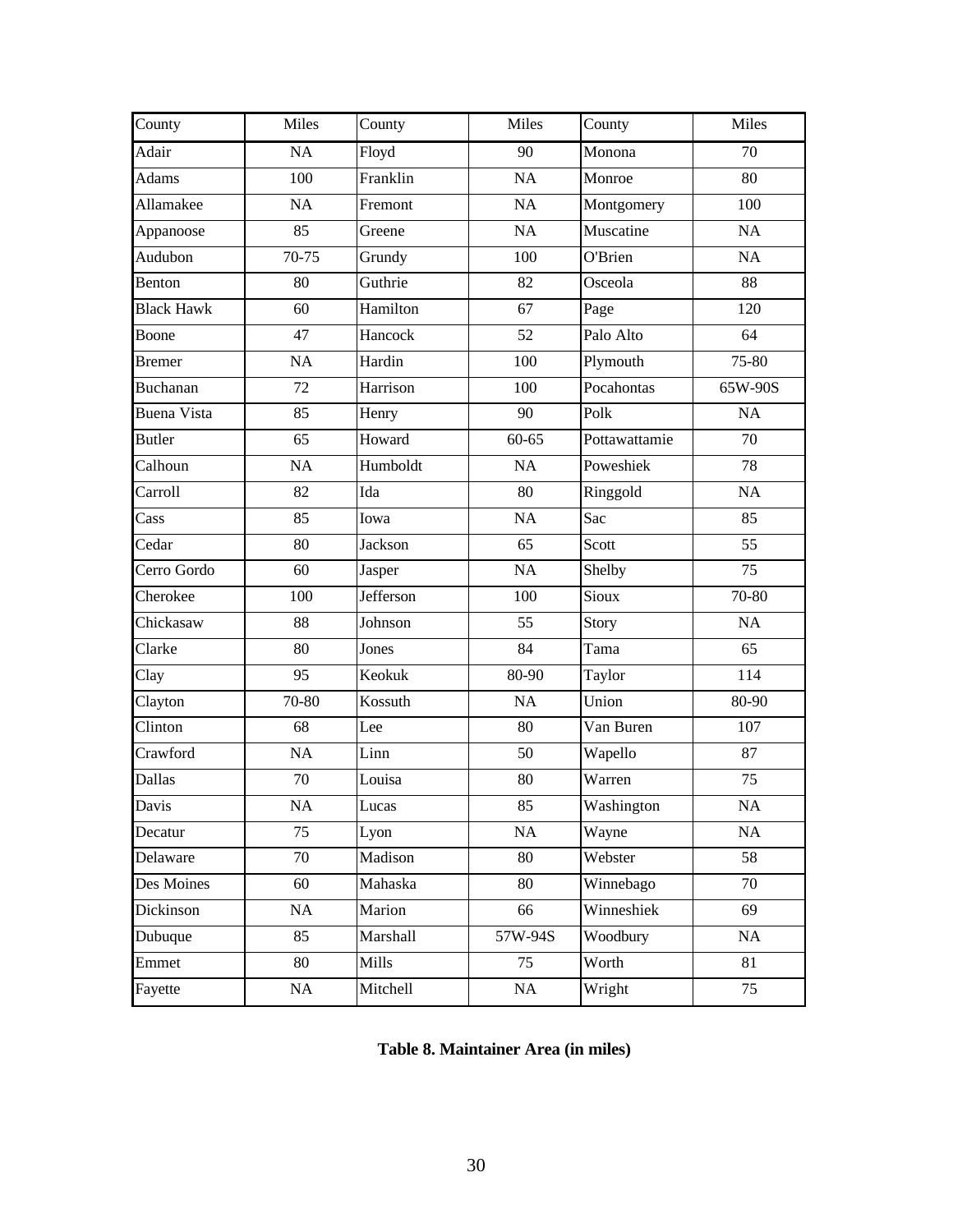| County | Miles | County | Miles | County | Miles |
|---|---|---|---|---|---|
| Adair | NA | Floyd | 90 | Monona | 70 |
| Adams | 100 | Franklin | NA | Monroe | 80 |
| Allamakee | NA | Fremont | NA | Montgomery | 100 |
| Appanoose | 85 | Greene | NA | Muscatine | NA |
| Audubon | 70-75 | Grundy | 100 | O'Brien | NA |
| Benton | 80 | Guthrie | 82 | Osceola | 88 |
| Black Hawk | 60 | Hamilton | 67 | Page | 120 |
| Boone | 47 | Hancock | 52 | Palo Alto | 64 |
| Bremer | NA | Hardin | 100 | Plymouth | 75-80 |
| Buchanan | 72 | Harrison | 100 | Pocahontas | 65W-90S |
| Buena Vista | 85 | Henry | 90 | Polk | NA |
| Butler | 65 | Howard | 60-65 | Pottawattamie | 70 |
| Calhoun | NA | Humboldt | NA | Poweshiek | 78 |
| Carroll | 82 | Ida | 80 | Ringgold | NA |
| Cass | 85 | Iowa | NA | Sac | 85 |
| Cedar | 80 | Jackson | 65 | Scott | 55 |
| Cerro Gordo | 60 | Jasper | NA | Shelby | 75 |
| Cherokee | 100 | Jefferson | 100 | Sioux | 70-80 |
| Chickasaw | 88 | Johnson | 55 | Story | NA |
| Clarke | 80 | Jones | 84 | Tama | 65 |
| Clay | 95 | Keokuk | 80-90 | Taylor | 114 |
| Clayton | 70-80 | Kossuth | NA | Union | 80-90 |
| Clinton | 68 | Lee | 80 | Van Buren | 107 |
| Crawford | NA | Linn | 50 | Wapello | 87 |
| Dallas | 70 | Louisa | 80 | Warren | 75 |
| Davis | NA | Lucas | 85 | Washington | NA |
| Decatur | 75 | Lyon | NA | Wayne | NA |
| Delaware | 70 | Madison | 80 | Webster | 58 |
| Des Moines | 60 | Mahaska | 80 | Winnebago | 70 |
| Dickinson | NA | Marion | 66 | Winneshiek | 69 |
| Dubuque | 85 | Marshall | 57W-94S | Woodbury | NA |
| Emmet | 80 | Mills | 75 | Worth | 81 |
| Fayette | NA | Mitchell | NA | Wright | 75 |

**Table 8. Maintainer Area (in miles)**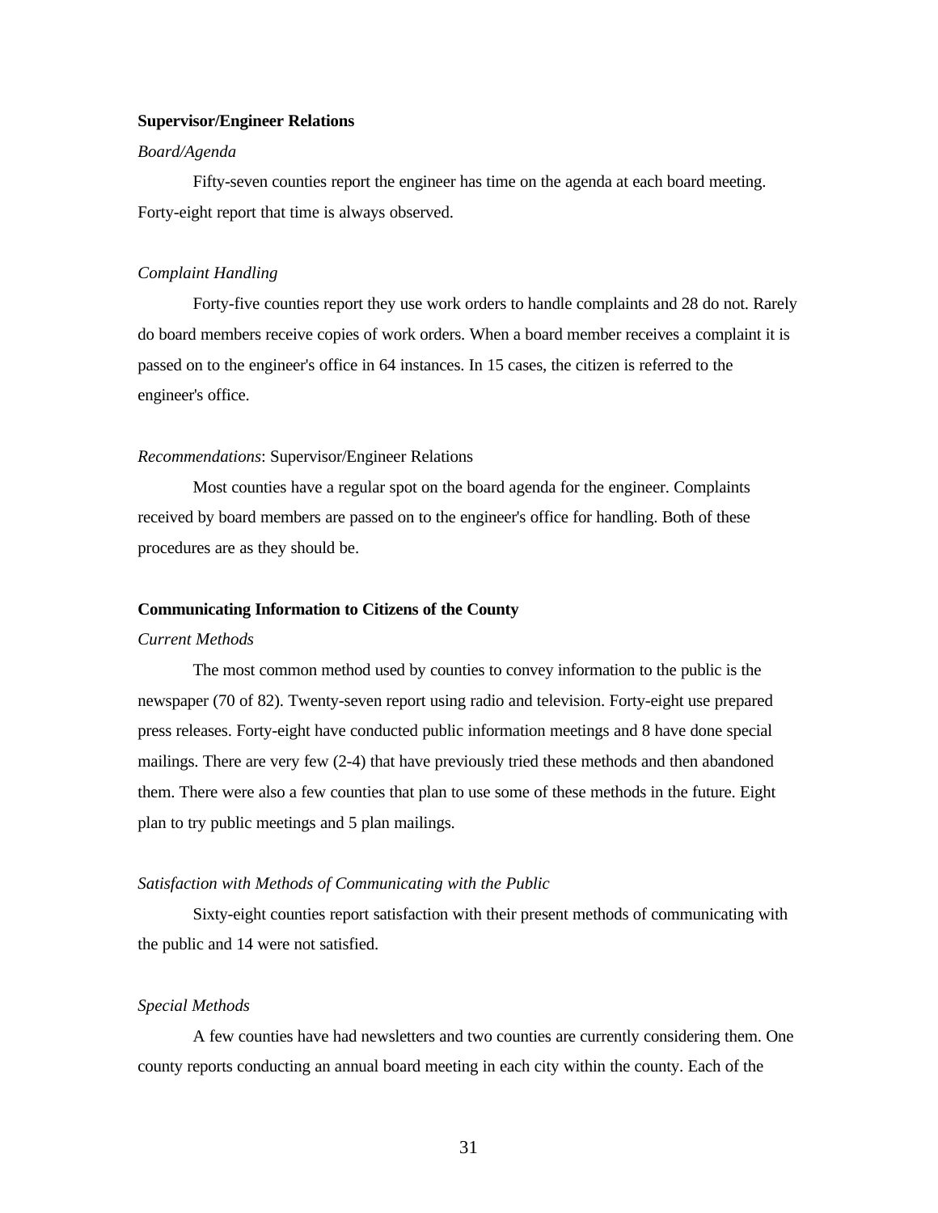**Supervisor/Engineer Relations**

*Board/Agenda*

Fifty-seven counties report the engineer has time on the agenda at each board meeting. Forty-eight report that time is always observed.

*Complaint Handling*

Forty-five counties report they use work orders to handle complaints and 28 do not. Rarely do board members receive copies of work orders. When a board member receives a complaint it is passed on to the engineer's office in 64 instances. In 15 cases, the citizen is referred to the engineer's office.

*Recommendations*: Supervisor/Engineer Relations

Most counties have a regular spot on the board agenda for the engineer. Complaints received by board members are passed on to the engineer's office for handling. Both of these procedures are as they should be.

**Communicating Information to Citizens of the County**

*Current Methods*

The most common method used by counties to convey information to the public is the newspaper (70 of 82). Twenty-seven report using radio and television. Forty-eight use prepared press releases. Forty-eight have conducted public information meetings and 8 have done special mailings. There are very few (2-4) that have previously tried these methods and then abandoned them. There were also a few counties that plan to use some of these methods in the future. Eight plan to try public meetings and 5 plan mailings.

*Satisfaction with Methods of Communicating with the Public*

Sixty-eight counties report satisfaction with their present methods of communicating with the public and 14 were not satisfied.

*Special Methods*

A few counties have had newsletters and two counties are currently considering them. One county reports conducting an annual board meeting in each city within the county. Each of the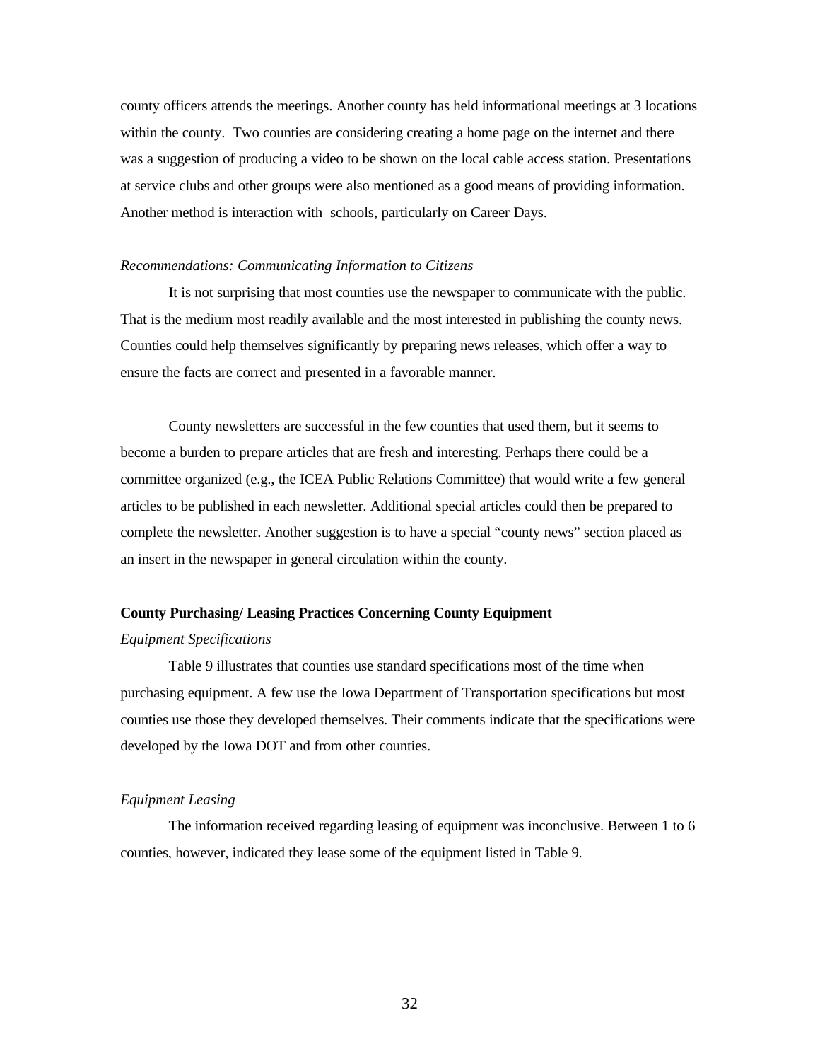county officers attends the meetings. Another county has held informational meetings at 3 locations within the county. Two counties are considering creating a home page on the internet and there was a suggestion of producing a video to be shown on the local cable access station. Presentations at service clubs and other groups were also mentioned as a good means of providing information. Another method is interaction with schools, particularly on Career Days.

*Recommendations: Communicating Information to Citizens*

It is not surprising that most counties use the newspaper to communicate with the public. That is the medium most readily available and the most interested in publishing the county news. Counties could help themselves significantly by preparing news releases, which offer a way to ensure the facts are correct and presented in a favorable manner.

County newsletters are successful in the few counties that used them, but it seems to become a burden to prepare articles that are fresh and interesting. Perhaps there could be a committee organized (e.g., the ICEA Public Relations Committee) that would write a few general articles to be published in each newsletter. Additional special articles could then be prepared to complete the newsletter. Another suggestion is to have a special "county news" section placed as an insert in the newspaper in general circulation within the county.

**County Purchasing/ Leasing Practices Concerning County Equipment**

*Equipment Specifications*

Table 9 illustrates that counties use standard specifications most of the time when purchasing equipment. A few use the Iowa Department of Transportation specifications but most counties use those they developed themselves. Their comments indicate that the specifications were developed by the Iowa DOT and from other counties.

*Equipment Leasing*

The information received regarding leasing of equipment was inconclusive. Between 1 to 6 counties, however, indicated they lease some of the equipment listed in Table 9.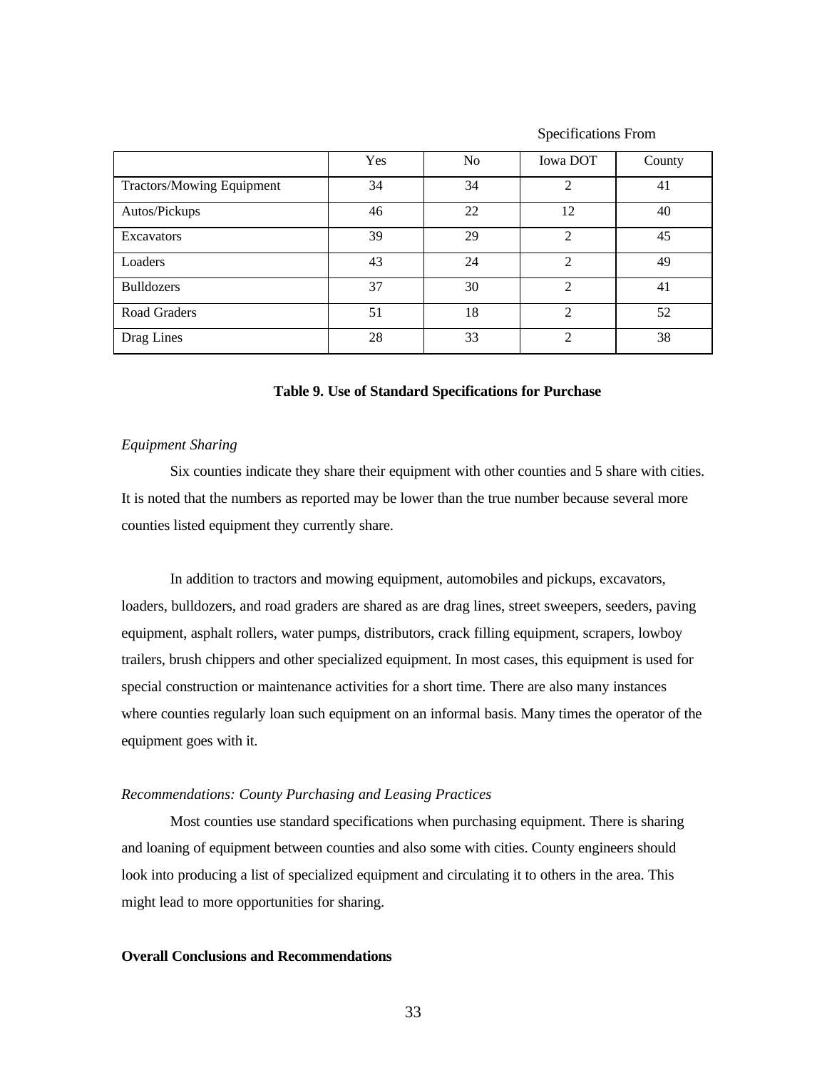|  | Yes | No | Specifications From | |
|---|---|---|---|---|
|  |  |  | Iowa DOT | County |
| Tractors/Mowing Equipment | 34 | 34 | 2 | 41 |
| Autos/Pickups | 46 | 22 | 12 | 40 |
| Excavators | 39 | 29 | 2 | 45 |
| Loaders | 43 | 24 | 2 | 49 |
| Bulldozers | 37 | 30 | 2 | 41 |
| Road Graders | 51 | 18 | 2 | 52 |
| Drag Lines | 28 | 33 | 2 | 38 |

**Table 9. Use of Standard Specifications for Purchase**

*Equipment Sharing*

Six counties indicate they share their equipment with other counties and 5 share with cities. It is noted that the numbers as reported may be lower than the true number because several more counties listed equipment they currently share.

In addition to tractors and mowing equipment, automobiles and pickups, excavators, loaders, bulldozers, and road graders are shared as are drag lines, street sweepers, seeders, paving equipment, asphalt rollers, water pumps, distributors, crack filling equipment, scrapers, lowboy trailers, brush chippers and other specialized equipment. In most cases, this equipment is used for special construction or maintenance activities for a short time. There are also many instances where counties regularly loan such equipment on an informal basis. Many times the operator of the equipment goes with it.

*Recommendations: County Purchasing and Leasing Practices*

Most counties use standard specifications when purchasing equipment. There is sharing and loaning of equipment between counties and also some with cities. County engineers should look into producing a list of specialized equipment and circulating it to others in the area. This might lead to more opportunities for sharing.

**Overall Conclusions and Recommendations**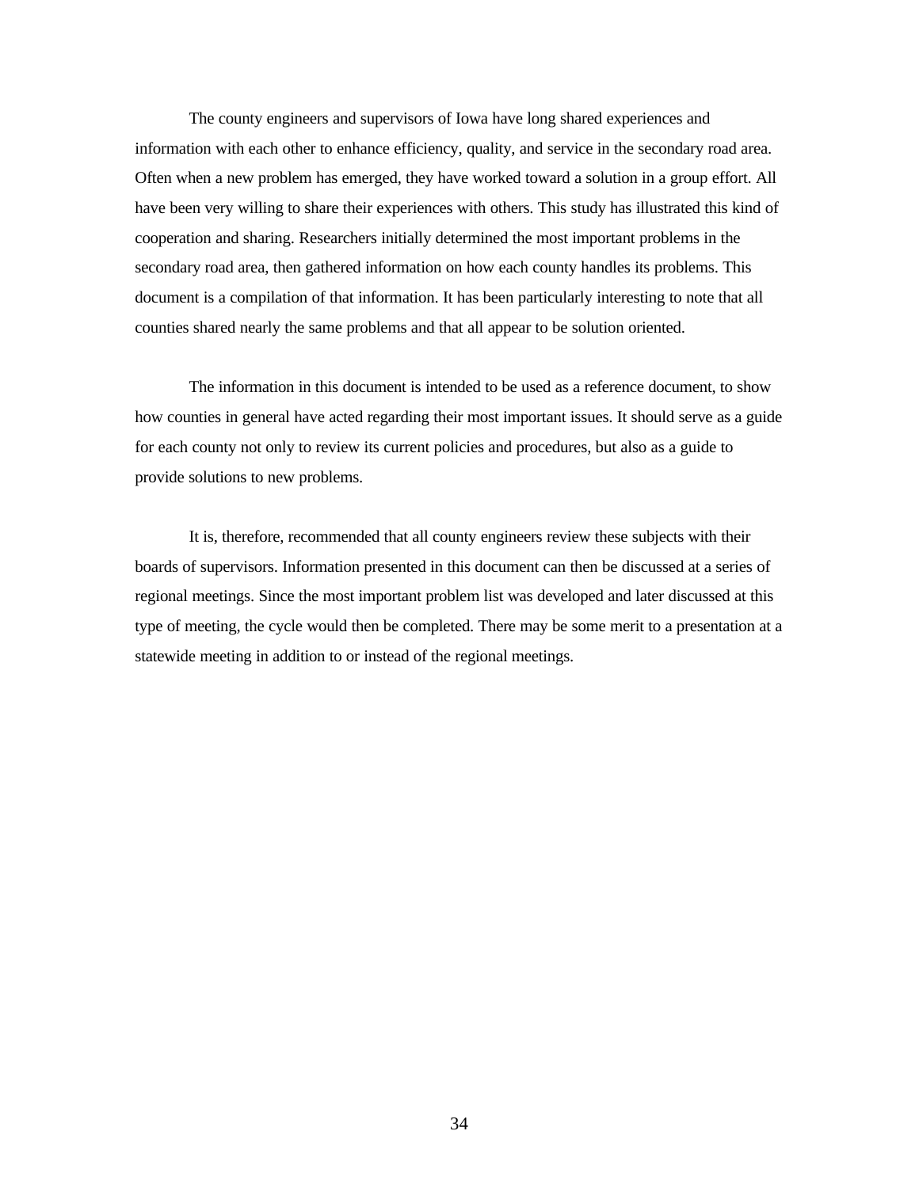The county engineers and supervisors of Iowa have long shared experiences and information with each other to enhance efficiency, quality, and service in the secondary road area. Often when a new problem has emerged, they have worked toward a solution in a group effort. All have been very willing to share their experiences with others. This study has illustrated this kind of cooperation and sharing. Researchers initially determined the most important problems in the secondary road area, then gathered information on how each county handles its problems. This document is a compilation of that information. It has been particularly interesting to note that all counties shared nearly the same problems and that all appear to be solution oriented.

The information in this document is intended to be used as a reference document, to show how counties in general have acted regarding their most important issues. It should serve as a guide for each county not only to review its current policies and procedures, but also as a guide to provide solutions to new problems.

It is, therefore, recommended that all county engineers review these subjects with their boards of supervisors. Information presented in this document can then be discussed at a series of regional meetings. Since the most important problem list was developed and later discussed at this type of meeting, the cycle would then be completed. There may be some merit to a presentation at a statewide meeting in addition to or instead of the regional meetings.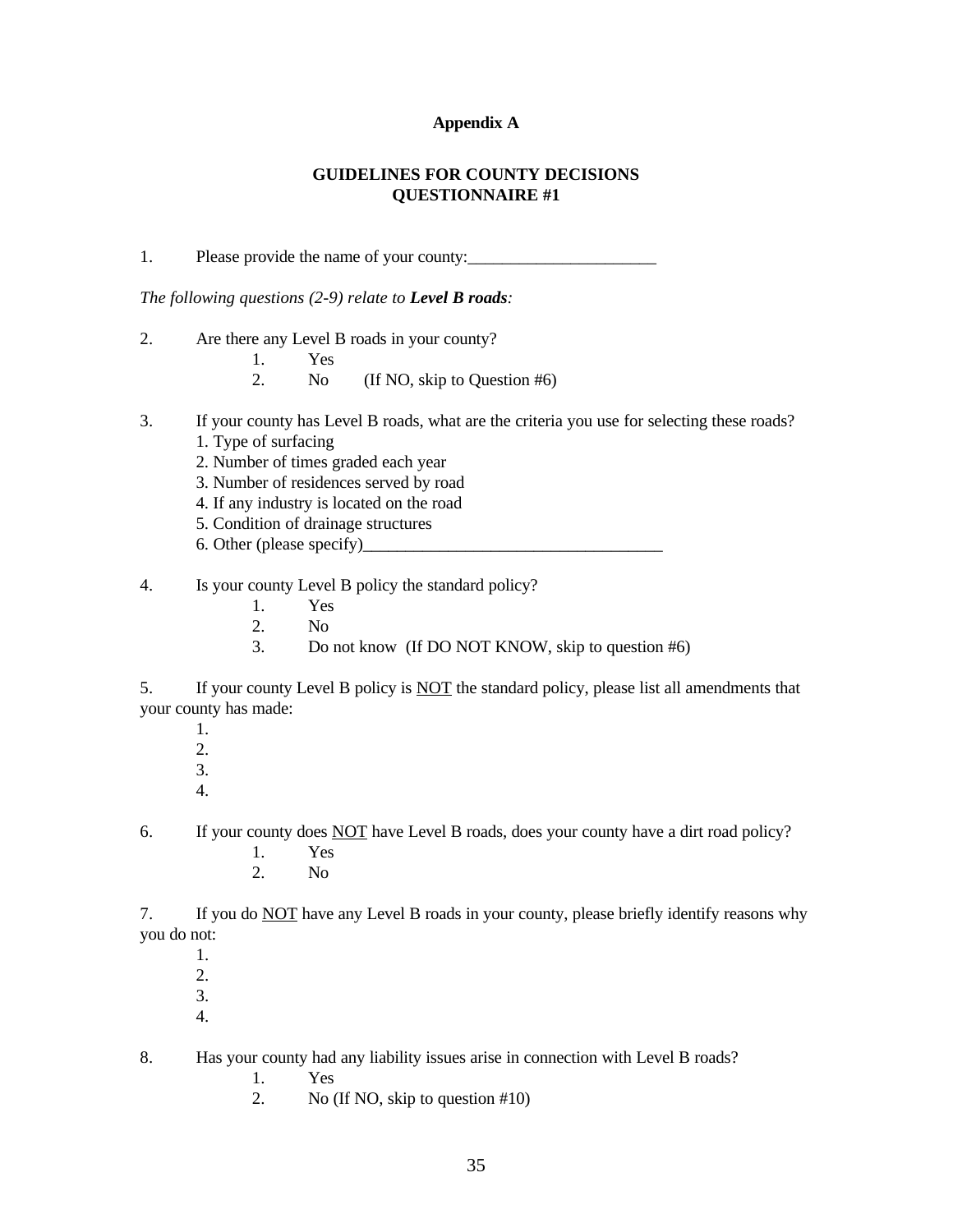# Appendix A

## GUIDELINES FOR COUNTY DECISIONS QUESTIONNAIRE #1

1. Please provide the name of your county:______________________

*The following questions (2-9) relate to **Level B roads**:*

2. Are there any Level B roads in your county?
   1. Yes
   2. No (If NO, skip to Question #6)

3. If your county has Level B roads, what are the criteria you use for selecting these roads?
   1. Type of surfacing
   2. Number of times graded each year
   3. Number of residences served by road
   4. If any industry is located on the road
   5. Condition of drainage structures
   6. Other (please specify)___________________________________

4. Is your county Level B policy the standard policy?
   1. Yes
   2. No
   3. Do not know (If DO NOT KNOW, skip to question #6)

5. If your county Level B policy is <u>NOT</u> the standard policy, please list all amendments that your county has made:
   1.
   2.
   3.
   4.

6. If your county does <u>NOT</u> have Level B roads, does your county have a dirt road policy?
   1. Yes
   2. No

7. If you do <u>NOT</u> have any Level B roads in your county, please briefly identify reasons why you do not:
   1.
   2.
   3.
   4.

8. Has your county had any liability issues arise in connection with Level B roads?
   1. Yes
   2. No (If NO, skip to question #10)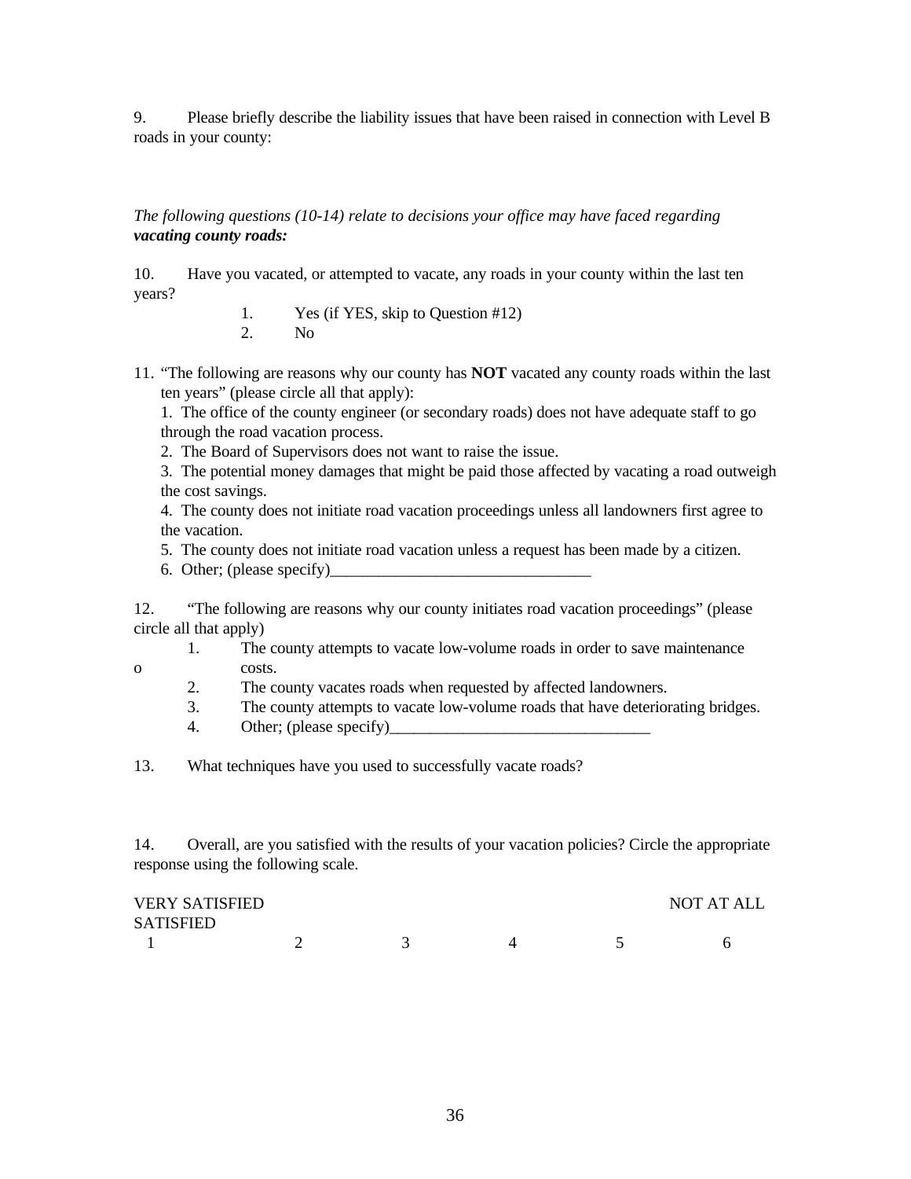9. Please briefly describe the liability issues that have been raised in connection with Level B roads in your county:

*The following questions (10-14) relate to decisions your office may have faced regarding* ***vacating county roads:***

10. Have you vacated, or attempted to vacate, any roads in your county within the last ten years?

1. Yes (if YES, skip to Question #12)
2. No

11. "The following are reasons why our county has **NOT** vacated any county roads within the last ten years" (please circle all that apply):

1. The office of the county engineer (or secondary roads) does not have adequate staff to go through the road vacation process.
2. The Board of Supervisors does not want to raise the issue.
3. The potential money damages that might be paid those affected by vacating a road outweigh the cost savings.
4. The county does not initiate road vacation proceedings unless all landowners first agree to the vacation.
5. The county does not initiate road vacation unless a request has been made by a citizen.
6. Other; (please specify)________________________________

12. "The following are reasons why our county initiates road vacation proceedings" (please circle all that apply)

1. The county attempts to vacate low-volume roads in order to save maintenance costs.
2. The county vacates roads when requested by affected landowners.
3. The county attempts to vacate low-volume roads that have deteriorating bridges.
4. Other; (please specify)________________________________

13. What techniques have you used to successfully vacate roads?

14. Overall, are you satisfied with the results of your vacation policies? Circle the appropriate response using the following scale.

| VERY SATISFIED | | | | | NOT AT ALL SATISFIED |
|---|---|---|---|---|---|
| 1 | 2 | 3 | 4 | 5 | 6 |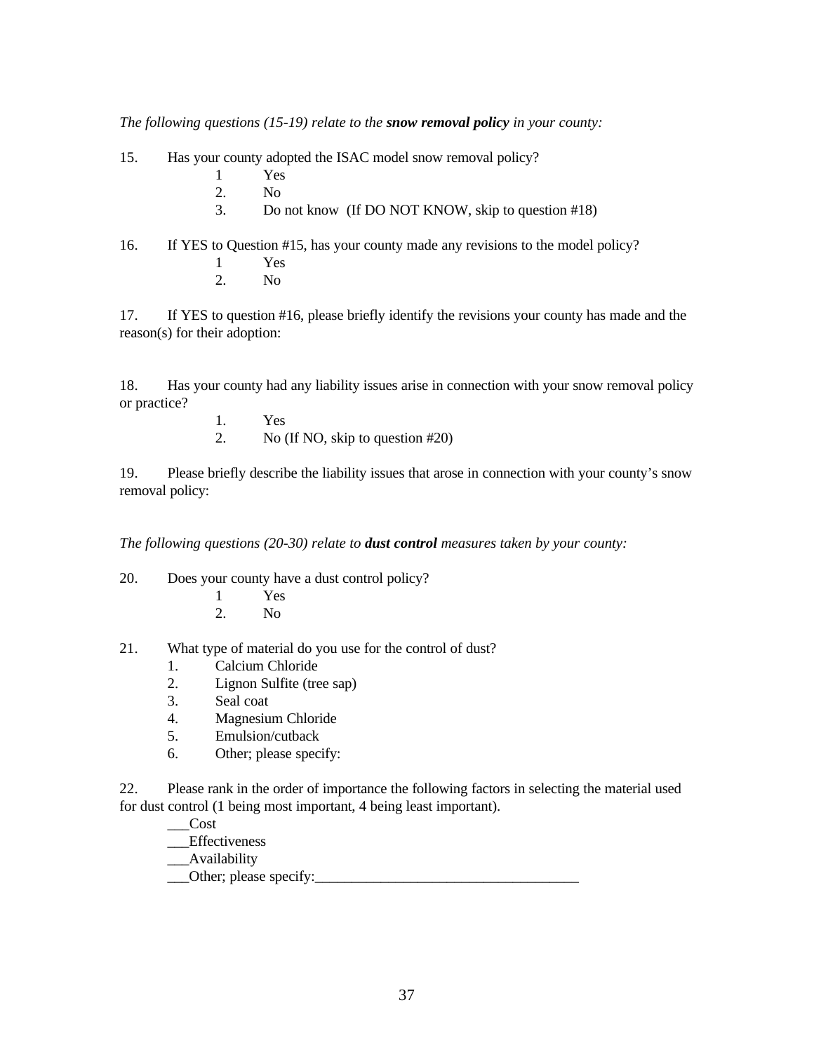*The following questions (15-19) relate to the* ***snow removal policy*** *in your county:*

15. Has your county adopted the ISAC model snow removal policy?
    - 1 Yes
    - 2. No
    - 3. Do not know (If DO NOT KNOW, skip to question #18)

16. If YES to Question #15, has your county made any revisions to the model policy?
    - 1 Yes
    - 2. No

17. If YES to question #16, please briefly identify the revisions your county has made and the reason(s) for their adoption:

18. Has your county had any liability issues arise in connection with your snow removal policy or practice?
    - 1. Yes
    - 2. No (If NO, skip to question #20)

19. Please briefly describe the liability issues that arose in connection with your county's snow removal policy:

*The following questions (20-30) relate to* ***dust control*** *measures taken by your county:*

20. Does your county have a dust control policy?
    - 1 Yes
    - 2. No

21. What type of material do you use for the control of dust?
    - 1. Calcium Chloride
    - 2. Lignon Sulfite (tree sap)
    - 3. Seal coat
    - 4. Magnesium Chloride
    - 5. Emulsion/cutback
    - 6. Other; please specify:

22. Please rank in the order of importance the following factors in selecting the material used for dust control (1 being most important, 4 being least important).
    - ___Cost
    - ___Effectiveness
    - ___Availability
    - ___Other; please specify:____________________________________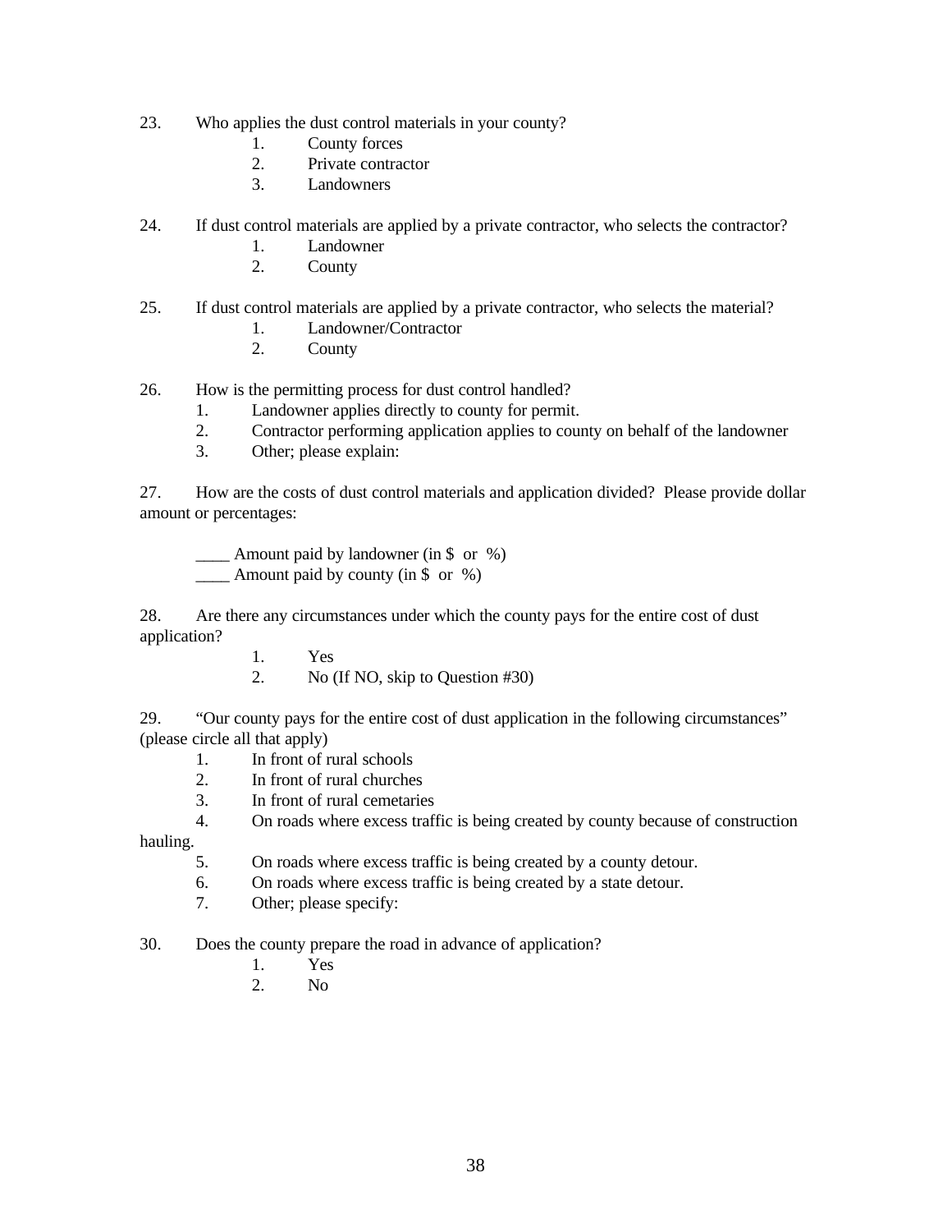23. Who applies the dust control materials in your county?
    1. County forces
    2. Private contractor
    3. Landowners

24. If dust control materials are applied by a private contractor, who selects the contractor?
    1. Landowner
    2. County

25. If dust control materials are applied by a private contractor, who selects the material?
    1. Landowner/Contractor
    2. County

26. How is the permitting process for dust control handled?
    1. Landowner applies directly to county for permit.
    2. Contractor performing application applies to county on behalf of the landowner
    3. Other; please explain:

27. How are the costs of dust control materials and application divided? Please provide dollar amount or percentages:

    ____ Amount paid by landowner (in $ or %)
    ____ Amount paid by county (in $ or %)

28. Are there any circumstances under which the county pays for the entire cost of dust application?
    1. Yes
    2. No (If NO, skip to Question #30)

29. "Our county pays for the entire cost of dust application in the following circumstances" (please circle all that apply)
    1. In front of rural schools
    2. In front of rural churches
    3. In front of rural cemetaries
    4. On roads where excess traffic is being created by county because of construction hauling.
    5. On roads where excess traffic is being created by a county detour.
    6. On roads where excess traffic is being created by a state detour.
    7. Other; please specify:

30. Does the county prepare the road in advance of application?
    1. Yes
    2. No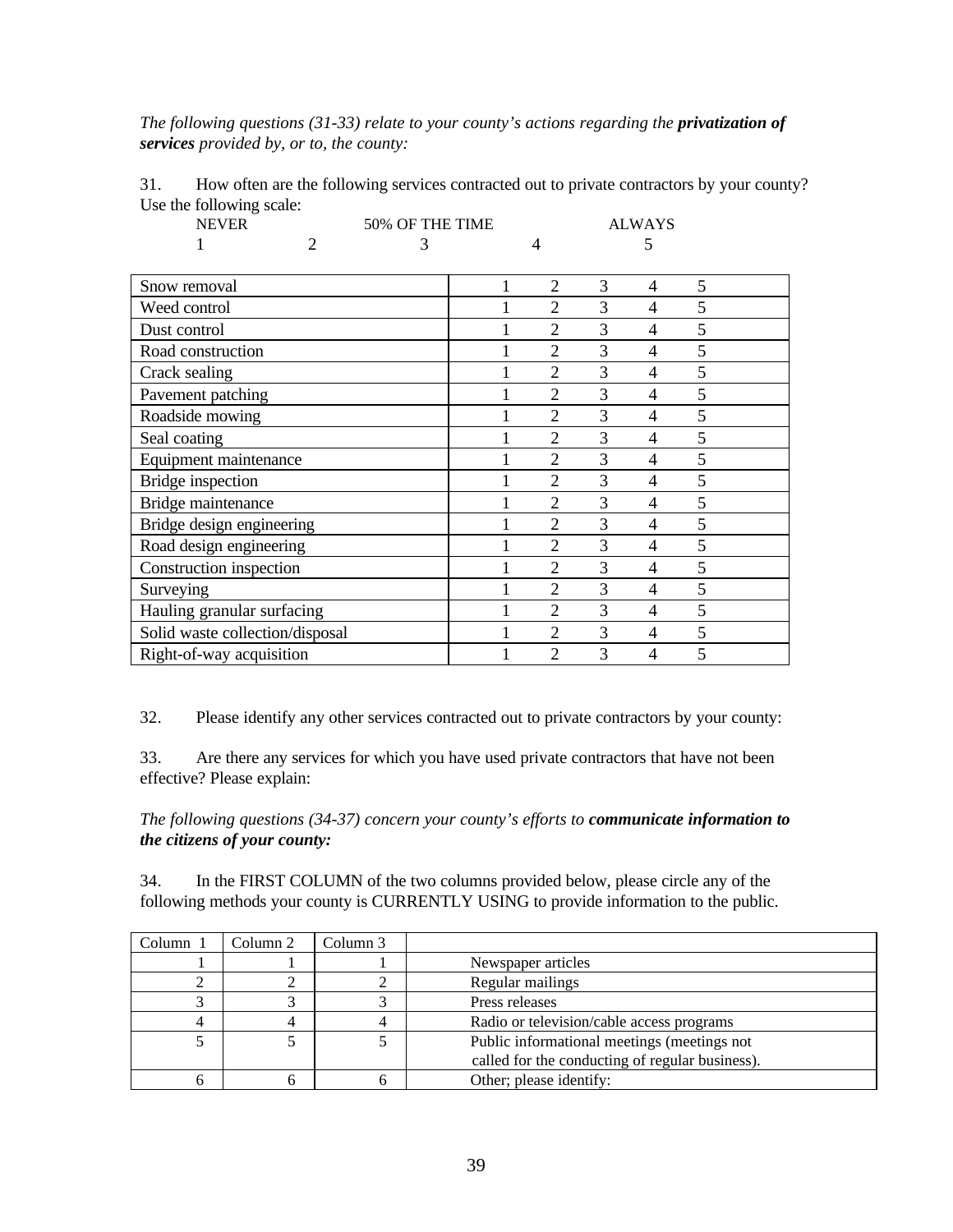*The following questions (31-33) relate to your county's actions regarding the* ***privatization of services*** *provided by, or to, the county:*

31. How often are the following services contracted out to private contractors by your county? Use the following scale:

| NEVER | | 50% OF THE TIME | | ALWAYS |
|---|---|---|---|---|
| 1 | 2 | 3 | 4 | 5 |

| | | | | | |
|---|---|---|---|---|---|
| Snow removal | 1 | 2 | 3 | 4 | 5 |
| Weed control | 1 | 2 | 3 | 4 | 5 |
| Dust control | 1 | 2 | 3 | 4 | 5 |
| Road construction | 1 | 2 | 3 | 4 | 5 |
| Crack sealing | 1 | 2 | 3 | 4 | 5 |
| Pavement patching | 1 | 2 | 3 | 4 | 5 |
| Roadside mowing | 1 | 2 | 3 | 4 | 5 |
| Seal coating | 1 | 2 | 3 | 4 | 5 |
| Equipment maintenance | 1 | 2 | 3 | 4 | 5 |
| Bridge inspection | 1 | 2 | 3 | 4 | 5 |
| Bridge maintenance | 1 | 2 | 3 | 4 | 5 |
| Bridge design engineering | 1 | 2 | 3 | 4 | 5 |
| Road design engineering | 1 | 2 | 3 | 4 | 5 |
| Construction inspection | 1 | 2 | 3 | 4 | 5 |
| Surveying | 1 | 2 | 3 | 4 | 5 |
| Hauling granular surfacing | 1 | 2 | 3 | 4 | 5 |
| Solid waste collection/disposal | 1 | 2 | 3 | 4 | 5 |
| Right-of-way acquisition | 1 | 2 | 3 | 4 | 5 |

32. Please identify any other services contracted out to private contractors by your county:

33. Are there any services for which you have used private contractors that have not been effective? Please explain:

*The following questions (34-37) concern your county's efforts to* ***communicate information to the citizens of your county:***

34. In the FIRST COLUMN of the two columns provided below, please circle any of the following methods your county is CURRENTLY USING to provide information to the public.

| Column 1 | Column 2 | Column 3 | |
|---|---|---|---|
| 1 | 1 | 1 | Newspaper articles |
| 2 | 2 | 2 | Regular mailings |
| 3 | 3 | 3 | Press releases |
| 4 | 4 | 4 | Radio or television/cable access programs |
| 5 | 5 | 5 | Public informational meetings (meetings not called for the conducting of regular business). |
| 6 | 6 | 6 | Other; please identify: |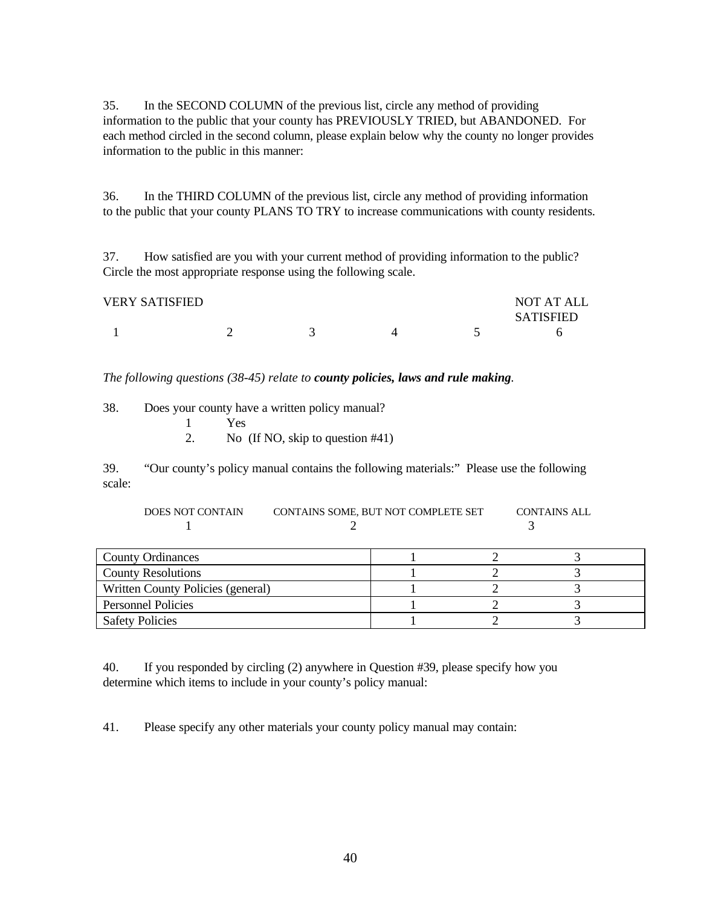35. In the SECOND COLUMN of the previous list, circle any method of providing information to the public that your county has PREVIOUSLY TRIED, but ABANDONED. For each method circled in the second column, please explain below why the county no longer provides information to the public in this manner:

36. In the THIRD COLUMN of the previous list, circle any method of providing information to the public that your county PLANS TO TRY to increase communications with county residents.

37. How satisfied are you with your current method of providing information to the public? Circle the most appropriate response using the following scale.

| VERY SATISFIED | | | | | NOT AT ALL SATISFIED |
|---|---|---|---|---|---|
| 1 | 2 | 3 | 4 | 5 | 6 |

*The following questions (38-45) relate to* ***county policies, laws and rule making****.*

38. Does your county have a written policy manual?
    1 Yes
    2. No (If NO, skip to question #41)

39. "Our county's policy manual contains the following materials:" Please use the following scale:

| DOES NOT CONTAIN | CONTAINS SOME, BUT NOT COMPLETE SET | CONTAINS ALL |
|---|---|---|
| 1 | 2 | 3 |

| | | | |
|---|---|---|---|
| County Ordinances | 1 | 2 | 3 |
| County Resolutions | 1 | 2 | 3 |
| Written County Policies (general) | 1 | 2 | 3 |
| Personnel Policies | 1 | 2 | 3 |
| Safety Policies | 1 | 2 | 3 |

40. If you responded by circling (2) anywhere in Question #39, please specify how you determine which items to include in your county's policy manual:

41. Please specify any other materials your county policy manual may contain: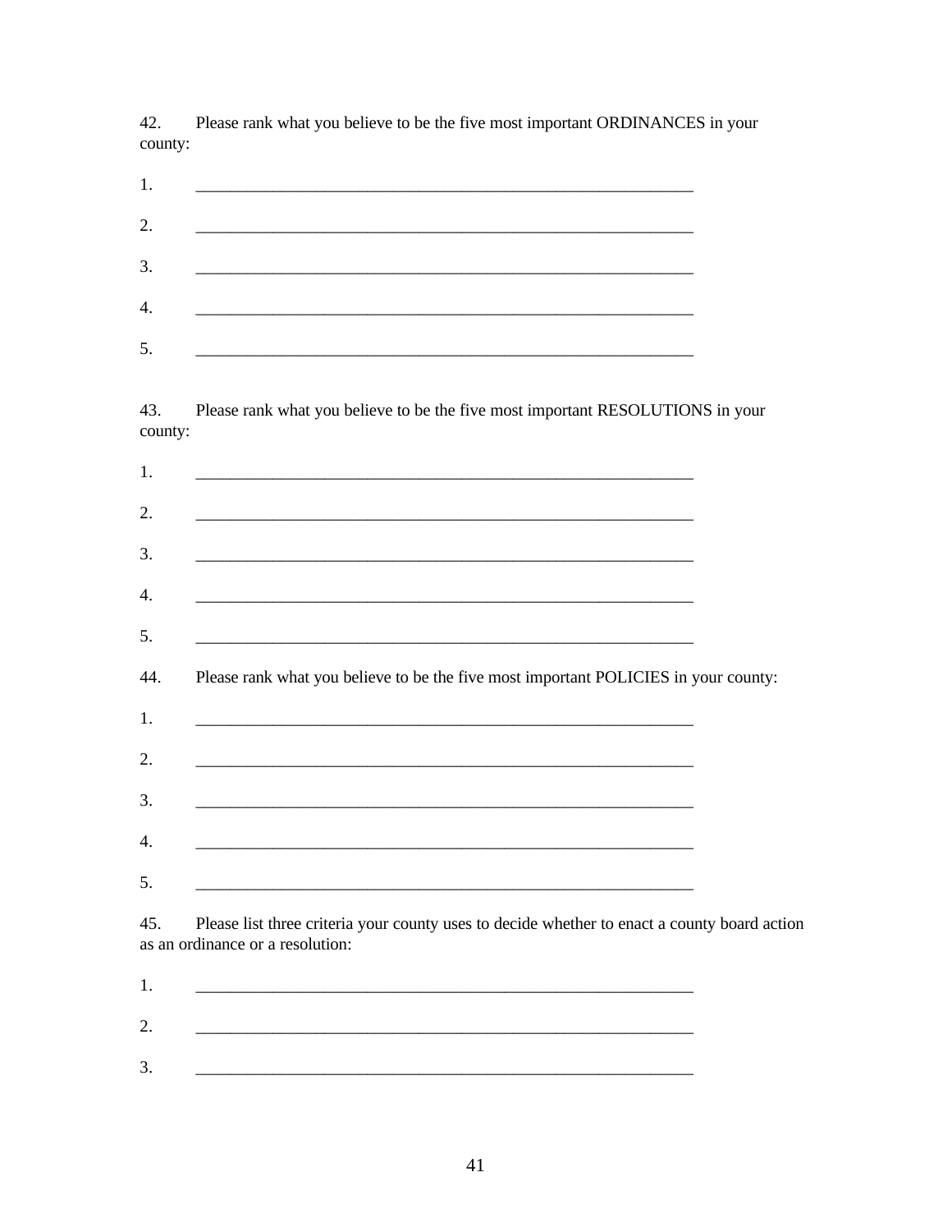42. Please rank what you believe to be the five most important ORDINANCES in your county:

1. ____________________________________________________________

2. ____________________________________________________________

3. ____________________________________________________________

4. ____________________________________________________________

5. ____________________________________________________________

43. Please rank what you believe to be the five most important RESOLUTIONS in your county:

1. ____________________________________________________________

2. ____________________________________________________________

3. ____________________________________________________________

4. ____________________________________________________________

5. ____________________________________________________________

44. Please rank what you believe to be the five most important POLICIES in your county:

1. ____________________________________________________________

2. ____________________________________________________________

3. ____________________________________________________________

4. ____________________________________________________________

5. ____________________________________________________________

45. Please list three criteria your county uses to decide whether to enact a county board action as an ordinance or a resolution:

1. ____________________________________________________________

2. ____________________________________________________________

3. ____________________________________________________________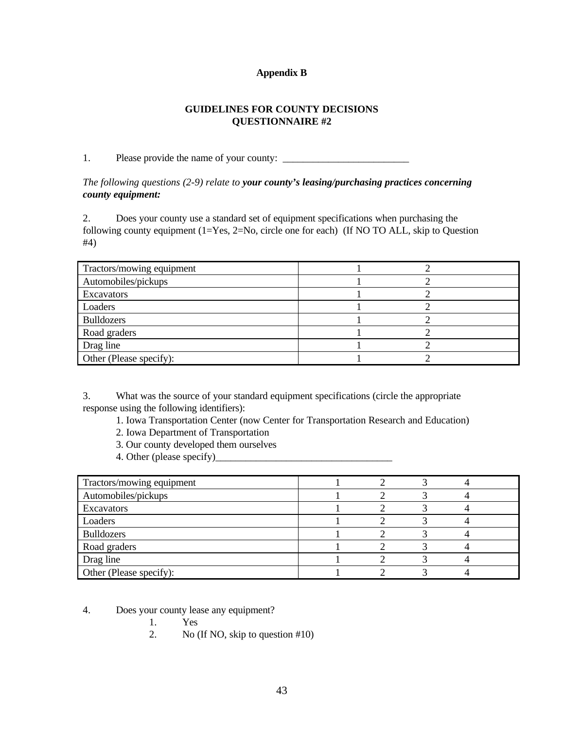**Appendix B**

**GUIDELINES FOR COUNTY DECISIONS**
**QUESTIONNAIRE #2**

1. Please provide the name of your county: _________________________

*The following questions (2-9) relate to* ***your county's leasing/purchasing practices concerning county equipment:***

2. Does your county use a standard set of equipment specifications when purchasing the following county equipment (1=Yes, 2=No, circle one for each) (If NO TO ALL, skip to Question #4)

| | | |
|---|---|---|
| Tractors/mowing equipment | 1 | 2 |
| Automobiles/pickups | 1 | 2 |
| Excavators | 1 | 2 |
| Loaders | 1 | 2 |
| Bulldozers | 1 | 2 |
| Road graders | 1 | 2 |
| Drag line | 1 | 2 |
| Other (Please specify): | 1 | 2 |

3. What was the source of your standard equipment specifications (circle the appropriate response using the following identifiers):

1. Iowa Transportation Center (now Center for Transportation Research and Education)
2. Iowa Department of Transportation
3. Our county developed them ourselves
4. Other (please specify)___________________________________

| | | | | |
|---|---|---|---|---|
| Tractors/mowing equipment | 1 | 2 | 3 | 4 |
| Automobiles/pickups | 1 | 2 | 3 | 4 |
| Excavators | 1 | 2 | 3 | 4 |
| Loaders | 1 | 2 | 3 | 4 |
| Bulldozers | 1 | 2 | 3 | 4 |
| Road graders | 1 | 2 | 3 | 4 |
| Drag line | 1 | 2 | 3 | 4 |
| Other (Please specify): | 1 | 2 | 3 | 4 |

4. Does your county lease any equipment?

1. Yes
2. No (If NO, skip to question #10)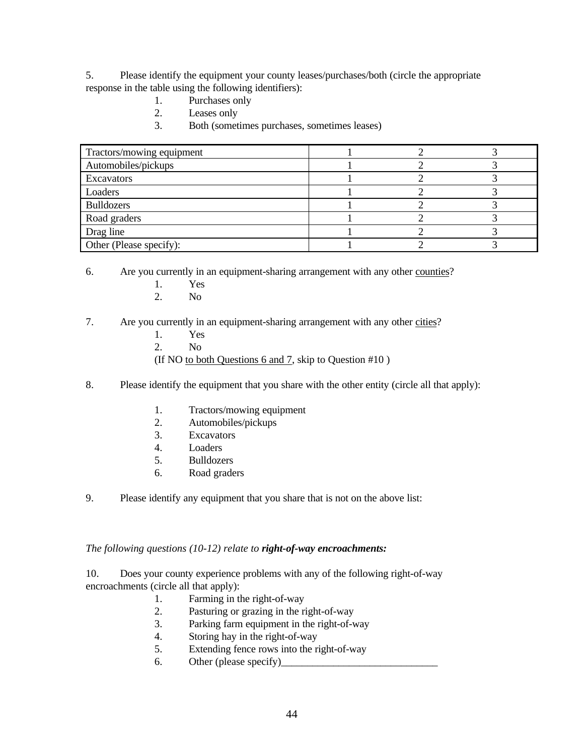5. Please identify the equipment your county leases/purchases/both (circle the appropriate response in the table using the following identifiers):

   1. Purchases only
   2. Leases only
   3. Both (sometimes purchases, sometimes leases)

| | | | |
|---|---|---|---|
| Tractors/mowing equipment | 1 | 2 | 3 |
| Automobiles/pickups | 1 | 2 | 3 |
| Excavators | 1 | 2 | 3 |
| Loaders | 1 | 2 | 3 |
| Bulldozers | 1 | 2 | 3 |
| Road graders | 1 | 2 | 3 |
| Drag line | 1 | 2 | 3 |
| Other (Please specify): | 1 | 2 | 3 |

6. Are you currently in an equipment-sharing arrangement with any other <u>counties</u>?
   1. Yes
   2. No

7. Are you currently in an equipment-sharing arrangement with any other <u>cities</u>?
   1. Yes
   2. No

   (If NO <u>to both Questions 6 and 7</u>, skip to Question #10 )

8. Please identify the equipment that you share with the other entity (circle all that apply):

   1. Tractors/mowing equipment
   2. Automobiles/pickups
   3. Excavators
   4. Loaders
   5. Bulldozers
   6. Road graders

9. Please identify any equipment that you share that is not on the above list:

*The following questions (10-12) relate to **right-of-way encroachments:***

10. Does your county experience problems with any of the following right-of-way encroachments (circle all that apply):
    1. Farming in the right-of-way
    2. Pasturing or grazing in the right-of-way
    3. Parking farm equipment in the right-of-way
    4. Storing hay in the right-of-way
    5. Extending fence rows into the right-of-way
    6. Other (please specify)______________________________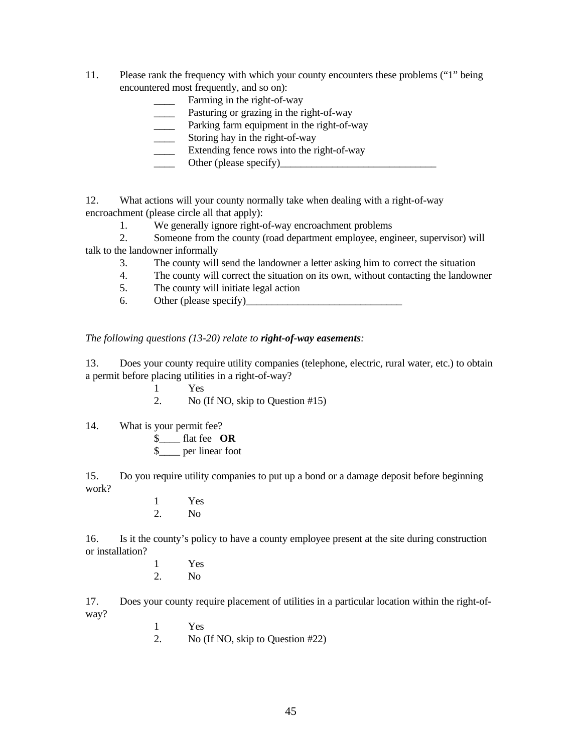11. Please rank the frequency with which your county encounters these problems ("1" being encountered most frequently, and so on):

    ____ Farming in the right-of-way
    ____ Pasturing or grazing in the right-of-way
    ____ Parking farm equipment in the right-of-way
    ____ Storing hay in the right-of-way
    ____ Extending fence rows into the right-of-way
    ____ Other (please specify)______________________________

12. What actions will your county normally take when dealing with a right-of-way encroachment (please circle all that apply):

    1. We generally ignore right-of-way encroachment problems
    2. Someone from the county (road department employee, engineer, supervisor) will talk to the landowner informally
    3. The county will send the landowner a letter asking him to correct the situation
    4. The county will correct the situation on its own, without contacting the landowner
    5. The county will initiate legal action
    6. Other (please specify)______________________________

*The following questions (13-20) relate to* ***right-of-way easements****:*

13. Does your county require utility companies (telephone, electric, rural water, etc.) to obtain a permit before placing utilities in a right-of-way?

    1 Yes
    2. No (If NO, skip to Question #15)

14. What is your permit fee?

    $____ flat fee **OR**
    $____ per linear foot

15. Do you require utility companies to put up a bond or a damage deposit before beginning work?

    1 Yes
    2. No

16. Is it the county's policy to have a county employee present at the site during construction or installation?

    1 Yes
    2. No

17. Does your county require placement of utilities in a particular location within the right-of-way?

    1 Yes
    2. No (If NO, skip to Question #22)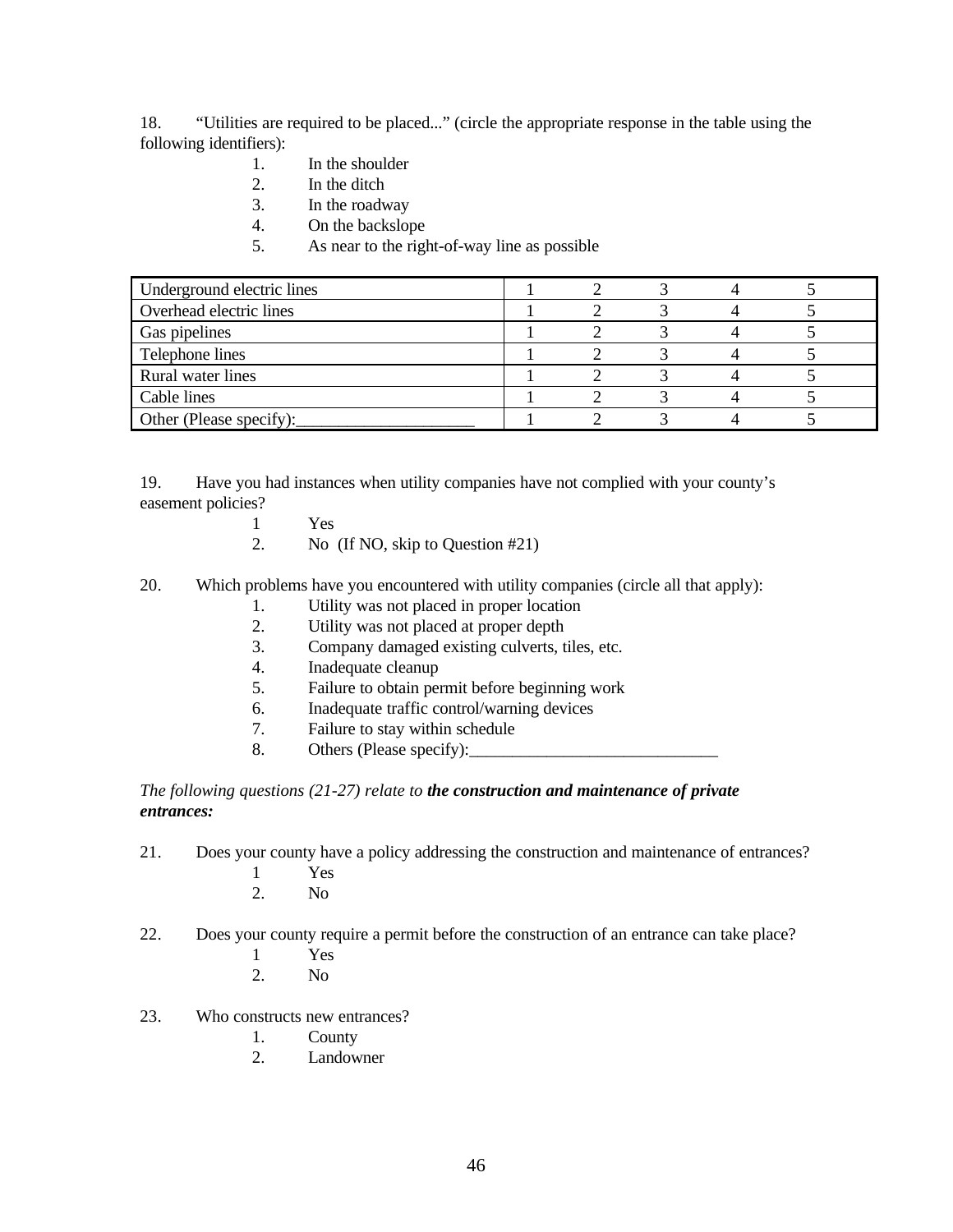18. "Utilities are required to be placed..." (circle the appropriate response in the table using the following identifiers):

1. In the shoulder
2. In the ditch
3. In the roadway
4. On the backslope
5. As near to the right-of-way line as possible

| | | | | | |
|---|---|---|---|---|---|
| Underground electric lines | 1 | 2 | 3 | 4 | 5 |
| Overhead electric lines | 1 | 2 | 3 | 4 | 5 |
| Gas pipelines | 1 | 2 | 3 | 4 | 5 |
| Telephone lines | 1 | 2 | 3 | 4 | 5 |
| Rural water lines | 1 | 2 | 3 | 4 | 5 |
| Cable lines | 1 | 2 | 3 | 4 | 5 |
| Other (Please specify):______________________ | 1 | 2 | 3 | 4 | 5 |

19. Have you had instances when utility companies have not complied with your county's easement policies?

1 Yes
2. No (If NO, skip to Question #21)

20. Which problems have you encountered with utility companies (circle all that apply):

1. Utility was not placed in proper location
2. Utility was not placed at proper depth
3. Company damaged existing culverts, tiles, etc.
4. Inadequate cleanup
5. Failure to obtain permit before beginning work
6. Inadequate traffic control/warning devices
7. Failure to stay within schedule
8. Others (Please specify):______________________________

*The following questions (21-27) relate to* ***the construction and maintenance of private entrances:***

21. Does your county have a policy addressing the construction and maintenance of entrances?

1 Yes
2. No

22. Does your county require a permit before the construction of an entrance can take place?

1 Yes
2. No

23. Who constructs new entrances?

1. County
2. Landowner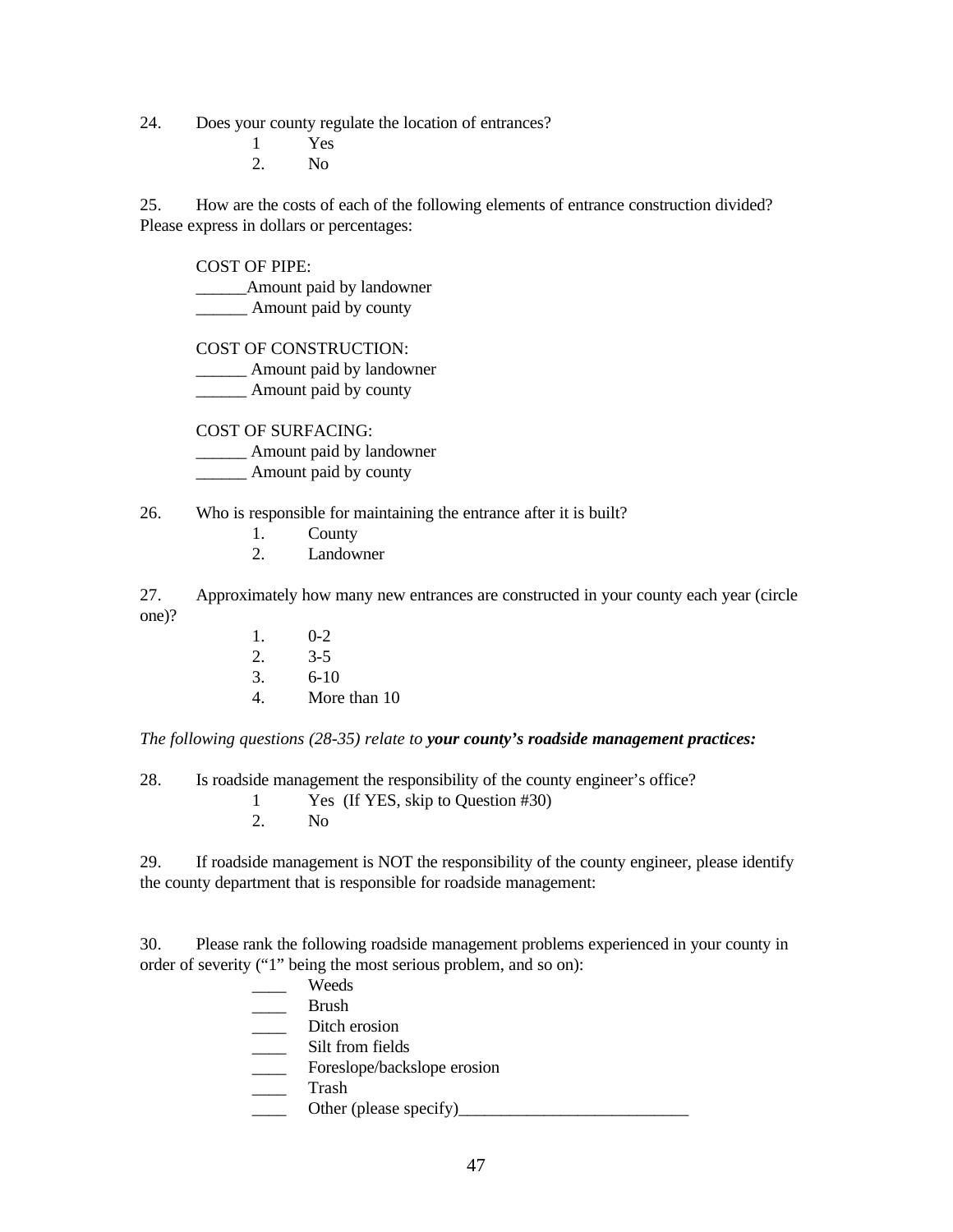24. Does your county regulate the location of entrances?

    1 Yes
    2. No

25. How are the costs of each of the following elements of entrance construction divided? Please express in dollars or percentages:

    COST OF PIPE:
    ______Amount paid by landowner
    ______ Amount paid by county

    COST OF CONSTRUCTION:
    ______ Amount paid by landowner
    ______ Amount paid by county

    COST OF SURFACING:
    ______ Amount paid by landowner
    ______ Amount paid by county

26. Who is responsible for maintaining the entrance after it is built?

    1. County
    2. Landowner

27. Approximately how many new entrances are constructed in your county each year (circle one)?

    1. 0-2
    2. 3-5
    3. 6-10
    4. More than 10

*The following questions (28-35) relate to* ***your county's roadside management practices:***

28. Is roadside management the responsibility of the county engineer's office?

    1 Yes (If YES, skip to Question #30)
    2. No

29. If roadside management is NOT the responsibility of the county engineer, please identify the county department that is responsible for roadside management:

30. Please rank the following roadside management problems experienced in your county in order of severity ("1" being the most serious problem, and so on):

    ____ Weeds
    ____ Brush
    ____ Ditch erosion
    ____ Silt from fields
    ____ Foreslope/backslope erosion
    ____ Trash
    ____ Other (please specify)___________________________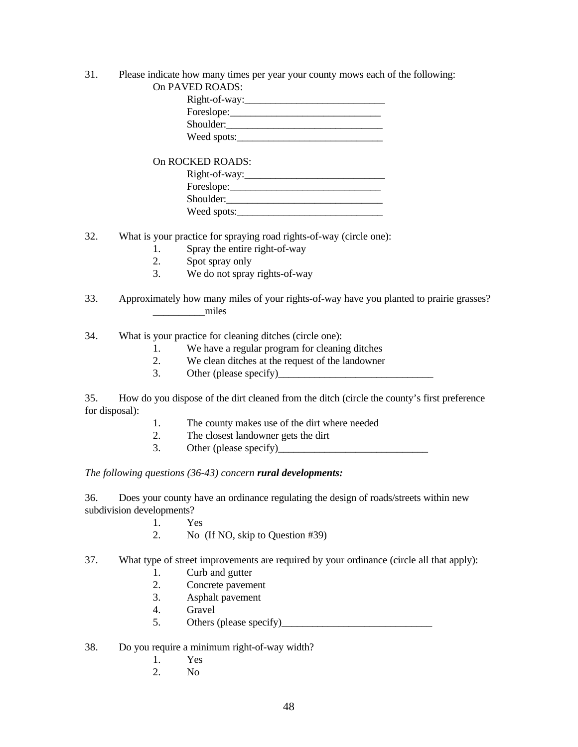31. Please indicate how many times per year your county mows each of the following:

On PAVED ROADS:

Right-of-way:___________________________

Foreslope:_____________________________

Shoulder:______________________________

Weed spots:____________________________

On ROCKED ROADS:

Right-of-way:___________________________

Foreslope:_____________________________

Shoulder:______________________________

Weed spots:____________________________

32. What is your practice for spraying road rights-of-way (circle one):

1. Spray the entire right-of-way
2. Spot spray only
3. We do not spray rights-of-way

33. Approximately how many miles of your rights-of-way have you planted to prairie grasses?

__________miles

34. What is your practice for cleaning ditches (circle one):

1. We have a regular program for cleaning ditches
2. We clean ditches at the request of the landowner
3. Other (please specify)______________________________

35. How do you dispose of the dirt cleaned from the ditch (circle the county's first preference for disposal):

1. The county makes use of the dirt where needed
2. The closest landowner gets the dirt
3. Other (please specify)_____________________________

*The following questions (36-43) concern* ***rural developments:***

36. Does your county have an ordinance regulating the design of roads/streets within new subdivision developments?

1. Yes
2. No (If NO, skip to Question #39)

37. What type of street improvements are required by your ordinance (circle all that apply):

1. Curb and gutter
2. Concrete pavement
3. Asphalt pavement
4. Gravel
5. Others (please specify)_____________________________

38. Do you require a minimum right-of-way width?

1. Yes
2. No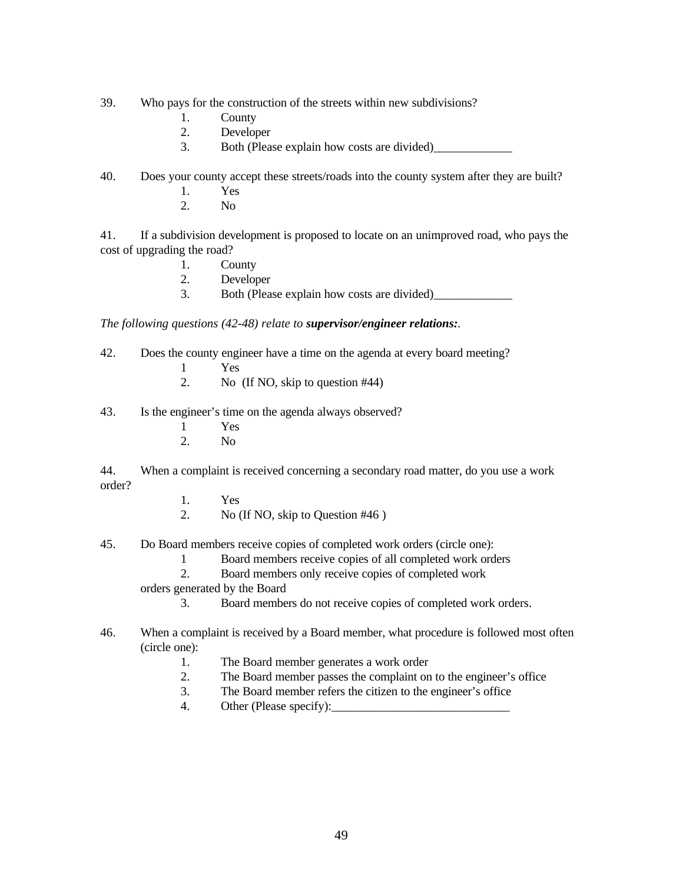39. Who pays for the construction of the streets within new subdivisions?
    1. County
    2. Developer
    3. Both (Please explain how costs are divided)_____________

40. Does your county accept these streets/roads into the county system after they are built?
    1. Yes
    2. No

41. If a subdivision development is proposed to locate on an unimproved road, who pays the cost of upgrading the road?
    1. County
    2. Developer
    3. Both (Please explain how costs are divided)_____________

*The following questions (42-48) relate to* ***supervisor/engineer relations:****.*

42. Does the county engineer have a time on the agenda at every board meeting?
    1 Yes
    2. No (If NO, skip to question #44)

43. Is the engineer's time on the agenda always observed?
    1 Yes
    2. No

44. When a complaint is received concerning a secondary road matter, do you use a work order?
    1. Yes
    2. No (If NO, skip to Question #46 )

45. Do Board members receive copies of completed work orders (circle one):
    1 Board members receive copies of all completed work orders
    2. Board members only receive copies of completed work orders generated by the Board
    3. Board members do not receive copies of completed work orders.

46. When a complaint is received by a Board member, what procedure is followed most often (circle one):
    1. The Board member generates a work order
    2. The Board member passes the complaint on to the engineer's office
    3. The Board member refers the citizen to the engineer's office
    4. Other (Please specify):_____________________________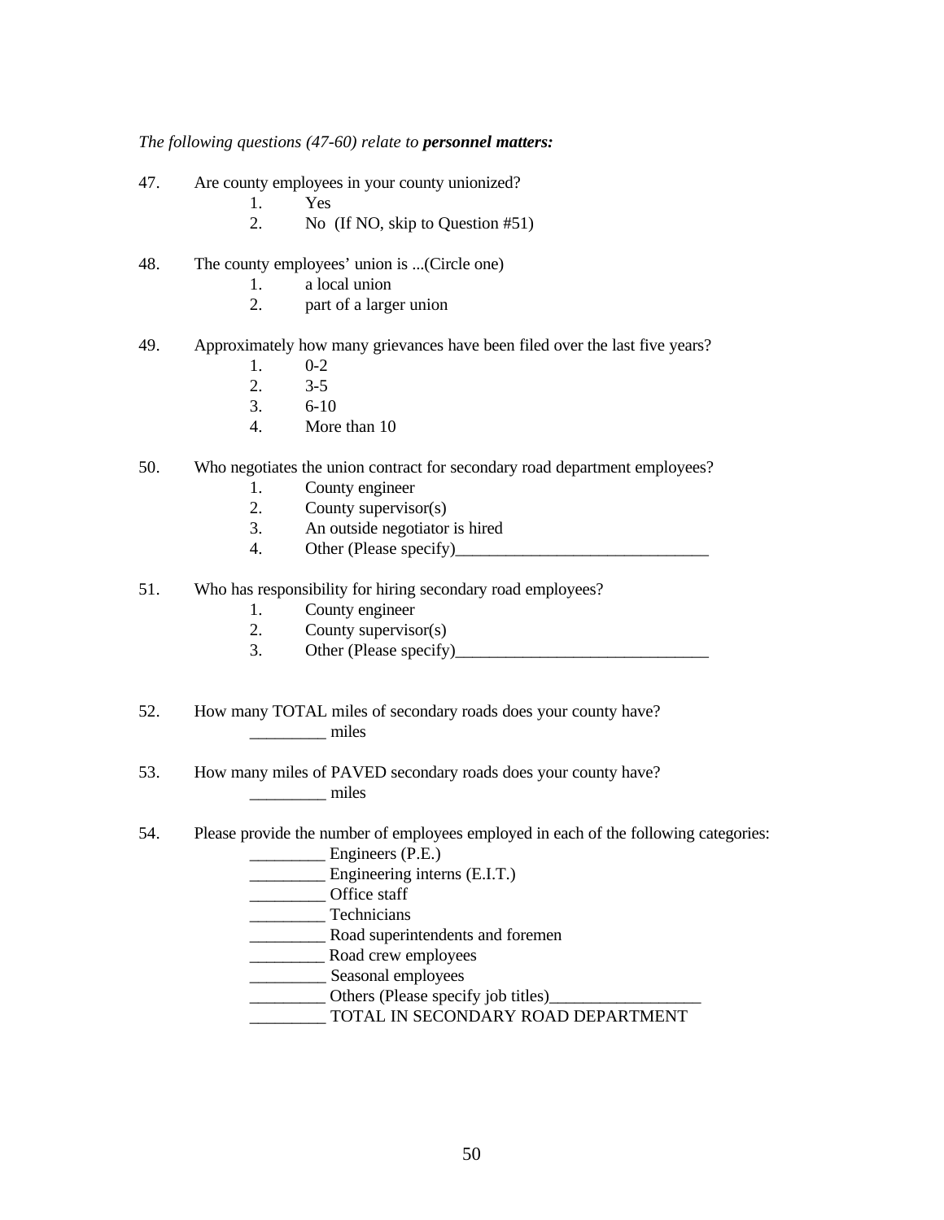*The following questions (47-60) relate to* ***personnel matters:***

47. Are county employees in your county unionized?
    1. Yes
    2. No (If NO, skip to Question #51)

48. The county employees' union is ...(Circle one)
    1. a local union
    2. part of a larger union

49. Approximately how many grievances have been filed over the last five years?
    1. 0-2
    2. 3-5
    3. 6-10
    4. More than 10

50. Who negotiates the union contract for secondary road department employees?
    1. County engineer
    2. County supervisor(s)
    3. An outside negotiator is hired
    4. Other (Please specify)______________________________

51. Who has responsibility for hiring secondary road employees?
    1. County engineer
    2. County supervisor(s)
    3. Other (Please specify)______________________________

52. How many TOTAL miles of secondary roads does your county have?
    _________ miles

53. How many miles of PAVED secondary roads does your county have?
    _________ miles

54. Please provide the number of employees employed in each of the following categories:
    _________ Engineers (P.E.)
    _________ Engineering interns (E.I.T.)
    _________ Office staff
    _________ Technicians
    _________ Road superintendents and foremen
    _________ Road crew employees
    _________ Seasonal employees
    _________ Others (Please specify job titles)__________________
    _________ TOTAL IN SECONDARY ROAD DEPARTMENT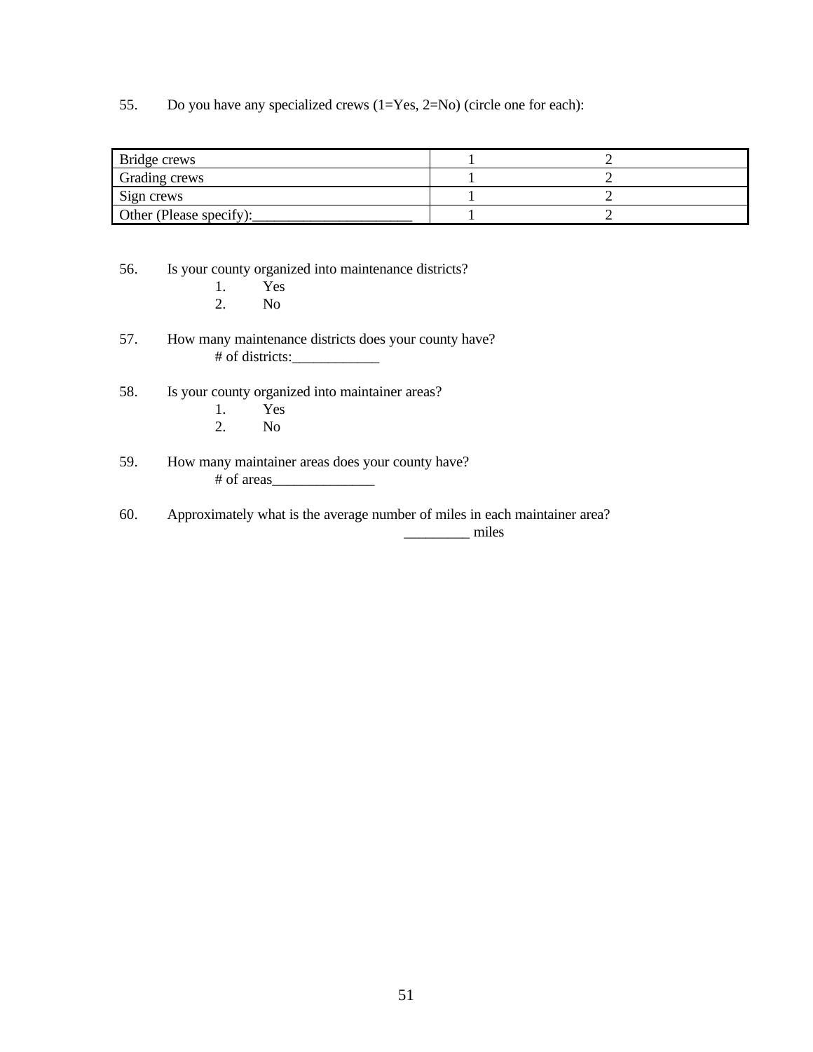55. Do you have any specialized crews (1=Yes, 2=No) (circle one for each):

| | | |
|---|---|---|
| Bridge crews | 1 | 2 |
| Grading crews | 1 | 2 |
| Sign crews | 1 | 2 |
| Other (Please specify):______________________ | 1 | 2 |

56. Is your county organized into maintenance districts?
    1. Yes
    2. No

57. How many maintenance districts does your county have?
    # of districts:____________

58. Is your county organized into maintainer areas?
    1. Yes
    2. No

59. How many maintainer areas does your county have?
    # of areas______________

60. Approximately what is the average number of miles in each maintainer area?
    _________ miles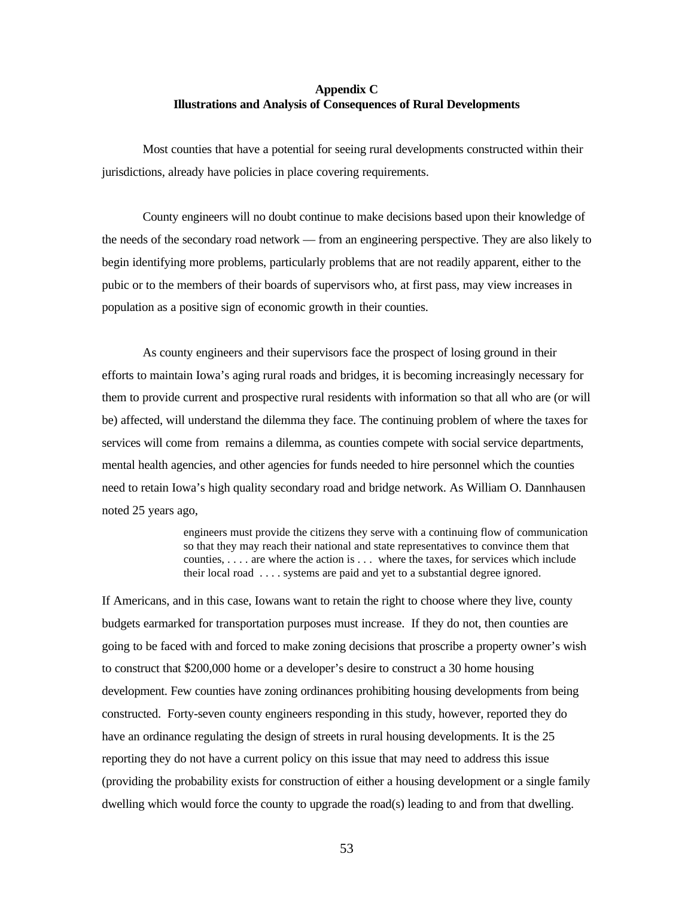**Appendix C**
**Illustrations and Analysis of Consequences of Rural Developments**

Most counties that have a potential for seeing rural developments constructed within their jurisdictions, already have policies in place covering requirements.

County engineers will no doubt continue to make decisions based upon their knowledge of the needs of the secondary road network — from an engineering perspective. They are also likely to begin identifying more problems, particularly problems that are not readily apparent, either to the pubic or to the members of their boards of supervisors who, at first pass, may view increases in population as a positive sign of economic growth in their counties.

As county engineers and their supervisors face the prospect of losing ground in their efforts to maintain Iowa's aging rural roads and bridges, it is becoming increasingly necessary for them to provide current and prospective rural residents with information so that all who are (or will be) affected, will understand the dilemma they face. The continuing problem of where the taxes for services will come from remains a dilemma, as counties compete with social service departments, mental health agencies, and other agencies for funds needed to hire personnel which the counties need to retain Iowa's high quality secondary road and bridge network. As William O. Dannhausen noted 25 years ago,

> engineers must provide the citizens they serve with a continuing flow of communication so that they may reach their national and state representatives to convince them that counties, . . . . are where the action is . . . where the taxes, for services which include their local road . . . . systems are paid and yet to a substantial degree ignored.

If Americans, and in this case, Iowans want to retain the right to choose where they live, county budgets earmarked for transportation purposes must increase. If they do not, then counties are going to be faced with and forced to make zoning decisions that proscribe a property owner's wish to construct that $200,000 home or a developer's desire to construct a 30 home housing development. Few counties have zoning ordinances prohibiting housing developments from being constructed. Forty-seven county engineers responding in this study, however, reported they do have an ordinance regulating the design of streets in rural housing developments. It is the 25 reporting they do not have a current policy on this issue that may need to address this issue (providing the probability exists for construction of either a housing development or a single family dwelling which would force the county to upgrade the road(s) leading to and from that dwelling.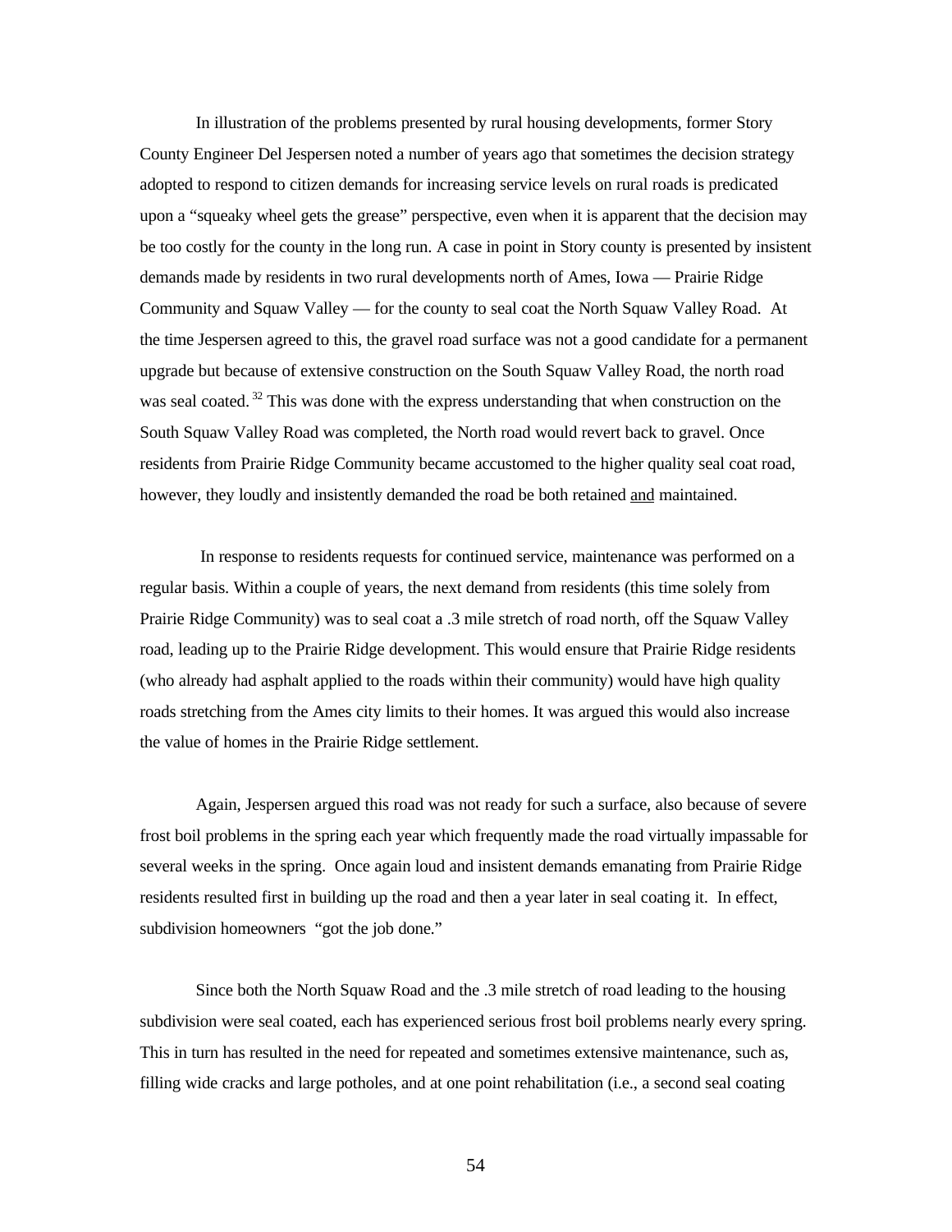In illustration of the problems presented by rural housing developments, former Story County Engineer Del Jespersen noted a number of years ago that sometimes the decision strategy adopted to respond to citizen demands for increasing service levels on rural roads is predicated upon a "squeaky wheel gets the grease" perspective, even when it is apparent that the decision may be too costly for the county in the long run. A case in point in Story county is presented by insistent demands made by residents in two rural developments north of Ames, Iowa — Prairie Ridge Community and Squaw Valley — for the county to seal coat the North Squaw Valley Road. At the time Jespersen agreed to this, the gravel road surface was not a good candidate for a permanent upgrade but because of extensive construction on the South Squaw Valley Road, the north road was seal coated.[32] This was done with the express understanding that when construction on the South Squaw Valley Road was completed, the North road would revert back to gravel. Once residents from Prairie Ridge Community became accustomed to the higher quality seal coat road, however, they loudly and insistently demanded the road be both retained <u>and</u> maintained.

In response to residents requests for continued service, maintenance was performed on a regular basis. Within a couple of years, the next demand from residents (this time solely from Prairie Ridge Community) was to seal coat a .3 mile stretch of road north, off the Squaw Valley road, leading up to the Prairie Ridge development. This would ensure that Prairie Ridge residents (who already had asphalt applied to the roads within their community) would have high quality roads stretching from the Ames city limits to their homes. It was argued this would also increase the value of homes in the Prairie Ridge settlement.

Again, Jespersen argued this road was not ready for such a surface, also because of severe frost boil problems in the spring each year which frequently made the road virtually impassable for several weeks in the spring. Once again loud and insistent demands emanating from Prairie Ridge residents resulted first in building up the road and then a year later in seal coating it. In effect, subdivision homeowners "got the job done."

Since both the North Squaw Road and the .3 mile stretch of road leading to the housing subdivision were seal coated, each has experienced serious frost boil problems nearly every spring. This in turn has resulted in the need for repeated and sometimes extensive maintenance, such as, filling wide cracks and large potholes, and at one point rehabilitation (i.e., a second seal coating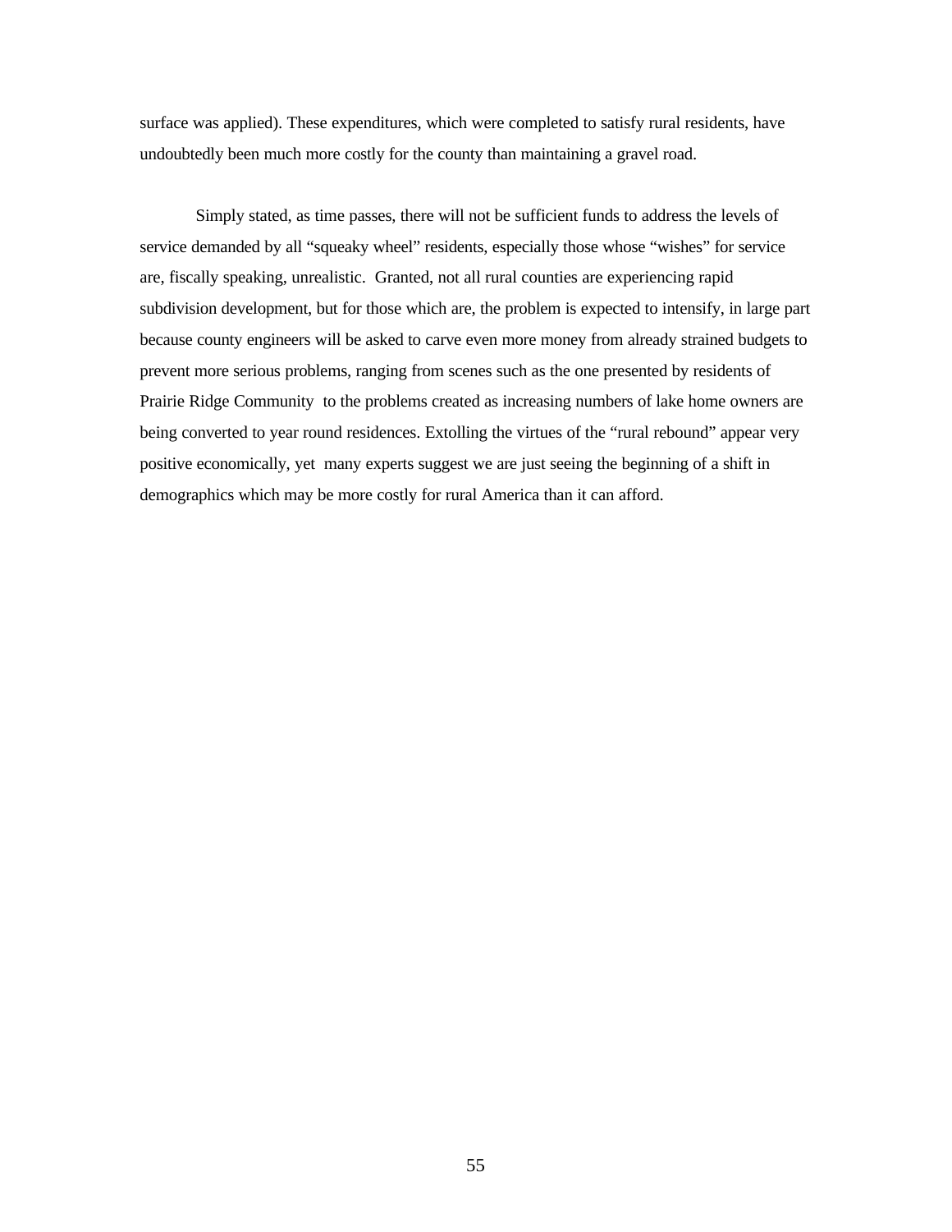surface was applied). These expenditures, which were completed to satisfy rural residents, have undoubtedly been much more costly for the county than maintaining a gravel road.

Simply stated, as time passes, there will not be sufficient funds to address the levels of service demanded by all “squeaky wheel” residents, especially those whose “wishes” for service are, fiscally speaking, unrealistic. Granted, not all rural counties are experiencing rapid subdivision development, but for those which are, the problem is expected to intensify, in large part because county engineers will be asked to carve even more money from already strained budgets to prevent more serious problems, ranging from scenes such as the one presented by residents of Prairie Ridge Community to the problems created as increasing numbers of lake home owners are being converted to year round residences. Extolling the virtues of the “rural rebound” appear very positive economically, yet many experts suggest we are just seeing the beginning of a shift in demographics which may be more costly for rural America than it can afford.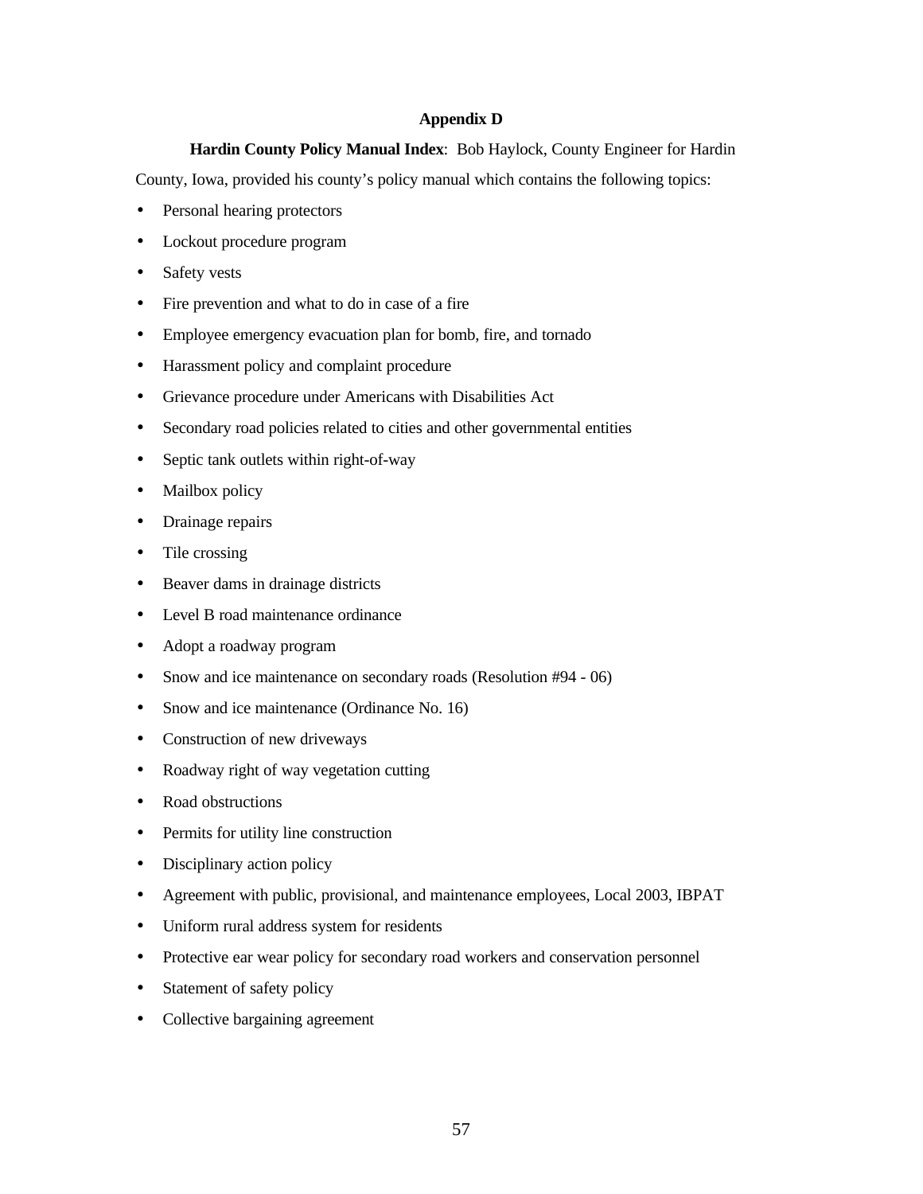## Appendix D

**Hardin County Policy Manual Index**: Bob Haylock, County Engineer for Hardin County, Iowa, provided his county's policy manual which contains the following topics:

- Personal hearing protectors
- Lockout procedure program
- Safety vests
- Fire prevention and what to do in case of a fire
- Employee emergency evacuation plan for bomb, fire, and tornado
- Harassment policy and complaint procedure
- Grievance procedure under Americans with Disabilities Act
- Secondary road policies related to cities and other governmental entities
- Septic tank outlets within right-of-way
- Mailbox policy
- Drainage repairs
- Tile crossing
- Beaver dams in drainage districts
- Level B road maintenance ordinance
- Adopt a roadway program
- Snow and ice maintenance on secondary roads (Resolution #94 - 06)
- Snow and ice maintenance (Ordinance No. 16)
- Construction of new driveways
- Roadway right of way vegetation cutting
- Road obstructions
- Permits for utility line construction
- Disciplinary action policy
- Agreement with public, provisional, and maintenance employees, Local 2003, IBPAT
- Uniform rural address system for residents
- Protective ear wear policy for secondary road workers and conservation personnel
- Statement of safety policy
- Collective bargaining agreement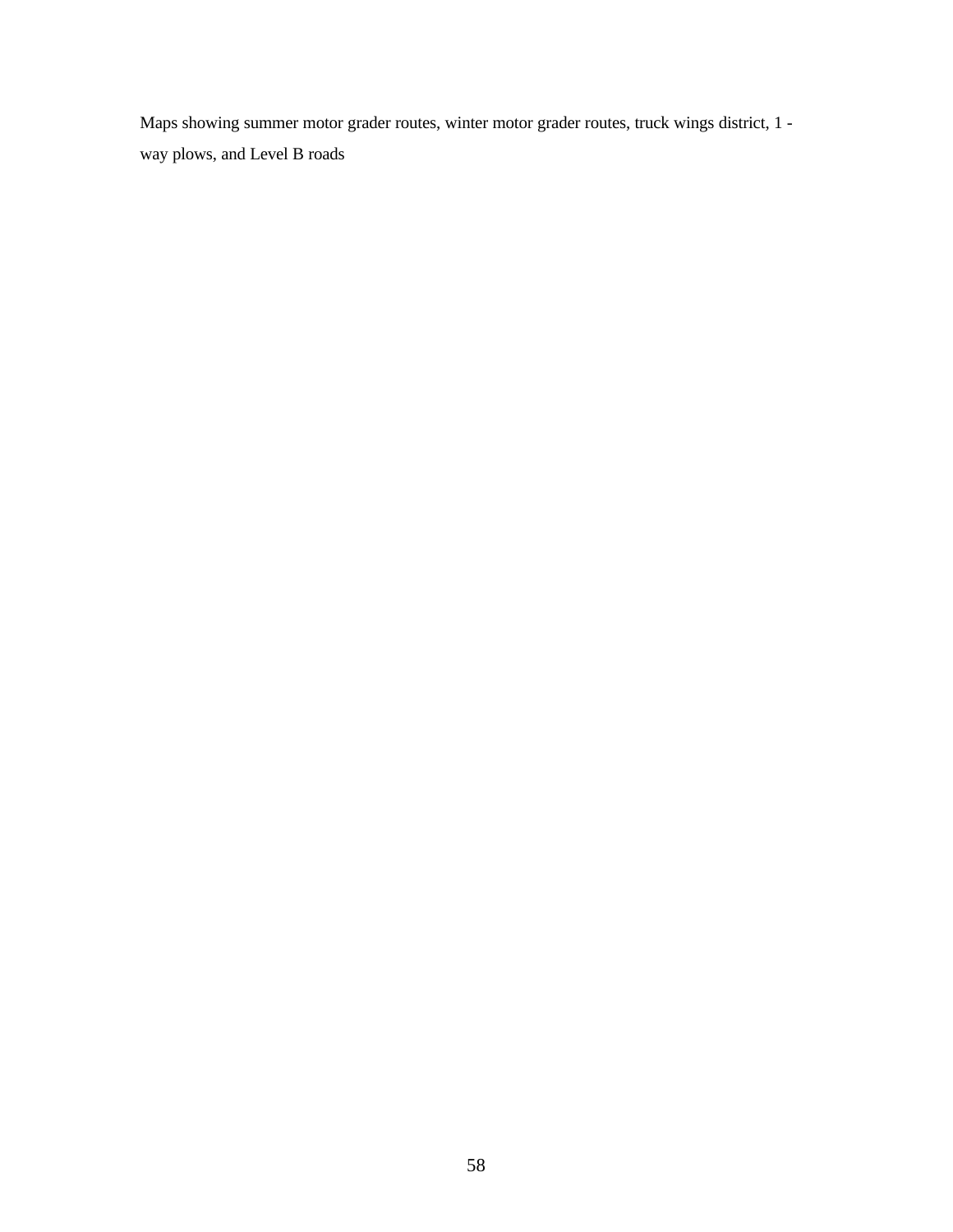Maps showing summer motor grader routes, winter motor grader routes, truck wings district, 1 - way plows, and Level B roads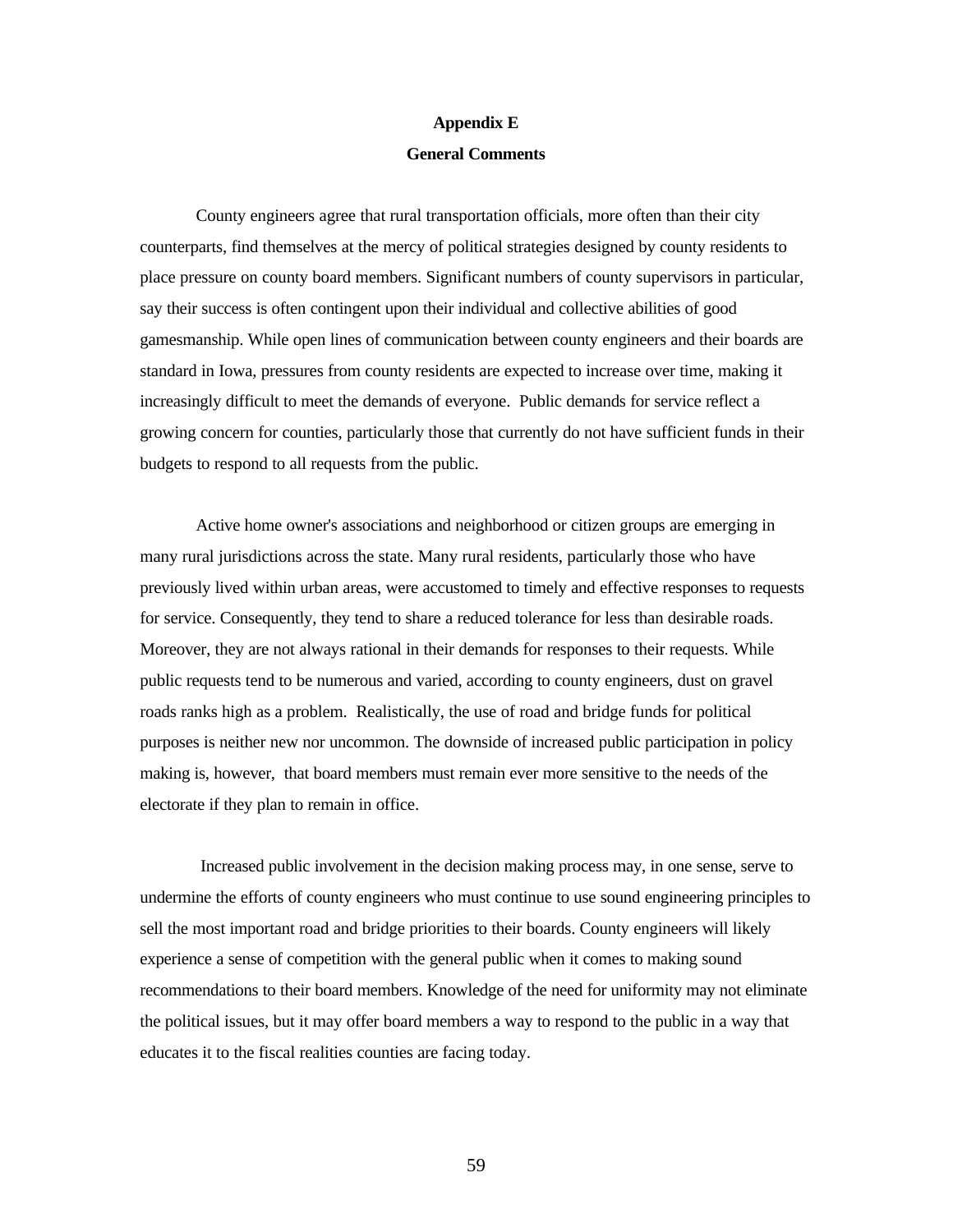# Appendix E

## General Comments

County engineers agree that rural transportation officials, more often than their city counterparts, find themselves at the mercy of political strategies designed by county residents to place pressure on county board members. Significant numbers of county supervisors in particular, say their success is often contingent upon their individual and collective abilities of good gamesmanship. While open lines of communication between county engineers and their boards are standard in Iowa, pressures from county residents are expected to increase over time, making it increasingly difficult to meet the demands of everyone. Public demands for service reflect a growing concern for counties, particularly those that currently do not have sufficient funds in their budgets to respond to all requests from the public.

Active home owner's associations and neighborhood or citizen groups are emerging in many rural jurisdictions across the state. Many rural residents, particularly those who have previously lived within urban areas, were accustomed to timely and effective responses to requests for service. Consequently, they tend to share a reduced tolerance for less than desirable roads. Moreover, they are not always rational in their demands for responses to their requests. While public requests tend to be numerous and varied, according to county engineers, dust on gravel roads ranks high as a problem. Realistically, the use of road and bridge funds for political purposes is neither new nor uncommon. The downside of increased public participation in policy making is, however, that board members must remain ever more sensitive to the needs of the electorate if they plan to remain in office.

Increased public involvement in the decision making process may, in one sense, serve to undermine the efforts of county engineers who must continue to use sound engineering principles to sell the most important road and bridge priorities to their boards. County engineers will likely experience a sense of competition with the general public when it comes to making sound recommendations to their board members. Knowledge of the need for uniformity may not eliminate the political issues, but it may offer board members a way to respond to the public in a way that educates it to the fiscal realities counties are facing today.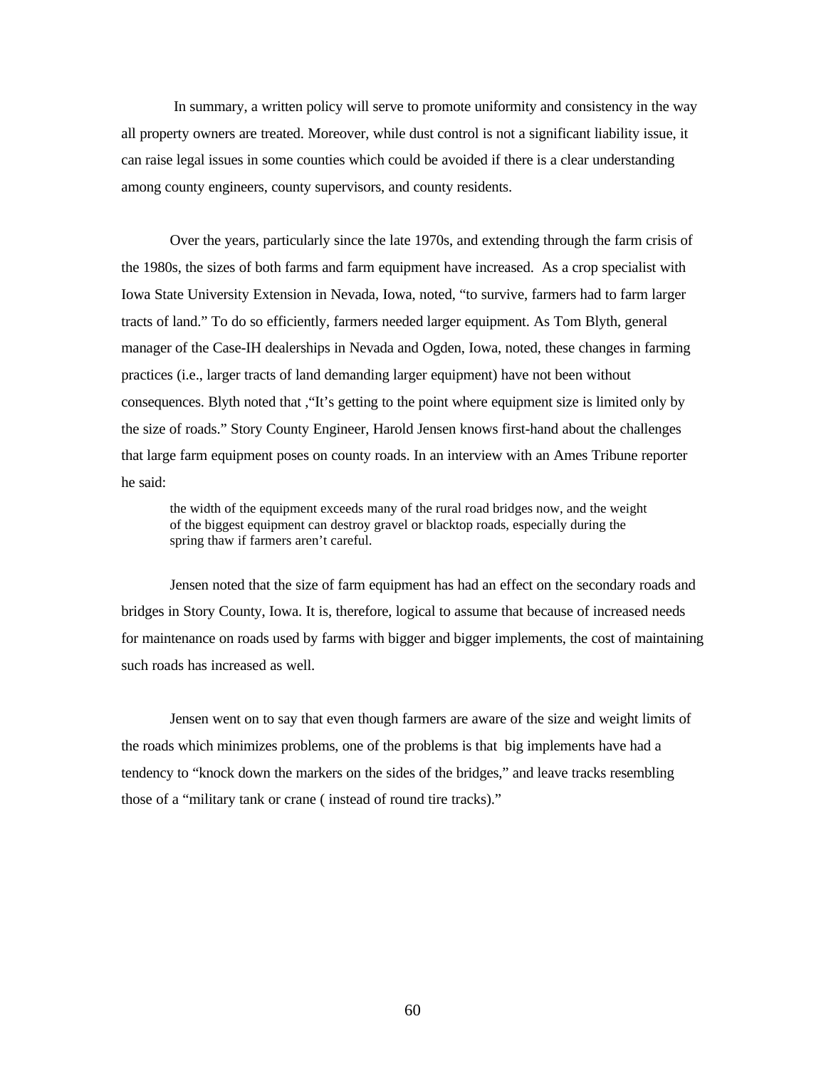In summary, a written policy will serve to promote uniformity and consistency in the way all property owners are treated. Moreover, while dust control is not a significant liability issue, it can raise legal issues in some counties which could be avoided if there is a clear understanding among county engineers, county supervisors, and county residents.

Over the years, particularly since the late 1970s, and extending through the farm crisis of the 1980s, the sizes of both farms and farm equipment have increased. As a crop specialist with Iowa State University Extension in Nevada, Iowa, noted, "to survive, farmers had to farm larger tracts of land." To do so efficiently, farmers needed larger equipment. As Tom Blyth, general manager of the Case-IH dealerships in Nevada and Ogden, Iowa, noted, these changes in farming practices (i.e., larger tracts of land demanding larger equipment) have not been without consequences. Blyth noted that ,"It's getting to the point where equipment size is limited only by the size of roads." Story County Engineer, Harold Jensen knows first-hand about the challenges that large farm equipment poses on county roads. In an interview with an Ames Tribune reporter he said:

> the width of the equipment exceeds many of the rural road bridges now, and the weight of the biggest equipment can destroy gravel or blacktop roads, especially during the spring thaw if farmers aren't careful.

Jensen noted that the size of farm equipment has had an effect on the secondary roads and bridges in Story County, Iowa. It is, therefore, logical to assume that because of increased needs for maintenance on roads used by farms with bigger and bigger implements, the cost of maintaining such roads has increased as well.

Jensen went on to say that even though farmers are aware of the size and weight limits of the roads which minimizes problems, one of the problems is that big implements have had a tendency to "knock down the markers on the sides of the bridges," and leave tracks resembling those of a "military tank or crane ( instead of round tire tracks)."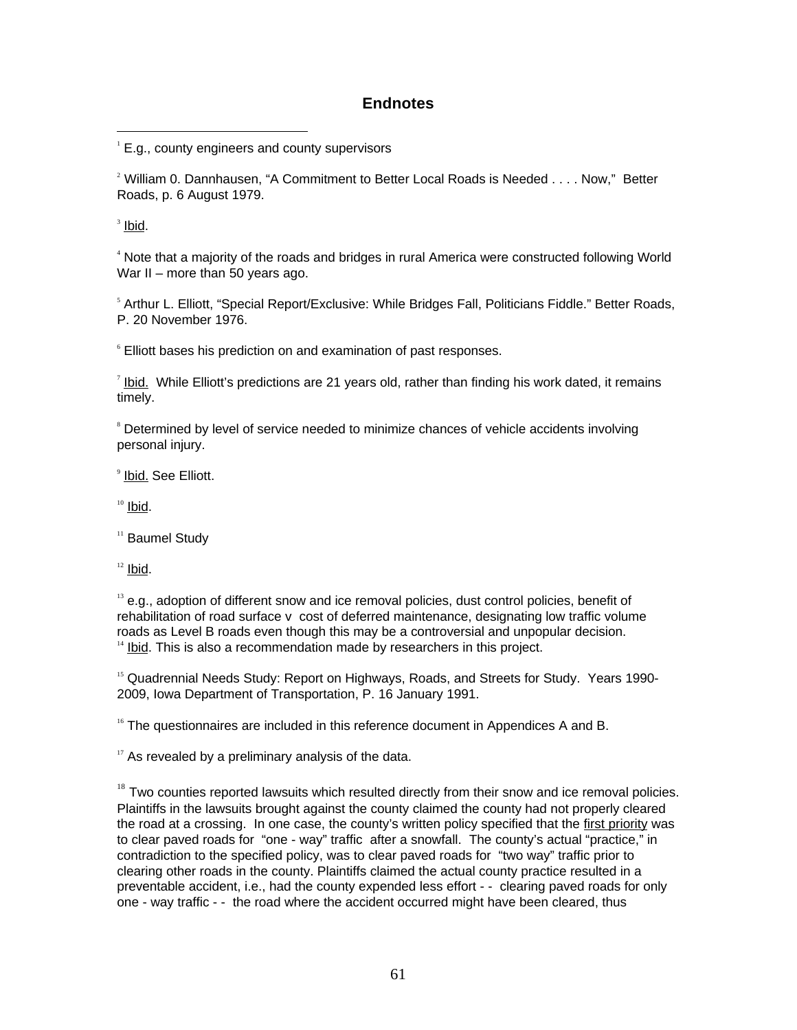## Endnotes

[1] E.g., county engineers and county supervisors

[2] William 0. Dannhausen, "A Commitment to Better Local Roads is Needed . . . . Now," Better Roads, p. 6 August 1979.

[3] Ibid.

[4] Note that a majority of the roads and bridges in rural America were constructed following World War II – more than 50 years ago.

[5] Arthur L. Elliott, "Special Report/Exclusive: While Bridges Fall, Politicians Fiddle." Better Roads, P. 20 November 1976.

[6] Elliott bases his prediction on and examination of past responses.

[7] Ibid. While Elliott's predictions are 21 years old, rather than finding his work dated, it remains timely.

[8] Determined by level of service needed to minimize chances of vehicle accidents involving personal injury.

[9] Ibid. See Elliott.

[10] Ibid.

[11] Baumel Study

[12] Ibid.

[13] e.g., adoption of different snow and ice removal policies, dust control policies, benefit of rehabilitation of road surface v cost of deferred maintenance, designating low traffic volume roads as Level B roads even though this may be a controversial and unpopular decision.

[14] Ibid. This is also a recommendation made by researchers in this project.

[15] Quadrennial Needs Study: Report on Highways, Roads, and Streets for Study. Years 1990-2009, Iowa Department of Transportation, P. 16 January 1991.

[16] The questionnaires are included in this reference document in Appendices A and B.

[17] As revealed by a preliminary analysis of the data.

[18] Two counties reported lawsuits which resulted directly from their snow and ice removal policies. Plaintiffs in the lawsuits brought against the county claimed the county had not properly cleared the road at a crossing. In one case, the county's written policy specified that the first priority was to clear paved roads for "one - way" traffic after a snowfall. The county's actual "practice," in contradiction to the specified policy, was to clear paved roads for "two way" traffic prior to clearing other roads in the county. Plaintiffs claimed the actual county practice resulted in a preventable accident, i.e., had the county expended less effort - - clearing paved roads for only one - way traffic - - the road where the accident occurred might have been cleared, thus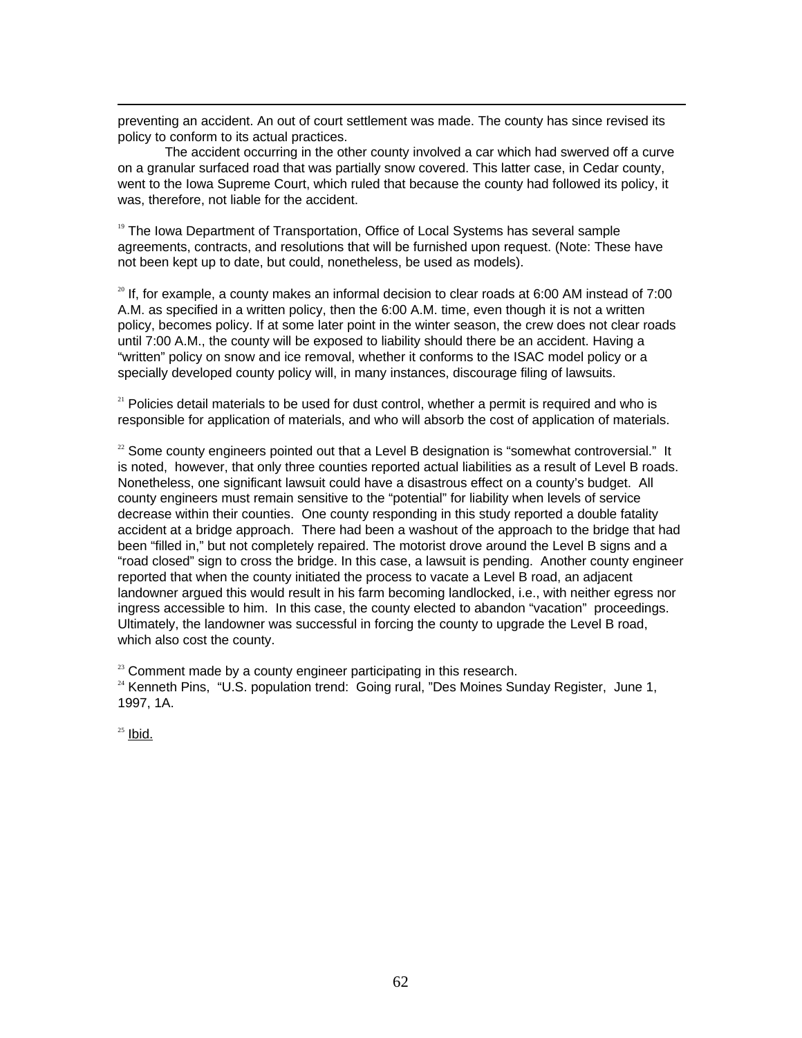preventing an accident. An out of court settlement was made. The county has since revised its policy to conform to its actual practices.

The accident occurring in the other county involved a car which had swerved off a curve on a granular surfaced road that was partially snow covered. This latter case, in Cedar county, went to the Iowa Supreme Court, which ruled that because the county had followed its policy, it was, therefore, not liable for the accident.

[19] The Iowa Department of Transportation, Office of Local Systems has several sample agreements, contracts, and resolutions that will be furnished upon request. (Note: These have not been kept up to date, but could, nonetheless, be used as models).

[20] If, for example, a county makes an informal decision to clear roads at 6:00 AM instead of 7:00 A.M. as specified in a written policy, then the 6:00 A.M. time, even though it is not a written policy, becomes policy. If at some later point in the winter season, the crew does not clear roads until 7:00 A.M., the county will be exposed to liability should there be an accident. Having a "written" policy on snow and ice removal, whether it conforms to the ISAC model policy or a specially developed county policy will, in many instances, discourage filing of lawsuits.

[21] Policies detail materials to be used for dust control, whether a permit is required and who is responsible for application of materials, and who will absorb the cost of application of materials.

[22] Some county engineers pointed out that a Level B designation is "somewhat controversial." It is noted, however, that only three counties reported actual liabilities as a result of Level B roads. Nonetheless, one significant lawsuit could have a disastrous effect on a county's budget. All county engineers must remain sensitive to the "potential" for liability when levels of service decrease within their counties. One county responding in this study reported a double fatality accident at a bridge approach. There had been a washout of the approach to the bridge that had been "filled in," but not completely repaired. The motorist drove around the Level B signs and a "road closed" sign to cross the bridge. In this case, a lawsuit is pending. Another county engineer reported that when the county initiated the process to vacate a Level B road, an adjacent landowner argued this would result in his farm becoming landlocked, i.e., with neither egress nor ingress accessible to him. In this case, the county elected to abandon "vacation" proceedings. Ultimately, the landowner was successful in forcing the county to upgrade the Level B road, which also cost the county.

[23] Comment made by a county engineer participating in this research.

[24] Kenneth Pins, "U.S. population trend: Going rural, "Des Moines Sunday Register, June 1, 1997, 1A.

[25] Ibid.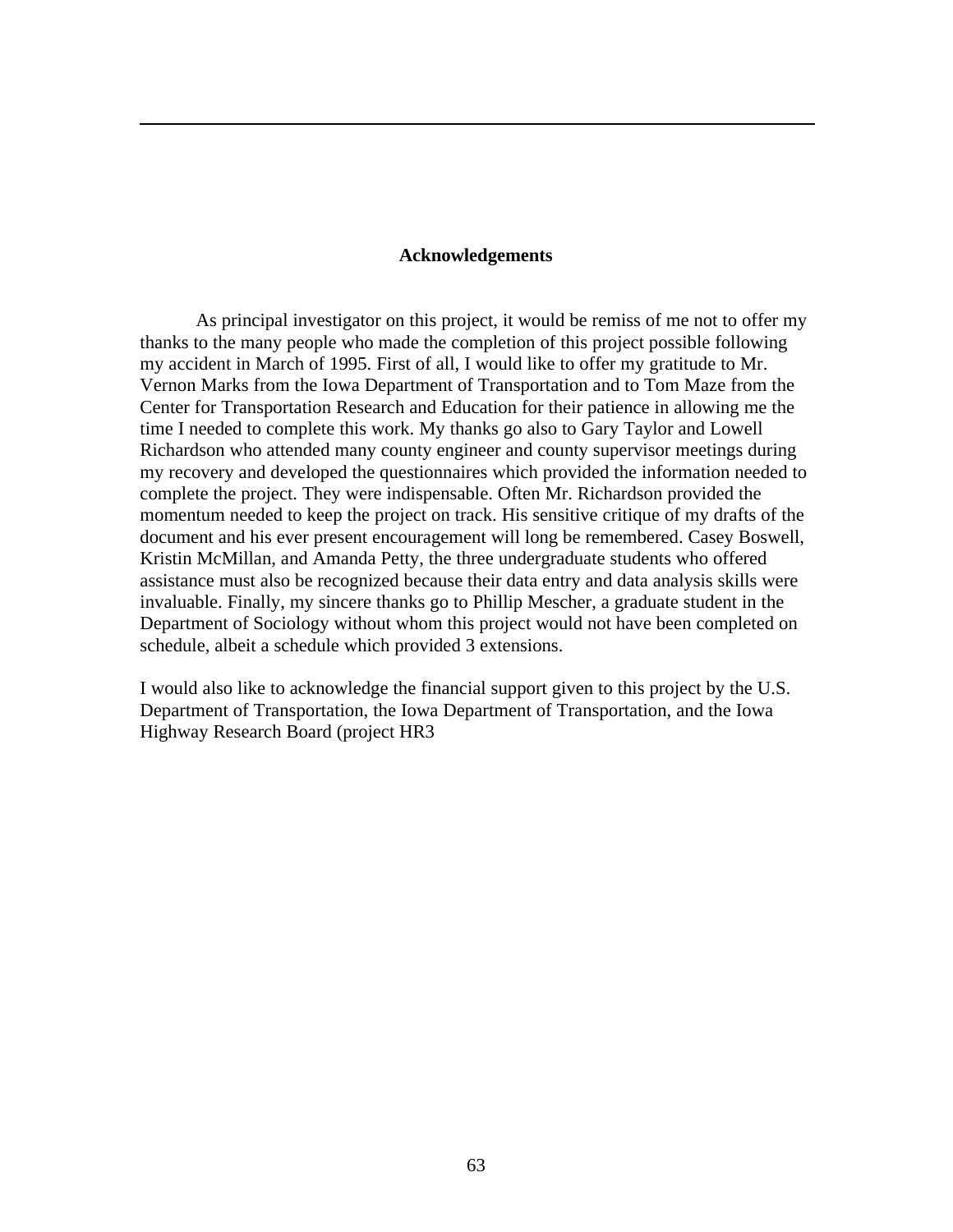## Acknowledgements

As principal investigator on this project, it would be remiss of me not to offer my thanks to the many people who made the completion of this project possible following my accident in March of 1995. First of all, I would like to offer my gratitude to Mr. Vernon Marks from the Iowa Department of Transportation and to Tom Maze from the Center for Transportation Research and Education for their patience in allowing me the time I needed to complete this work. My thanks go also to Gary Taylor and Lowell Richardson who attended many county engineer and county supervisor meetings during my recovery and developed the questionnaires which provided the information needed to complete the project. They were indispensable. Often Mr. Richardson provided the momentum needed to keep the project on track. His sensitive critique of my drafts of the document and his ever present encouragement will long be remembered. Casey Boswell, Kristin McMillan, and Amanda Petty, the three undergraduate students who offered assistance must also be recognized because their data entry and data analysis skills were invaluable. Finally, my sincere thanks go to Phillip Mescher, a graduate student in the Department of Sociology without whom this project would not have been completed on schedule, albeit a schedule which provided 3 extensions.

I would also like to acknowledge the financial support given to this project by the U.S. Department of Transportation, the Iowa Department of Transportation, and the Iowa Highway Research Board (project HR3